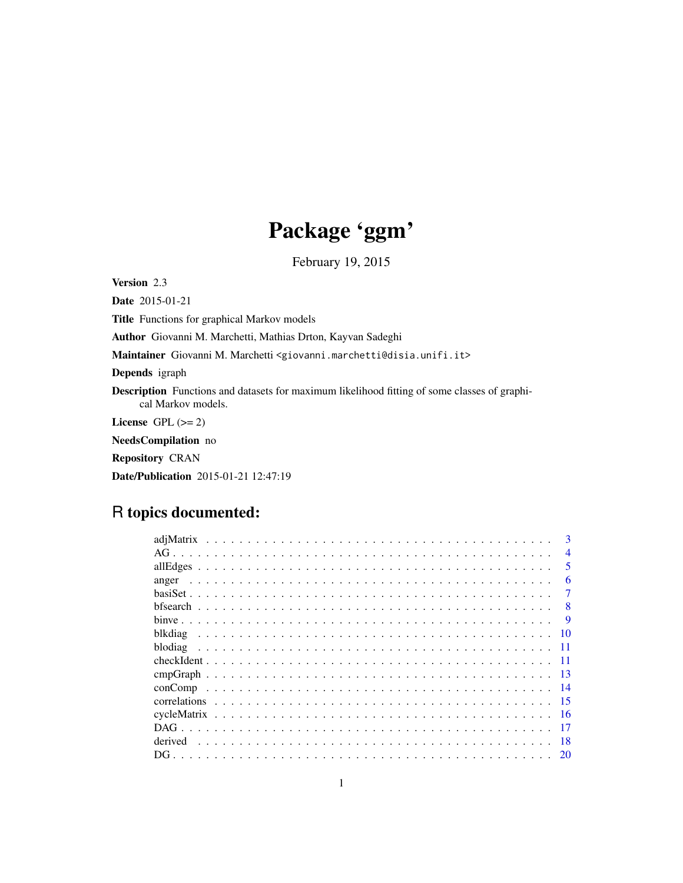# Package 'ggm'

February 19, 2015

**Version** 2.3

**Date** 2015-01-21

**Title** Functions for graphical Markov models

**Author** Giovanni M. Marchetti, Mathias Drton, Kayvan Sadeghi

**Maintainer** Giovanni M. Marchetti <giovanni.marchetti@disia.unifi.it>

**Depends** igraph

**Description** Functions and datasets for maximum likelihood fitting of some classes of graphical Markov models.

**License** GPL (>= 2)

**NeedsCompilation** no

**Repository** CRAN

**Date/Publication** 2015-01-21 12:47:19

## R topics documented:

| | |
|---|---|
| adjMatrix | 3 |
| AG | 4 |
| allEdges | 5 |
| anger | 6 |
| basiSet | 7 |
| bfsearch | 8 |
| binve | 9 |
| blkdiag | 10 |
| blodiag | 11 |
| checkIdent | 11 |
| cmpGraph | 13 |
| conComp | 14 |
| correlations | 15 |
| cycleMatrix | 16 |
| DAG | 17 |
| derived | 18 |
| DG | 20 |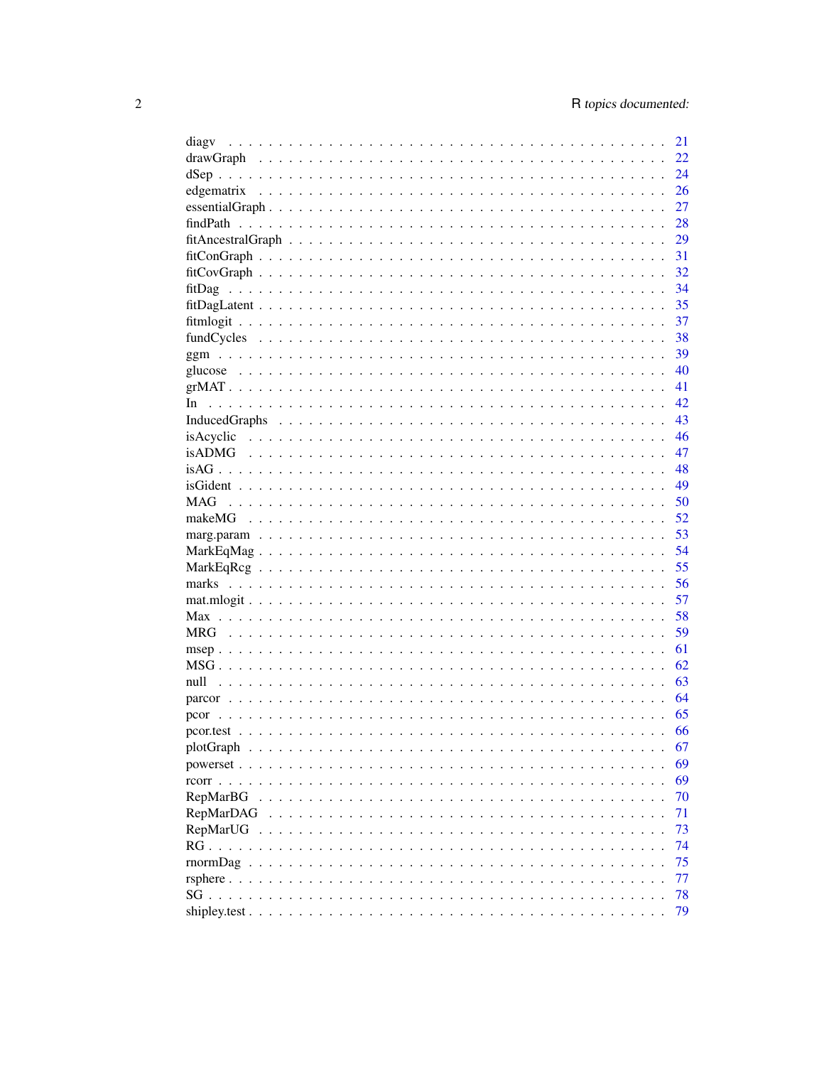diagv . . . . . . . . . . . . . . . . . . . . . . . . . . . . . . . . . . . . . . . . . 21
drawGraph . . . . . . . . . . . . . . . . . . . . . . . . . . . . . . . . . . . . . . . 22
dSep . . . . . . . . . . . . . . . . . . . . . . . . . . . . . . . . . . . . . . . . . . 24
edgematrix . . . . . . . . . . . . . . . . . . . . . . . . . . . . . . . . . . . . . . . 26
essentialGraph . . . . . . . . . . . . . . . . . . . . . . . . . . . . . . . . . . . . . 27
findPath . . . . . . . . . . . . . . . . . . . . . . . . . . . . . . . . . . . . . . . . 28
fitAncestralGraph . . . . . . . . . . . . . . . . . . . . . . . . . . . . . . . . . . . 29
fitConGraph . . . . . . . . . . . . . . . . . . . . . . . . . . . . . . . . . . . . . . 31
fitCovGraph . . . . . . . . . . . . . . . . . . . . . . . . . . . . . . . . . . . . . . 32
fitDag . . . . . . . . . . . . . . . . . . . . . . . . . . . . . . . . . . . . . . . . . 34
fitDagLatent . . . . . . . . . . . . . . . . . . . . . . . . . . . . . . . . . . . . . . 35
fitmlogit . . . . . . . . . . . . . . . . . . . . . . . . . . . . . . . . . . . . . . . . 37
fundCycles . . . . . . . . . . . . . . . . . . . . . . . . . . . . . . . . . . . . . . . 38
ggm . . . . . . . . . . . . . . . . . . . . . . . . . . . . . . . . . . . . . . . . . . . 39
glucose . . . . . . . . . . . . . . . . . . . . . . . . . . . . . . . . . . . . . . . . . 40
grMAT . . . . . . . . . . . . . . . . . . . . . . . . . . . . . . . . . . . . . . . . . . 41
In . . . . . . . . . . . . . . . . . . . . . . . . . . . . . . . . . . . . . . . . . . . . 42
InducedGraphs . . . . . . . . . . . . . . . . . . . . . . . . . . . . . . . . . . . . . 43
isAcyclic . . . . . . . . . . . . . . . . . . . . . . . . . . . . . . . . . . . . . . . . 46
isADMG . . . . . . . . . . . . . . . . . . . . . . . . . . . . . . . . . . . . . . . . . 47
isAG . . . . . . . . . . . . . . . . . . . . . . . . . . . . . . . . . . . . . . . . . . . 48
isGident . . . . . . . . . . . . . . . . . . . . . . . . . . . . . . . . . . . . . . . . . 49
MAG . . . . . . . . . . . . . . . . . . . . . . . . . . . . . . . . . . . . . . . . . . . 50
makeMG . . . . . . . . . . . . . . . . . . . . . . . . . . . . . . . . . . . . . . . . . 52
marg.param . . . . . . . . . . . . . . . . . . . . . . . . . . . . . . . . . . . . . . . 53
MarkEqMag . . . . . . . . . . . . . . . . . . . . . . . . . . . . . . . . . . . . . . . 54
MarkEqRcg . . . . . . . . . . . . . . . . . . . . . . . . . . . . . . . . . . . . . . . 55
marks . . . . . . . . . . . . . . . . . . . . . . . . . . . . . . . . . . . . . . . . . . 56
mat.mlogit . . . . . . . . . . . . . . . . . . . . . . . . . . . . . . . . . . . . . . . . 57
Max . . . . . . . . . . . . . . . . . . . . . . . . . . . . . . . . . . . . . . . . . . . 58
MRG . . . . . . . . . . . . . . . . . . . . . . . . . . . . . . . . . . . . . . . . . . . 59
msep . . . . . . . . . . . . . . . . . . . . . . . . . . . . . . . . . . . . . . . . . . . 61
MSG . . . . . . . . . . . . . . . . . . . . . . . . . . . . . . . . . . . . . . . . . . . 62
null . . . . . . . . . . . . . . . . . . . . . . . . . . . . . . . . . . . . . . . . . . . 63
parcor . . . . . . . . . . . . . . . . . . . . . . . . . . . . . . . . . . . . . . . . . . 64
pcor . . . . . . . . . . . . . . . . . . . . . . . . . . . . . . . . . . . . . . . . . . . 65
pcor.test . . . . . . . . . . . . . . . . . . . . . . . . . . . . . . . . . . . . . . . . 66
plotGraph . . . . . . . . . . . . . . . . . . . . . . . . . . . . . . . . . . . . . . . . 67
powerset . . . . . . . . . . . . . . . . . . . . . . . . . . . . . . . . . . . . . . . . 69
rcorr . . . . . . . . . . . . . . . . . . . . . . . . . . . . . . . . . . . . . . . . . . 69
RepMarBG . . . . . . . . . . . . . . . . . . . . . . . . . . . . . . . . . . . . . . . . 70
RepMarDAG . . . . . . . . . . . . . . . . . . . . . . . . . . . . . . . . . . . . . . . 71
RepMarUG . . . . . . . . . . . . . . . . . . . . . . . . . . . . . . . . . . . . . . . . 73
RG . . . . . . . . . . . . . . . . . . . . . . . . . . . . . . . . . . . . . . . . . . . . 74
rnormDag . . . . . . . . . . . . . . . . . . . . . . . . . . . . . . . . . . . . . . . . 75
rsphere . . . . . . . . . . . . . . . . . . . . . . . . . . . . . . . . . . . . . . . . . 77
SG . . . . . . . . . . . . . . . . . . . . . . . . . . . . . . . . . . . . . . . . . . . . 78
shipley.test . . . . . . . . . . . . . . . . . . . . . . . . . . . . . . . . . . . . . . 79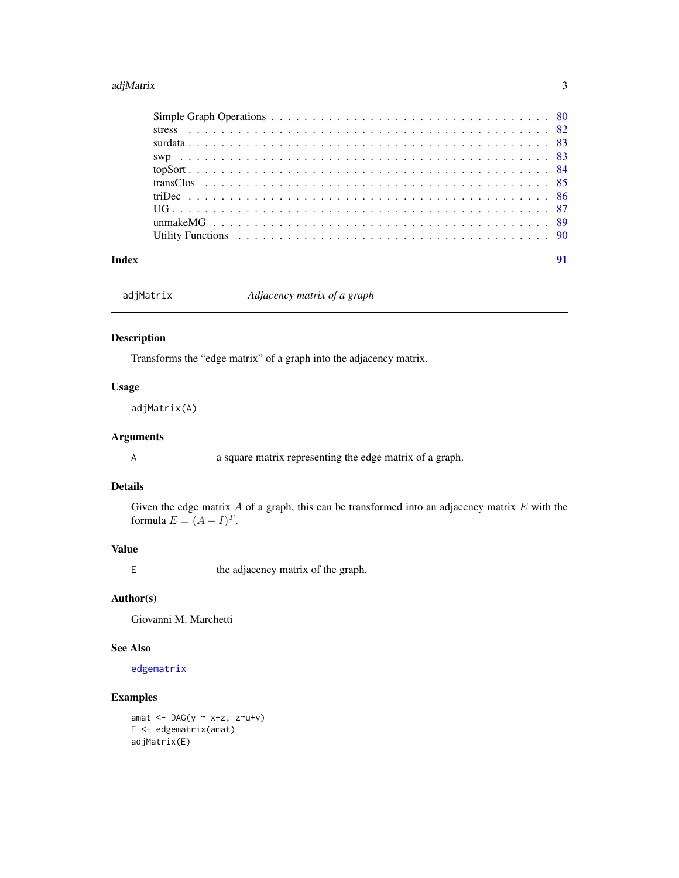Simple Graph Operations . . . . . . . . . . . . . . . . . . . . . . . . . . . . . . . . . 80
stress . . . . . . . . . . . . . . . . . . . . . . . . . . . . . . . . . . . . . . . . . 82
surdata . . . . . . . . . . . . . . . . . . . . . . . . . . . . . . . . . . . . . . . . 83
swp . . . . . . . . . . . . . . . . . . . . . . . . . . . . . . . . . . . . . . . . . . 83
topSort . . . . . . . . . . . . . . . . . . . . . . . . . . . . . . . . . . . . . . . . 84
transClos . . . . . . . . . . . . . . . . . . . . . . . . . . . . . . . . . . . . . . . 85
triDec . . . . . . . . . . . . . . . . . . . . . . . . . . . . . . . . . . . . . . . . . 86
UG . . . . . . . . . . . . . . . . . . . . . . . . . . . . . . . . . . . . . . . . . . . 87
unmakeMG . . . . . . . . . . . . . . . . . . . . . . . . . . . . . . . . . . . . . . . 89
Utility Functions . . . . . . . . . . . . . . . . . . . . . . . . . . . . . . . . . . . 90

**Index** **91**

---

# adjMatrix — *Adjacency matrix of a graph*

## Description

Transforms the "edge matrix" of a graph into the adjacency matrix.

## Usage

```
adjMatrix(A)
```

## Arguments

| | |
|---|---|
| A | a square matrix representing the edge matrix of a graph. |

## Details

Given the edge matrix $A$ of a graph, this can be transformed into an adjacency matrix $E$ with the formula $E = (A - I)^T$.

## Value

| | |
|---|---|
| E | the adjacency matrix of the graph. |

## Author(s)

Giovanni M. Marchetti

## See Also

edgematrix

## Examples

```
amat <- DAG(y ~ x+z, z~u+v)
E <- edgematrix(amat)
adjMatrix(E)
```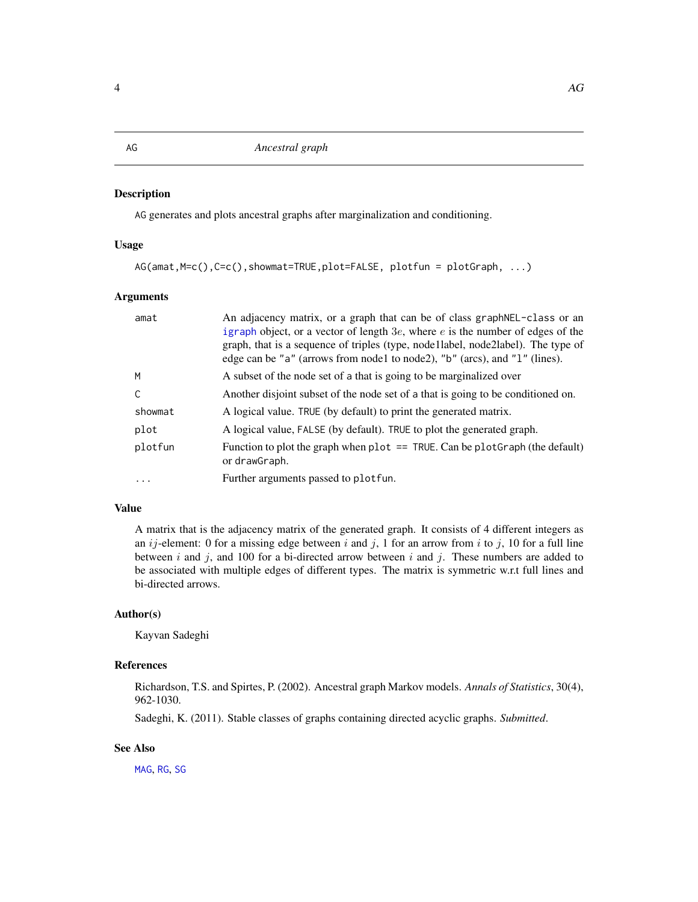# AG — Ancestral graph

## Description

AG generates and plots ancestral graphs after marginalization and conditioning.

## Usage

```
AG(amat,M=c(),C=c(),showmat=TRUE,plot=FALSE, plotfun = plotGraph, ...)
```

## Arguments

| | |
|---|---|
| amat | An adjacency matrix, or a graph that can be of class graphNEL-class or an igraph object, or a vector of length $3e$, where $e$ is the number of edges of the graph, that is a sequence of triples (type, node1label, node2label). The type of edge can be "a" (arrows from node1 to node2), "b" (arcs), and "l" (lines). |
| M | A subset of the node set of a that is going to be marginalized over |
| C | Another disjoint subset of the node set of a that is going to be conditioned on. |
| showmat | A logical value. TRUE (by default) to print the generated matrix. |
| plot | A logical value, FALSE (by default). TRUE to plot the generated graph. |
| plotfun | Function to plot the graph when plot == TRUE. Can be plotGraph (the default) or drawGraph. |
| ... | Further arguments passed to plotfun. |

## Value

A matrix that is the adjacency matrix of the generated graph. It consists of 4 different integers as an $ij$-element: 0 for a missing edge between $i$ and $j$, 1 for an arrow from $i$ to $j$, 10 for a full line between $i$ and $j$, and 100 for a bi-directed arrow between $i$ and $j$. These numbers are added to be associated with multiple edges of different types. The matrix is symmetric w.r.t full lines and bi-directed arrows.

## Author(s)

Kayvan Sadeghi

## References

Richardson, T.S. and Spirtes, P. (2002). Ancestral graph Markov models. *Annals of Statistics*, 30(4), 962-1030.

Sadeghi, K. (2011). Stable classes of graphs containing directed acyclic graphs. *Submitted*.

## See Also

MAG, RG, SG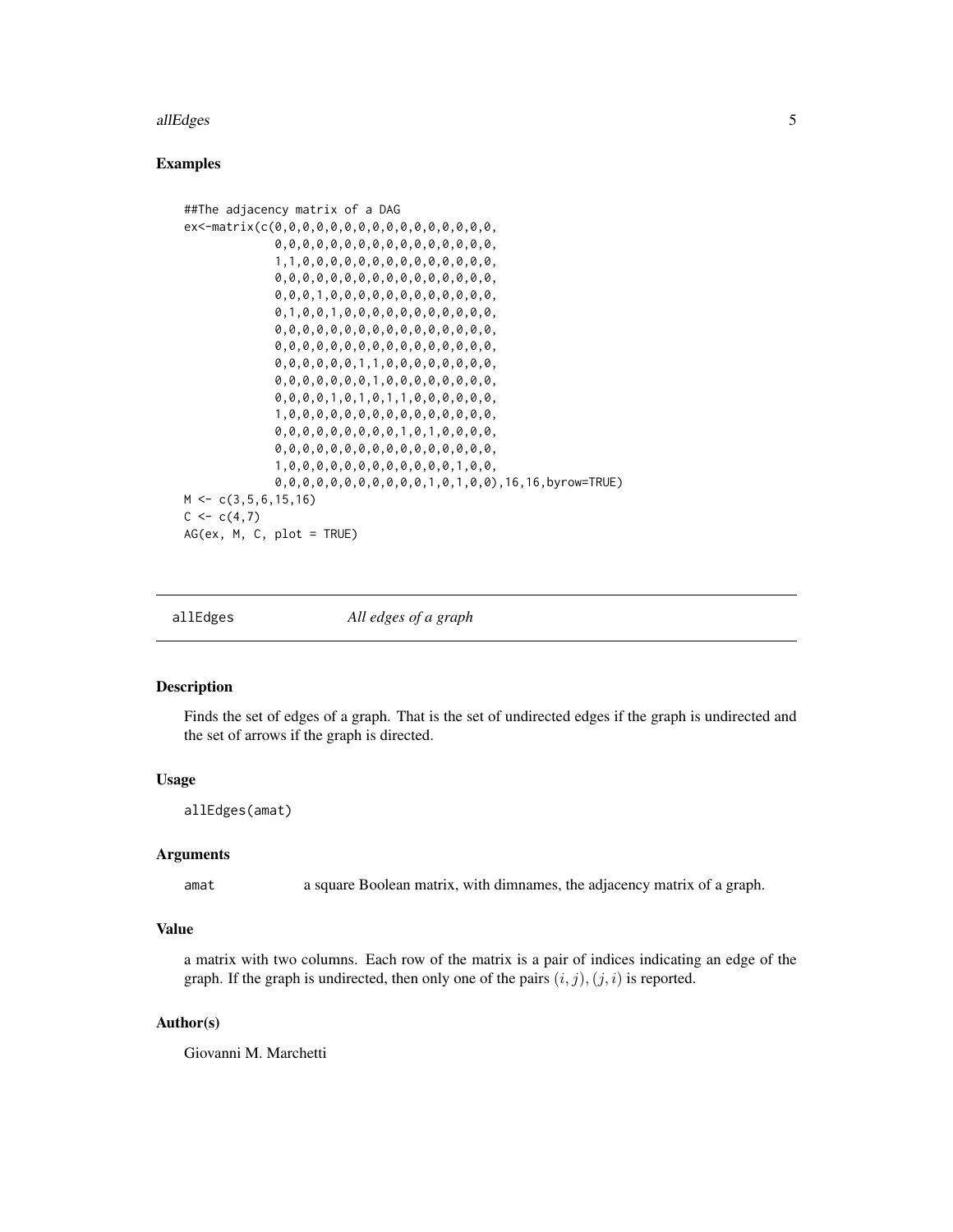### Examples

```
##The adjacency matrix of a DAG
ex<-matrix(c(0,0,0,0,0,0,0,0,0,0,0,0,0,0,0,0,
             0,0,0,0,0,0,0,0,0,0,0,0,0,0,0,0,
             1,1,0,0,0,0,0,0,0,0,0,0,0,0,0,0,
             0,0,0,0,0,0,0,0,0,0,0,0,0,0,0,0,
             0,0,0,1,0,0,0,0,0,0,0,0,0,0,0,0,
             0,1,0,0,1,0,0,0,0,0,0,0,0,0,0,0,
             0,0,0,0,0,0,0,0,0,0,0,0,0,0,0,0,
             0,0,0,0,0,0,0,0,0,0,0,0,0,0,0,0,
             0,0,0,0,0,0,1,1,0,0,0,0,0,0,0,0,
             0,0,0,0,0,0,0,1,0,0,0,0,0,0,0,0,
             0,0,0,0,1,0,1,0,1,1,0,0,0,0,0,0,
             1,0,0,0,0,0,0,0,0,0,0,0,0,0,0,0,
             0,0,0,0,0,0,0,0,0,1,0,1,0,0,0,0,
             0,0,0,0,0,0,0,0,0,0,0,0,0,0,0,0,
             1,0,0,0,0,0,0,0,0,0,0,0,0,1,0,0,
             0,0,0,0,0,0,0,0,0,0,0,1,0,1,0,0),16,16,byrow=TRUE)
M <- c(3,5,6,15,16)
C <- c(4,7)
AG(ex, M, C, plot = TRUE)
```

---

## allEdges *All edges of a graph*

### Description

Finds the set of edges of a graph. That is the set of undirected edges if the graph is undirected and the set of arrows if the graph is directed.

### Usage

```
allEdges(amat)
```

### Arguments

`amat` a square Boolean matrix, with dimnames, the adjacency matrix of a graph.

### Value

a matrix with two columns. Each row of the matrix is a pair of indices indicating an edge of the graph. If the graph is undirected, then only one of the pairs $(i, j), (j, i)$ is reported.

### Author(s)

Giovanni M. Marchetti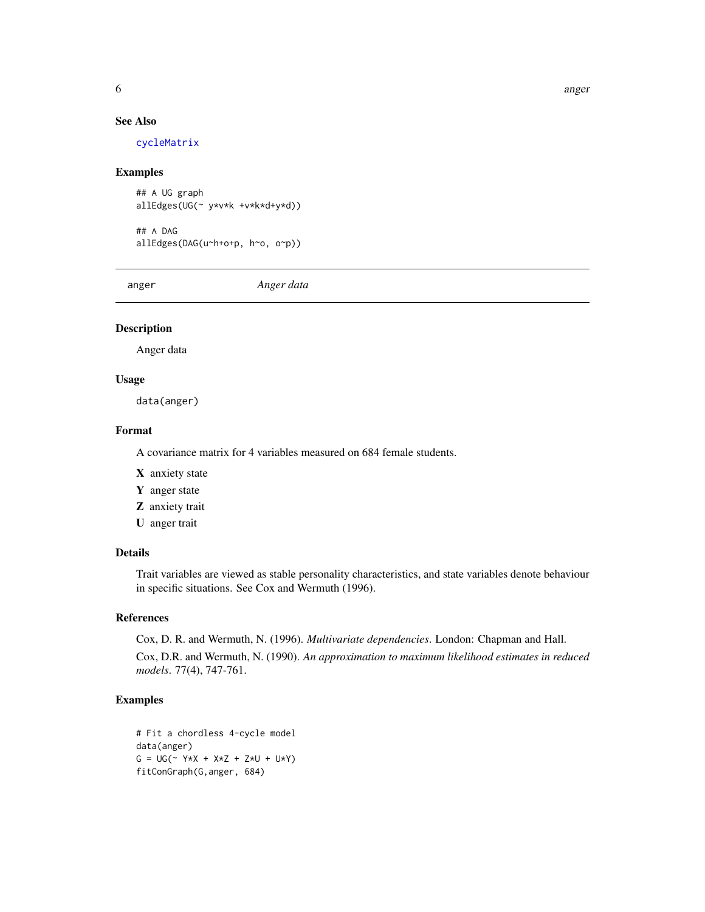### See Also

cycleMatrix

### Examples

```
## A UG graph
allEdges(UG(~ y*v*k +v*k*d+y*d))

## A DAG
allEdges(DAG(u~h+o+p, h~o, o~p))
```

---

## anger *Anger data*

---

### Description

Anger data

### Usage

```
data(anger)
```

### Format

A covariance matrix for 4 variables measured on 684 female students.

**X** anxiety state

**Y** anger state

**Z** anxiety trait

**U** anger trait

### Details

Trait variables are viewed as stable personality characteristics, and state variables denote behaviour in specific situations. See Cox and Wermuth (1996).

### References

Cox, D. R. and Wermuth, N. (1996). *Multivariate dependencies*. London: Chapman and Hall.

Cox, D.R. and Wermuth, N. (1990). *An approximation to maximum likelihood estimates in reduced models*. 77(4), 747-761.

### Examples

```
# Fit a chordless 4-cycle model
data(anger)
G = UG(~ Y*X + X*Z + Z*U + U*Y)
fitConGraph(G,anger, 684)
```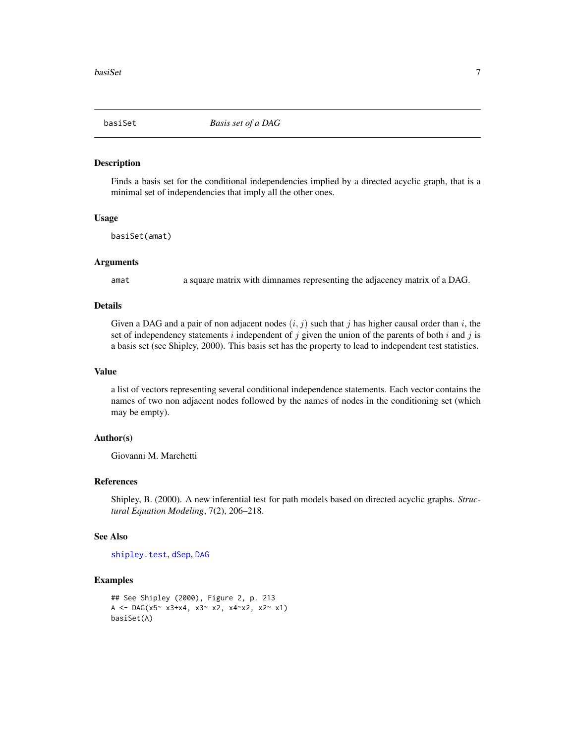## basiSet — *Basis set of a DAG*

### Description

Finds a basis set for the conditional independencies implied by a directed acyclic graph, that is a minimal set of independencies that imply all the other ones.

### Usage

```
basiSet(amat)
```

### Arguments

| | |
|---|---|
| amat | a square matrix with dimnames representing the adjacency matrix of a DAG. |

### Details

Given a DAG and a pair of non adjacent nodes $(i, j)$ such that $j$ has higher causal order than $i$, the set of independency statements $i$ independent of $j$ given the union of the parents of both $i$ and $j$ is a basis set (see Shipley, 2000). This basis set has the property to lead to independent test statistics.

### Value

a list of vectors representing several conditional independence statements. Each vector contains the names of two non adjacent nodes followed by the names of nodes in the conditioning set (which may be empty).

### Author(s)

Giovanni M. Marchetti

### References

Shipley, B. (2000). A new inferential test for path models based on directed acyclic graphs. *Structural Equation Modeling*, 7(2), 206–218.

### See Also

shipley.test, dSep, DAG

### Examples

```
## See Shipley (2000), Figure 2, p. 213
A <- DAG(x5~ x3+x4, x3~ x2, x4~x2, x2~ x1)
basiSet(A)
```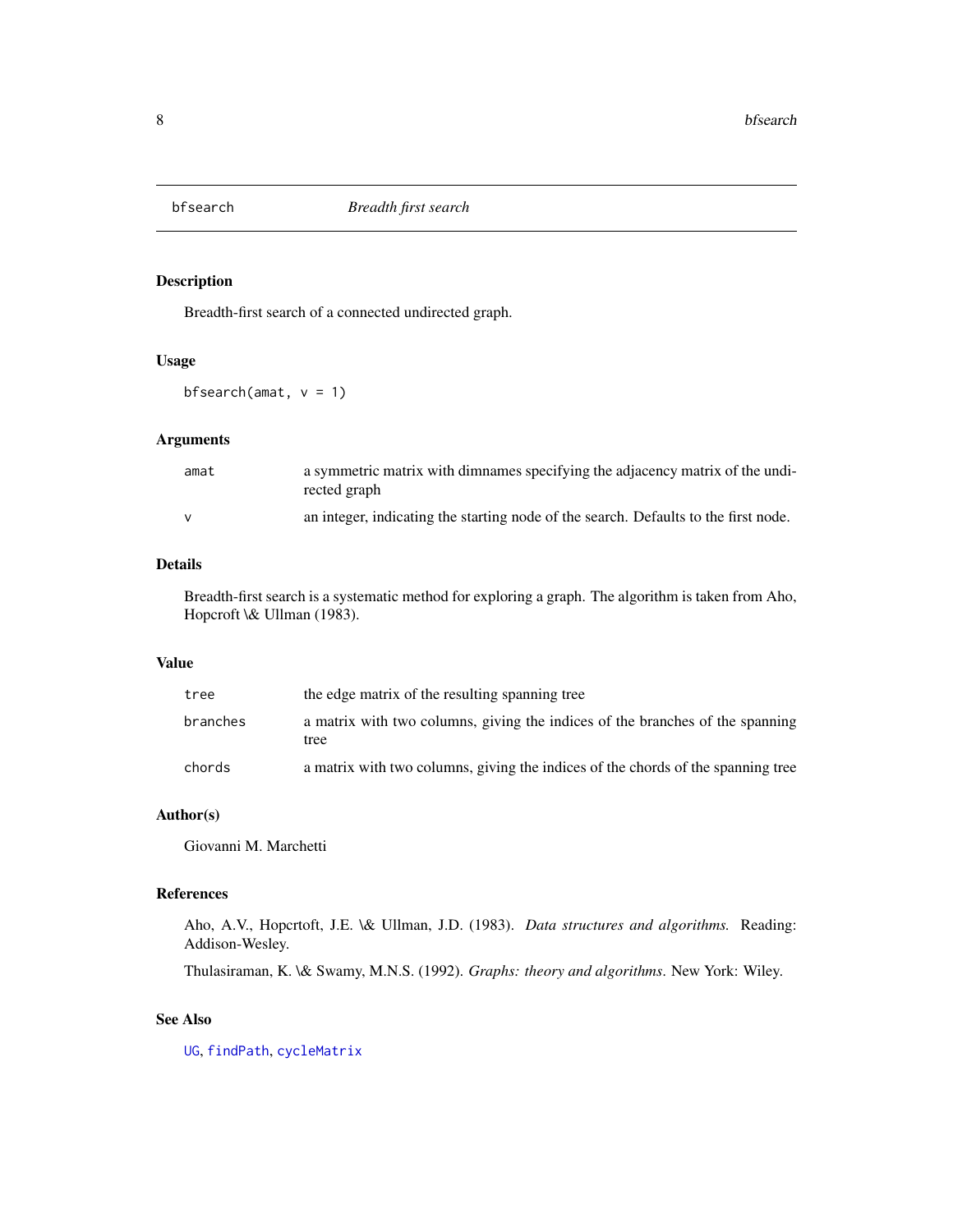# bfsearch — *Breadth first search*

## Description

Breadth-first search of a connected undirected graph.

## Usage

```
bfsearch(amat, v = 1)
```

## Arguments

| | |
|---|---|
| `amat` | a symmetric matrix with dimnames specifying the adjacency matrix of the undirected graph |
| `v` | an integer, indicating the starting node of the search. Defaults to the first node. |

## Details

Breadth-first search is a systematic method for exploring a graph. The algorithm is taken from Aho, Hopcroft \& Ullman (1983).

## Value

| | |
|---|---|
| `tree` | the edge matrix of the resulting spanning tree |
| `branches` | a matrix with two columns, giving the indices of the branches of the spanning tree |
| `chords` | a matrix with two columns, giving the indices of the chords of the spanning tree |

## Author(s)

Giovanni M. Marchetti

## References

Aho, A.V., Hopcrtoft, J.E. \& Ullman, J.D. (1983). *Data structures and algorithms.* Reading: Addison-Wesley.

Thulasiraman, K. \& Swamy, M.N.S. (1992). *Graphs: theory and algorithms*. New York: Wiley.

## See Also

`UG`, `findPath`, `cycleMatrix`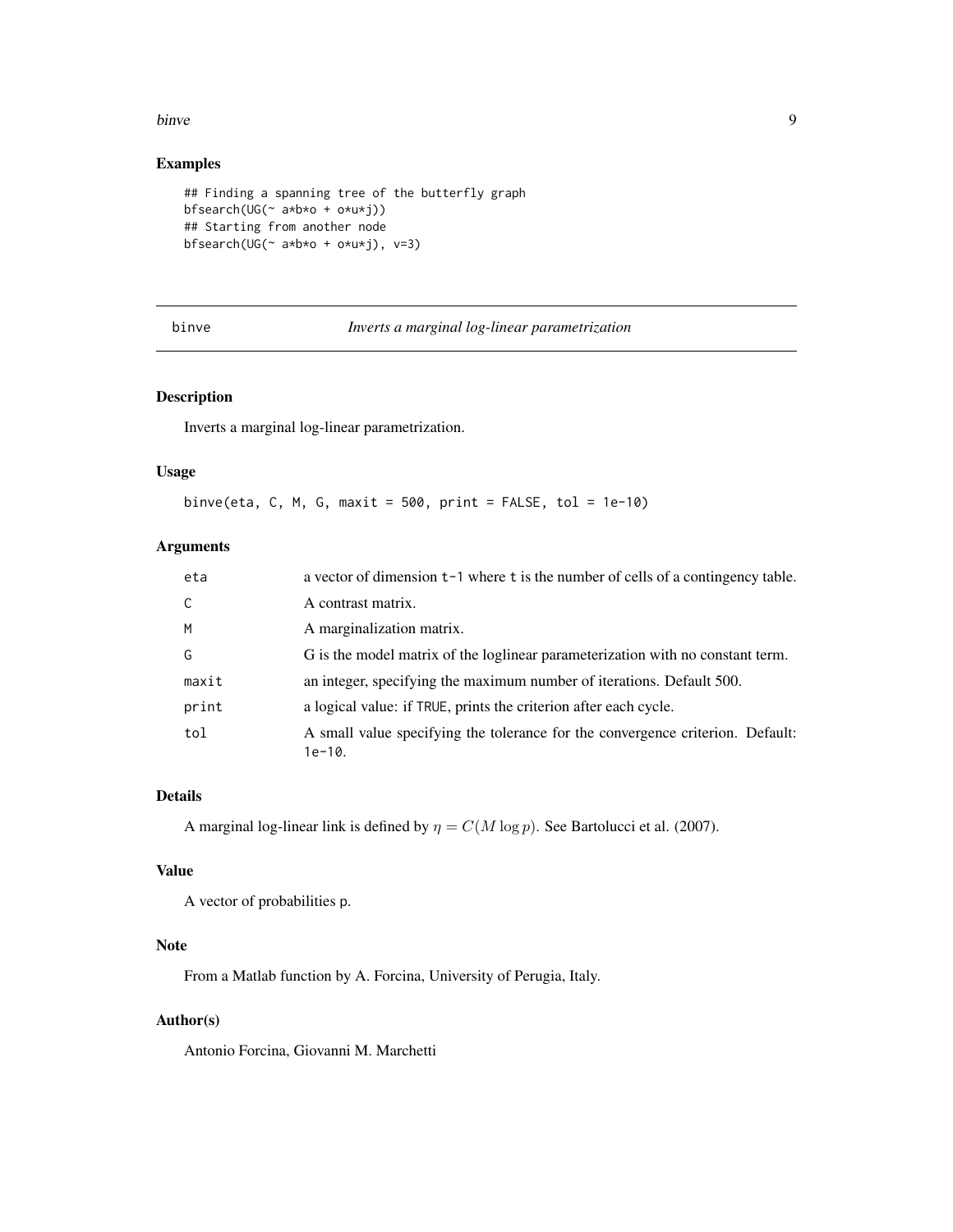### Examples

```
## Finding a spanning tree of the butterfly graph
bfsearch(UG(~ a*b*o + o*u*j))
## Starting from another node
bfsearch(UG(~ a*b*o + o*u*j), v=3)
```

---

## binve *Inverts a marginal log-linear parametrization*

---

### Description

Inverts a marginal log-linear parametrization.

### Usage

```
binve(eta, C, M, G, maxit = 500, print = FALSE, tol = 1e-10)
```

### Arguments

| | |
|---|---|
| eta | a vector of dimension `t-1` where `t` is the number of cells of a contingency table. |
| C | A contrast matrix. |
| M | A marginalization matrix. |
| G | G is the model matrix of the loglinear parameterization with no constant term. |
| maxit | an integer, specifying the maximum number of iterations. Default 500. |
| print | a logical value: if `TRUE`, prints the criterion after each cycle. |
| tol | A small value specifying the tolerance for the convergence criterion. Default: `1e-10`. |

### Details

A marginal log-linear link is defined by $\eta = C(M \log p)$. See Bartolucci et al. (2007).

### Value

A vector of probabilities `p`.

### Note

From a Matlab function by A. Forcina, University of Perugia, Italy.

### Author(s)

Antonio Forcina, Giovanni M. Marchetti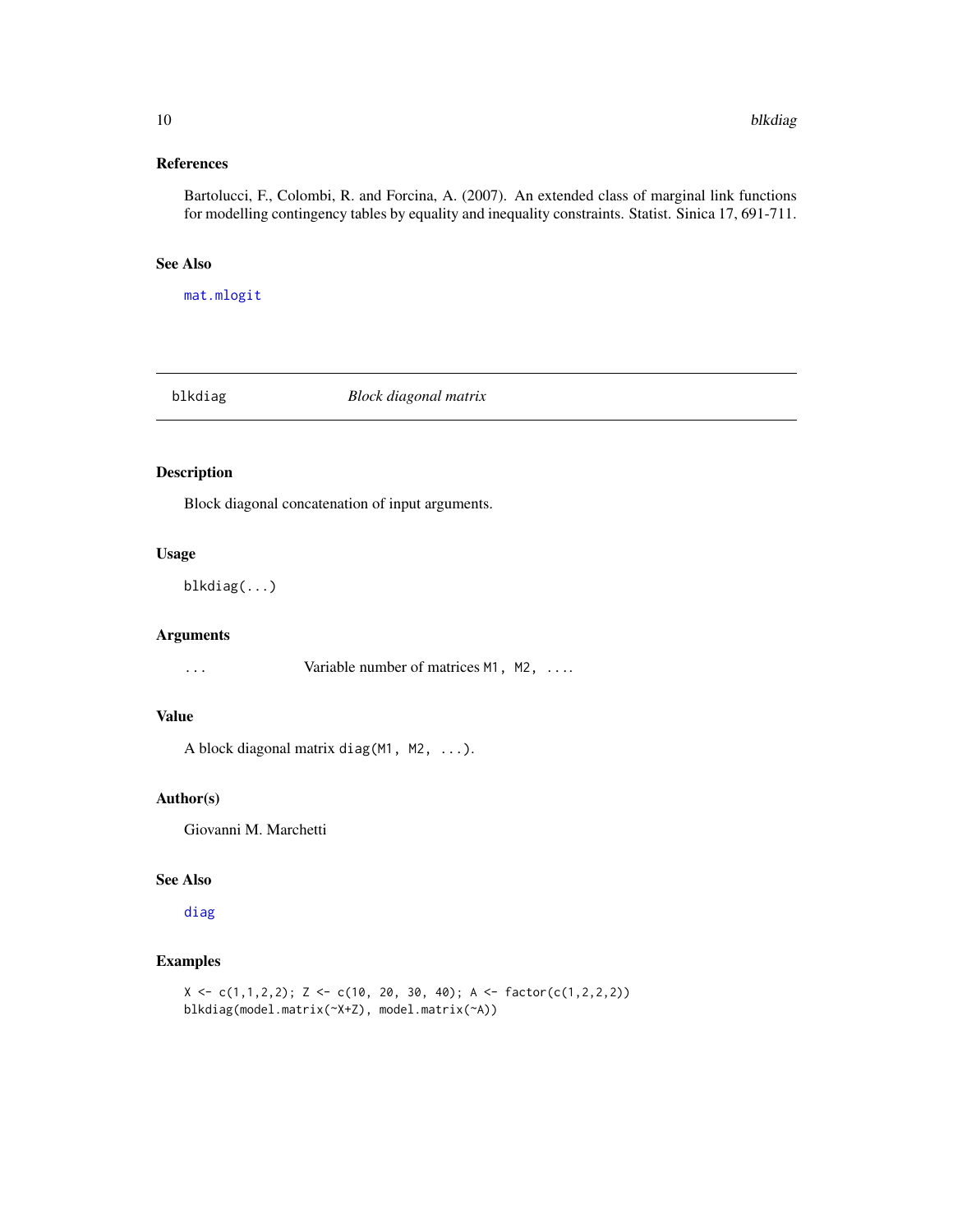### References

Bartolucci, F., Colombi, R. and Forcina, A. (2007). An extended class of marginal link functions for modelling contingency tables by equality and inequality constraints. Statist. Sinica 17, 691-711.

### See Also

`mat.mlogit`

---

## blkdiag — *Block diagonal matrix*

---

### Description

Block diagonal concatenation of input arguments.

### Usage

```
blkdiag(...)
```

### Arguments

| | |
|---|---|
| `...` | Variable number of matrices `M1, M2, ...`. |

### Value

A block diagonal matrix `diag(M1, M2, ...)`.

### Author(s)

Giovanni M. Marchetti

### See Also

`diag`

### Examples

```
X <- c(1,1,2,2); Z <- c(10, 20, 30, 40); A <- factor(c(1,2,2,2))
blkdiag(model.matrix(~X+Z), model.matrix(~A))
```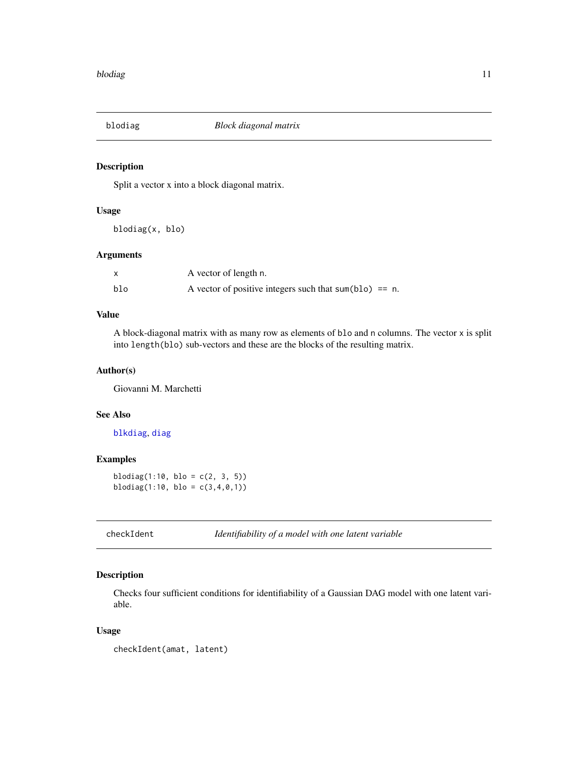## blodiag — *Block diagonal matrix*

### Description

Split a vector x into a block diagonal matrix.

### Usage

```
blodiag(x, blo)
```

### Arguments

| | |
|---|---|
| x | A vector of length n. |
| blo | A vector of positive integers such that `sum(blo) == n`. |

### Value

A block-diagonal matrix with as many row as elements of `blo` and `n` columns. The vector `x` is split into `length(blo)` sub-vectors and these are the blocks of the resulting matrix.

### Author(s)

Giovanni M. Marchetti

### See Also

blkdiag, diag

### Examples

```
blodiag(1:10, blo = c(2, 3, 5))
blodiag(1:10, blo = c(3,4,0,1))
```

## checkIdent — *Identifiability of a model with one latent variable*

### Description

Checks four sufficient conditions for identifiability of a Gaussian DAG model with one latent variable.

### Usage

```
checkIdent(amat, latent)
```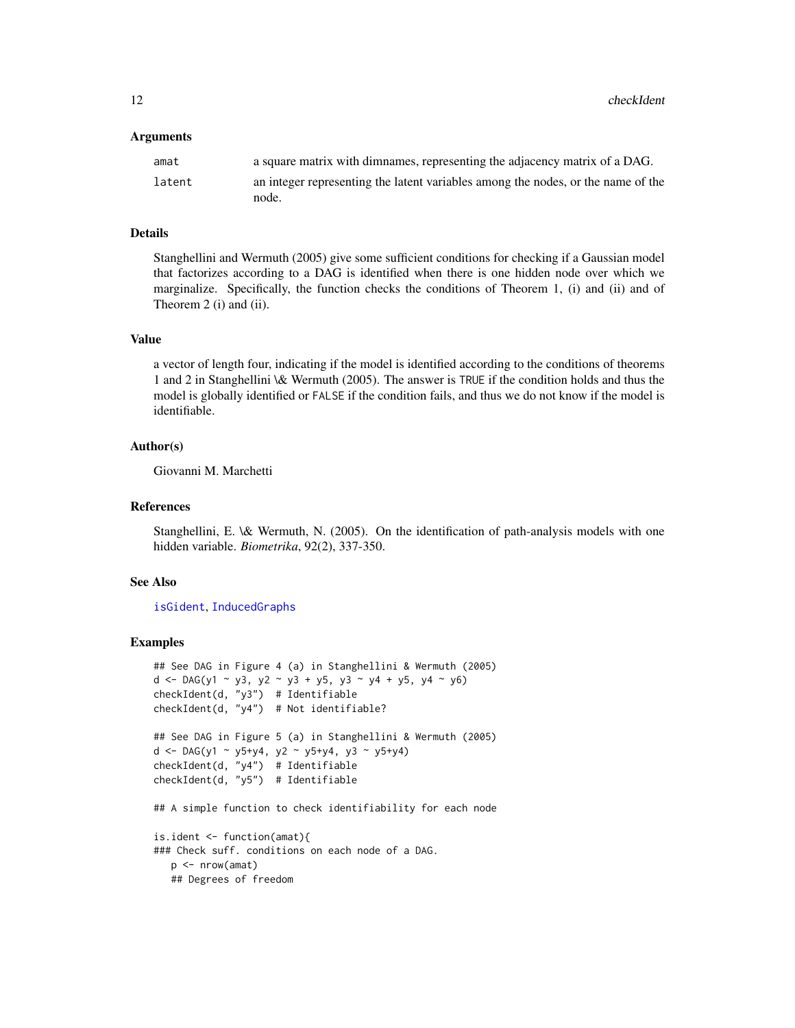#### Arguments

| | |
|---|---|
| `amat` | a square matrix with dimnames, representing the adjacency matrix of a DAG. |
| `latent` | an integer representing the latent variables among the nodes, or the name of the node. |

#### Details

Stanghellini and Wermuth (2005) give some sufficient conditions for checking if a Gaussian model that factorizes according to a DAG is identified when there is one hidden node over which we marginalize. Specifically, the function checks the conditions of Theorem 1, (i) and (ii) and of Theorem 2 (i) and (ii).

#### Value

a vector of length four, indicating if the model is identified according to the conditions of theorems 1 and 2 in Stanghellini \& Wermuth (2005). The answer is `TRUE` if the condition holds and thus the model is globally identified or `FALSE` if the condition fails, and thus we do not know if the model is identifiable.

#### Author(s)

Giovanni M. Marchetti

#### References

Stanghellini, E. \& Wermuth, N. (2005). On the identification of path-analysis models with one hidden variable. *Biometrika*, 92(2), 337-350.

#### See Also

`isGident`, `InducedGraphs`

#### Examples

```
## See DAG in Figure 4 (a) in Stanghellini & Wermuth (2005)
d <- DAG(y1 ~ y3, y2 ~ y3 + y5, y3 ~ y4 + y5, y4 ~ y6)
checkIdent(d, "y3")  # Identifiable
checkIdent(d, "y4")  # Not identifiable?

## See DAG in Figure 5 (a) in Stanghellini & Wermuth (2005)
d <- DAG(y1 ~ y5+y4, y2 ~ y5+y4, y3 ~ y5+y4)
checkIdent(d, "y4")  # Identifiable
checkIdent(d, "y5")  # Identifiable

## A simple function to check identifiability for each node

is.ident <- function(amat){
### Check suff. conditions on each node of a DAG.
   p <- nrow(amat)
   ## Degrees of freedom
```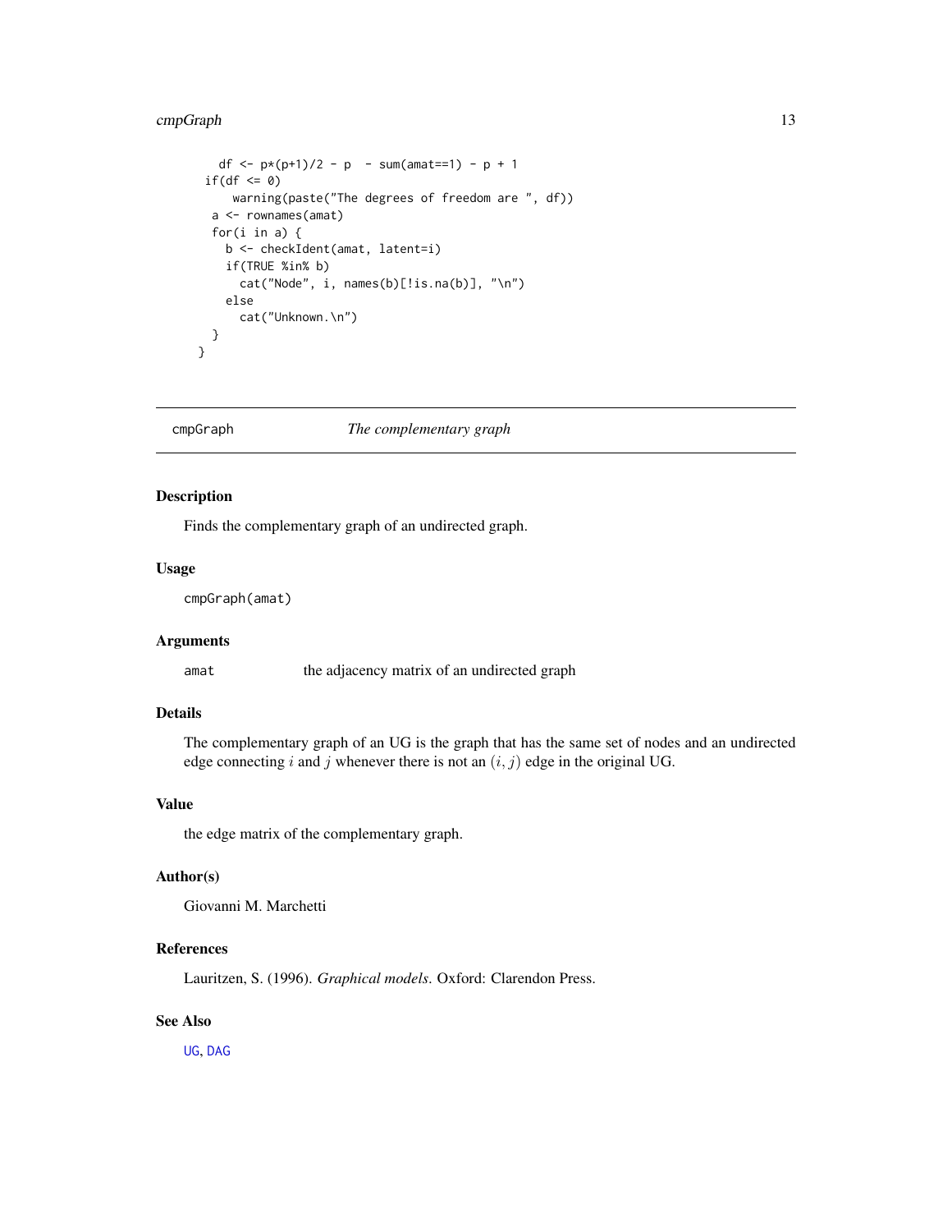```
    df <- p*(p+1)/2 - p  - sum(amat==1) - p + 1
  if(df <= 0)
      warning(paste("The degrees of freedom are ", df))
   a <- rownames(amat)
   for(i in a) {
     b <- checkIdent(amat, latent=i)
     if(TRUE %in% b)
       cat("Node", i, names(b)[!is.na(b)], "\n")
     else
       cat("Unknown.\n")
   }
 }
```

---

## cmpGraph    *The complementary graph*

### Description

Finds the complementary graph of an undirected graph.

### Usage

```
cmpGraph(amat)
```

### Arguments

| | |
|---|---|
| amat | the adjacency matrix of an undirected graph |

### Details

The complementary graph of an UG is the graph that has the same set of nodes and an undirected edge connecting $i$ and $j$ whenever there is not an $(i, j)$ edge in the original UG.

### Value

the edge matrix of the complementary graph.

### Author(s)

Giovanni M. Marchetti

### References

Lauritzen, S. (1996). *Graphical models.* Oxford: Clarendon Press.

### See Also

UG, DAG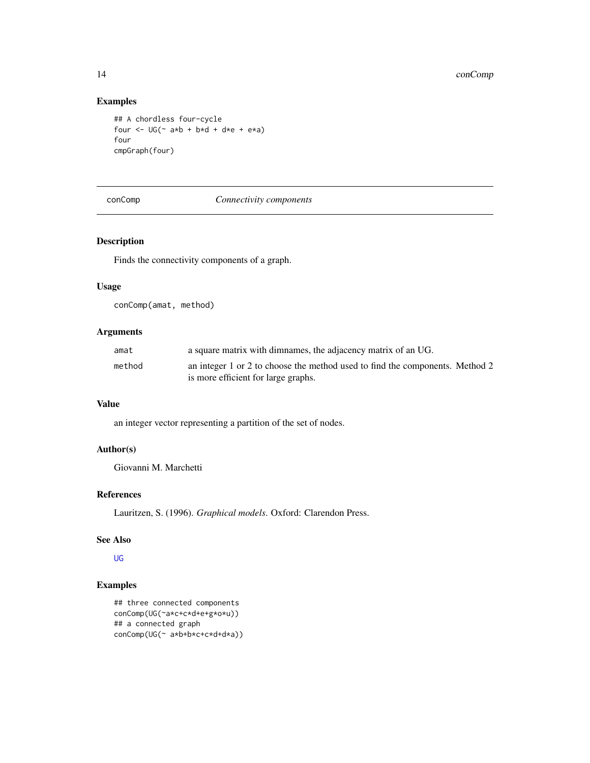## Examples

```
## A chordless four-cycle
four <- UG(~ a*b + b*d + d*e + e*a)
four
cmpGraph(four)
```

---

# conComp *Connectivity components*

---

## Description

Finds the connectivity components of a graph.

## Usage

```
conComp(amat, method)
```

## Arguments

| | |
|---|---|
| amat | a square matrix with dimnames, the adjacency matrix of an UG. |
| method | an integer 1 or 2 to choose the method used to find the components. Method 2 is more efficient for large graphs. |

## Value

an integer vector representing a partition of the set of nodes.

## Author(s)

Giovanni M. Marchetti

## References

Lauritzen, S. (1996). *Graphical models*. Oxford: Clarendon Press.

## See Also

UG

## Examples

```
## three connected components
conComp(UG(~a*c+c*d+e+g*o*u))
## a connected graph
conComp(UG(~ a*b+b*c+c*d+d*a))
```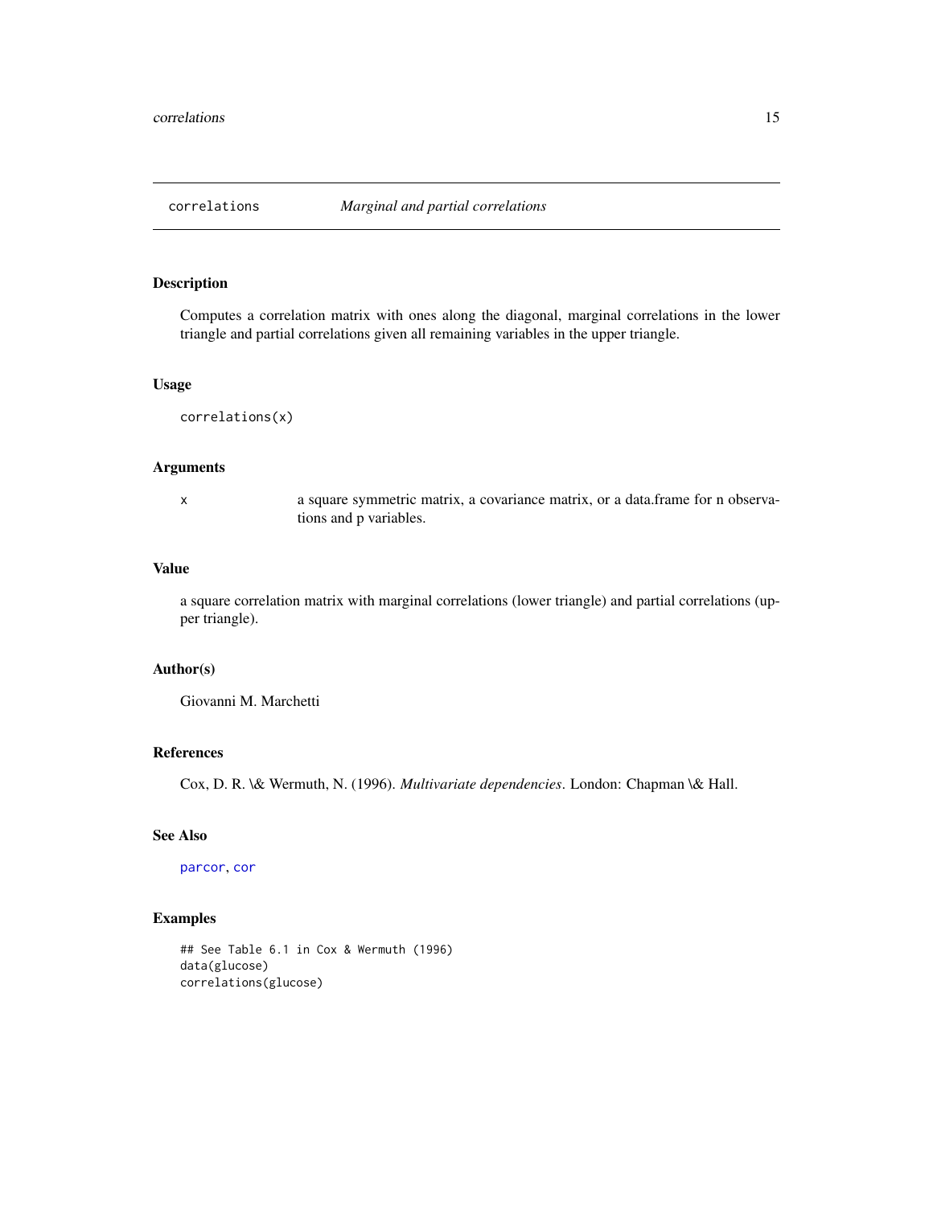# correlations *Marginal and partial correlations*

## Description

Computes a correlation matrix with ones along the diagonal, marginal correlations in the lower triangle and partial correlations given all remaining variables in the upper triangle.

## Usage

```
correlations(x)
```

## Arguments

| | |
|---|---|
| x | a square symmetric matrix, a covariance matrix, or a data.frame for n observations and p variables. |

## Value

a square correlation matrix with marginal correlations (lower triangle) and partial correlations (upper triangle).

## Author(s)

Giovanni M. Marchetti

## References

Cox, D. R. \& Wermuth, N. (1996). *Multivariate dependencies*. London: Chapman \& Hall.

## See Also

parcor, cor

## Examples

```
## See Table 6.1 in Cox & Wermuth (1996)
data(glucose)
correlations(glucose)
```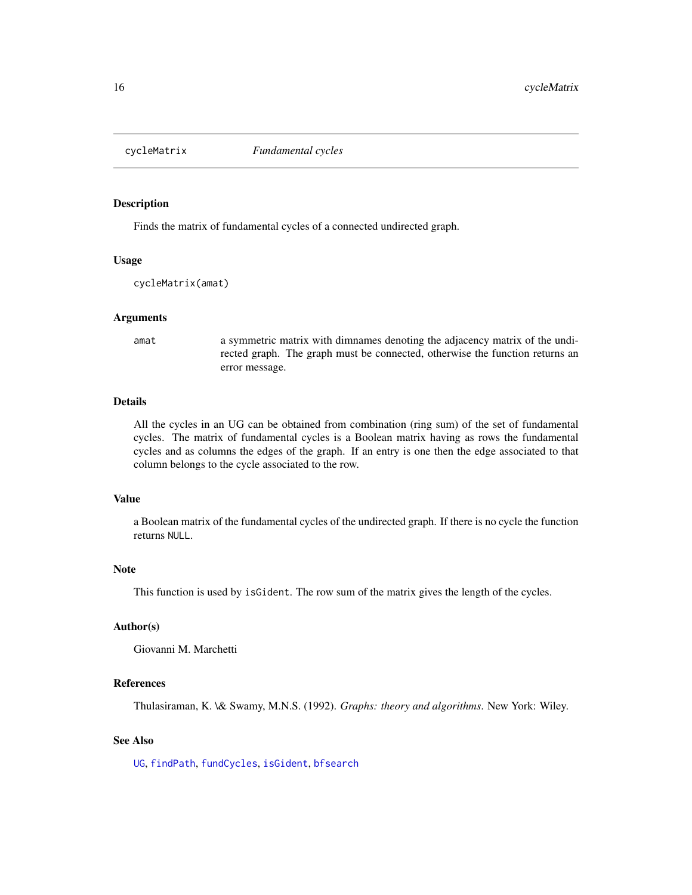## cycleMatrix *Fundamental cycles*

### Description

Finds the matrix of fundamental cycles of a connected undirected graph.

### Usage

```
cycleMatrix(amat)
```

### Arguments

| | |
|---|---|
| `amat` | a symmetric matrix with dimnames denoting the adjacency matrix of the undirected graph. The graph must be connected, otherwise the function returns an error message. |

### Details

All the cycles in an UG can be obtained from combination (ring sum) of the set of fundamental cycles. The matrix of fundamental cycles is a Boolean matrix having as rows the fundamental cycles and as columns the edges of the graph. If an entry is one then the edge associated to that column belongs to the cycle associated to the row.

### Value

a Boolean matrix of the fundamental cycles of the undirected graph. If there is no cycle the function returns `NULL`.

### Note

This function is used by `isGident`. The row sum of the matrix gives the length of the cycles.

### Author(s)

Giovanni M. Marchetti

### References

Thulasiraman, K. \& Swamy, M.N.S. (1992). *Graphs: theory and algorithms*. New York: Wiley.

### See Also

`UG`, `findPath`, `fundCycles`, `isGident`, `bfsearch`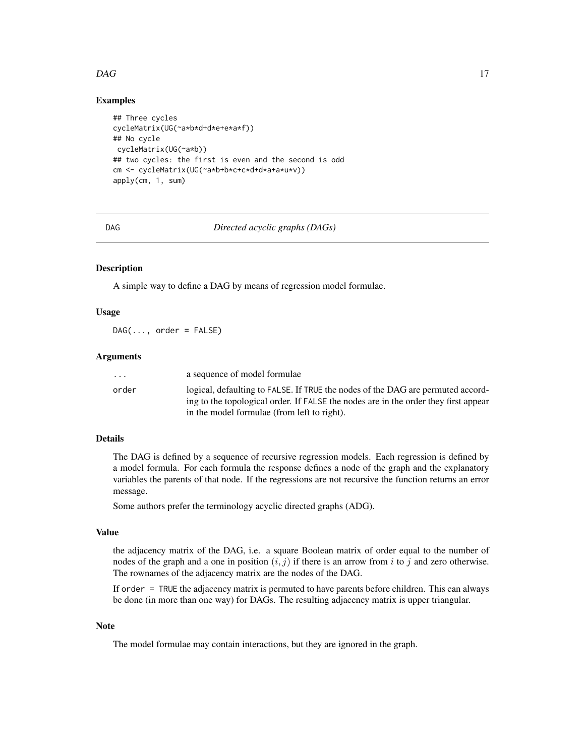### Examples

```
## Three cycles
cycleMatrix(UG(~a*b*d+d*e+e*a*f))
## No cycle
 cycleMatrix(UG(~a*b))
## two cycles: the first is even and the second is odd
cm <- cycleMatrix(UG(~a*b+b*c+c*d+d*a+a*u*v))
apply(cm, 1, sum)
```

---

## DAG — *Directed acyclic graphs (DAGs)*

---

### Description

A simple way to define a DAG by means of regression model formulae.

### Usage

```
DAG(..., order = FALSE)
```

### Arguments

| | |
|---|---|
| `...` | a sequence of model formulae |
| `order` | logical, defaulting to `FALSE`. If `TRUE` the nodes of the DAG are permuted according to the topological order. If `FALSE` the nodes are in the order they first appear in the model formulae (from left to right). |

### Details

The DAG is defined by a sequence of recursive regression models. Each regression is defined by a model formula. For each formula the response defines a node of the graph and the explanatory variables the parents of that node. If the regressions are not recursive the function returns an error message.

Some authors prefer the terminology acyclic directed graphs (ADG).

### Value

the adjacency matrix of the DAG, i.e. a square Boolean matrix of order equal to the number of nodes of the graph and a one in position $(i, j)$ if there is an arrow from $i$ to $j$ and zero otherwise. The rownames of the adjacency matrix are the nodes of the DAG.

If `order = TRUE` the adjacency matrix is permuted to have parents before children. This can always be done (in more than one way) for DAGs. The resulting adjacency matrix is upper triangular.

### Note

The model formulae may contain interactions, but they are ignored in the graph.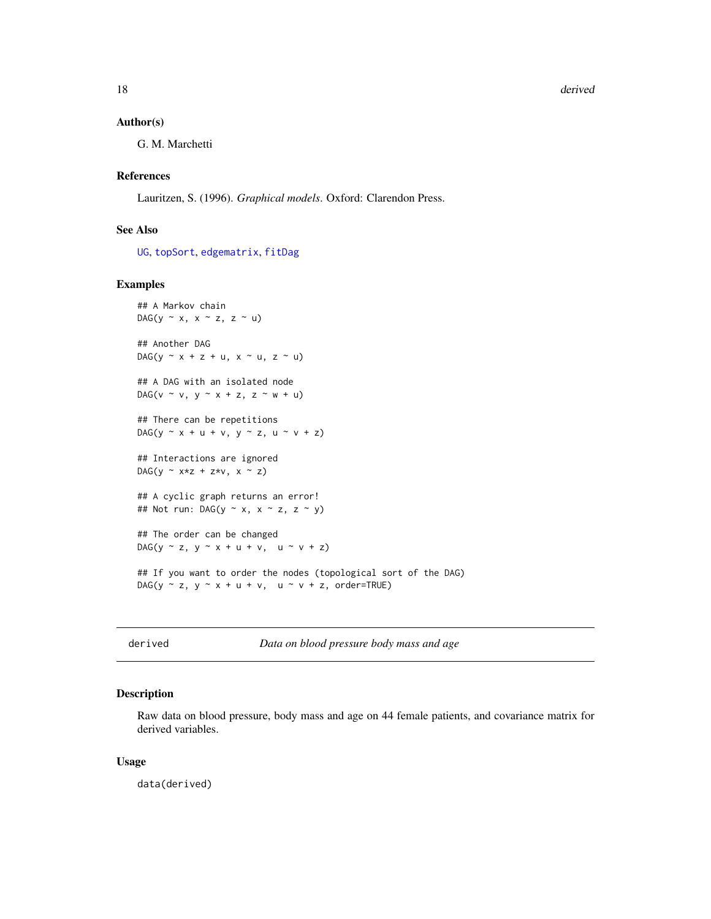### Author(s)

G. M. Marchetti

### References

Lauritzen, S. (1996). *Graphical models*. Oxford: Clarendon Press.

### See Also

UG, topSort, edgematrix, fitDag

### Examples

```
## A Markov chain
DAG(y ~ x, x ~ z, z ~ u)

## Another DAG
DAG(y ~ x + z + u, x ~ u, z ~ u)

## A DAG with an isolated node
DAG(v ~ v, y ~ x + z, z ~ w + u)

## There can be repetitions
DAG(y ~ x + u + v, y ~ z, u ~ v + z)

## Interactions are ignored
DAG(y ~ x*z + z*v, x ~ z)

## A cyclic graph returns an error!
## Not run: DAG(y ~ x, x ~ z, z ~ y)

## The order can be changed
DAG(y ~ z, y ~ x + u + v,  u ~ v + z)

## If you want to order the nodes (topological sort of the DAG)
DAG(y ~ z, y ~ x + u + v,  u ~ v + z, order=TRUE)
```

---

## derived — *Data on blood pressure body mass and age*

### Description

Raw data on blood pressure, body mass and age on 44 female patients, and covariance matrix for derived variables.

### Usage

```
data(derived)
```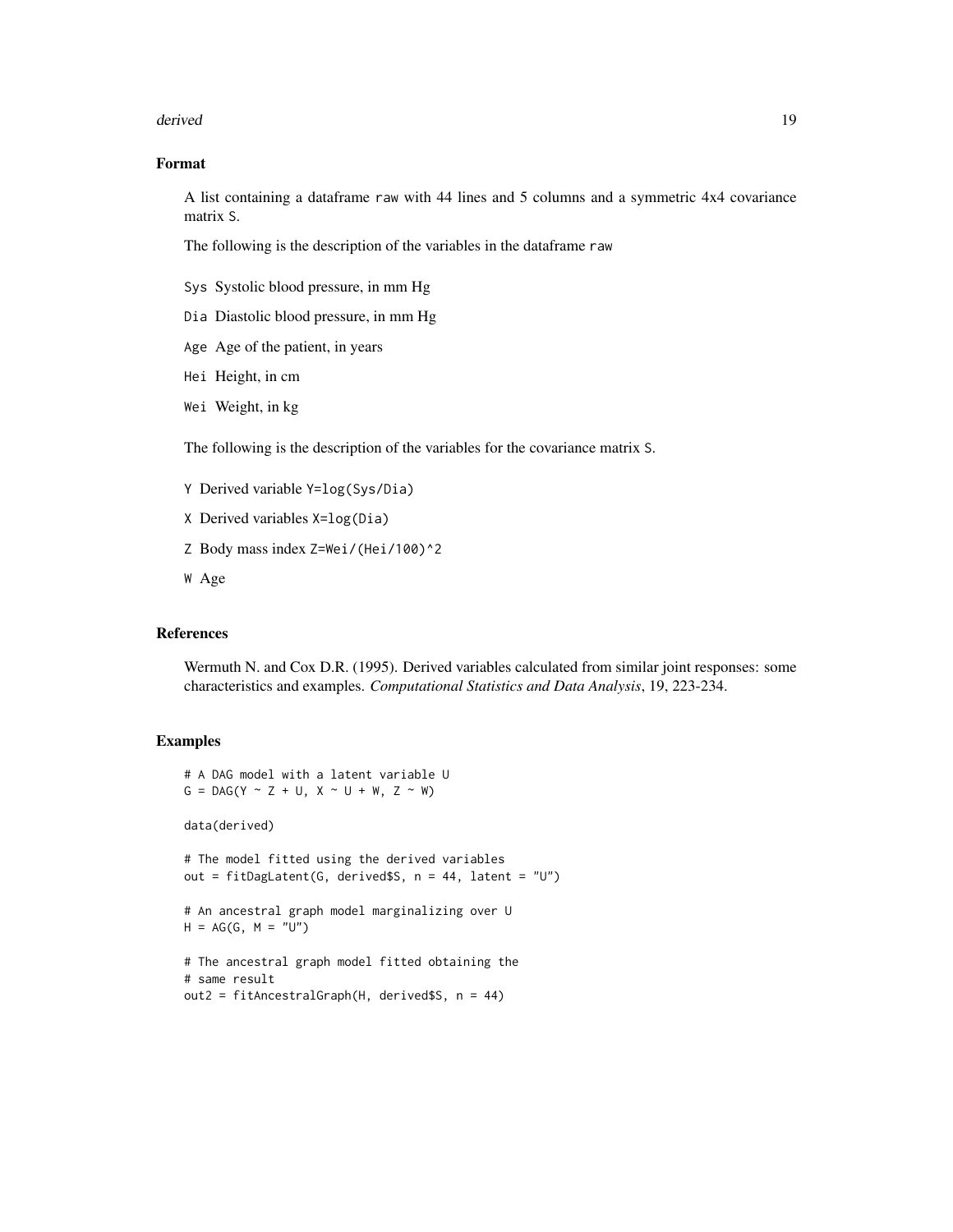## Format

A list containing a dataframe `raw` with 44 lines and 5 columns and a symmetric 4x4 covariance matrix `S`.

The following is the description of the variables in the dataframe `raw`

- `Sys` Systolic blood pressure, in mm Hg
- `Dia` Diastolic blood pressure, in mm Hg
- `Age` Age of the patient, in years
- `Hei` Height, in cm
- `Wei` Weight, in kg

The following is the description of the variables for the covariance matrix `S`.

- `Y` Derived variable `Y=log(Sys/Dia)`
- `X` Derived variables `X=log(Dia)`
- `Z` Body mass index `Z=Wei/(Hei/100)^2`
- `W` Age

## References

Wermuth N. and Cox D.R. (1995). Derived variables calculated from similar joint responses: some characteristics and examples. *Computational Statistics and Data Analysis*, 19, 223-234.

## Examples

```
# A DAG model with a latent variable U
G = DAG(Y ~ Z + U, X ~ U + W, Z ~ W)

data(derived)

# The model fitted using the derived variables
out = fitDagLatent(G, derived$S, n = 44, latent = "U")

# An ancestral graph model marginalizing over U
H = AG(G, M = "U")

# The ancestral graph model fitted obtaining the
# same result
out2 = fitAncestralGraph(H, derived$S, n = 44)
```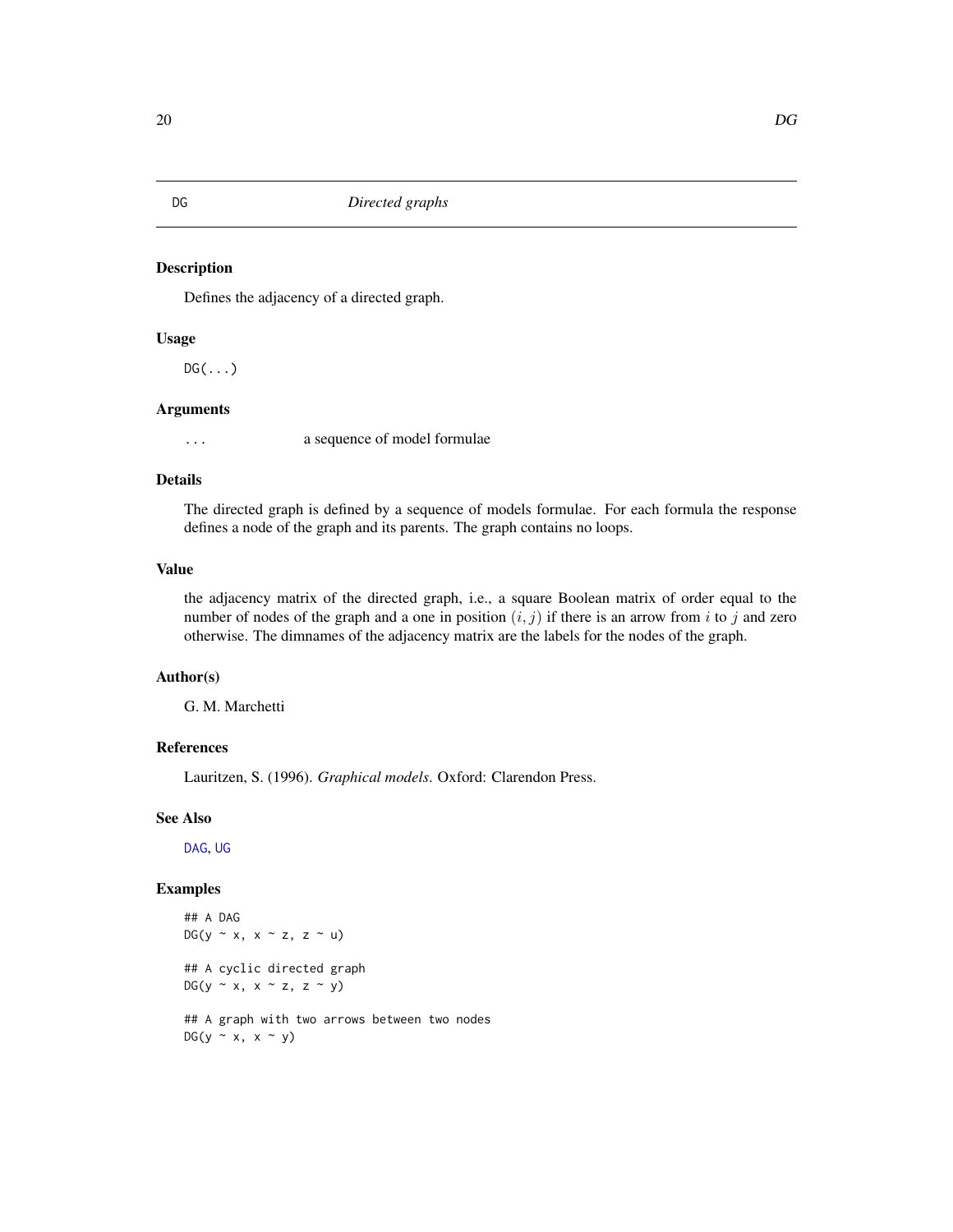# DG *Directed graphs*

## Description

Defines the adjacency of a directed graph.

## Usage

```
DG(...)
```

## Arguments

`...` a sequence of model formulae

## Details

The directed graph is defined by a sequence of models formulae. For each formula the response defines a node of the graph and its parents. The graph contains no loops.

## Value

the adjacency matrix of the directed graph, i.e., a square Boolean matrix of order equal to the number of nodes of the graph and a one in position $(i, j)$ if there is an arrow from $i$ to $j$ and zero otherwise. The dimnames of the adjacency matrix are the labels for the nodes of the graph.

## Author(s)

G. M. Marchetti

## References

Lauritzen, S. (1996). *Graphical models.* Oxford: Clarendon Press.

## See Also

DAG, UG

## Examples

```
## A DAG
DG(y ~ x, x ~ z, z ~ u)

## A cyclic directed graph
DG(y ~ x, x ~ z, z ~ y)

## A graph with two arrows between two nodes
DG(y ~ x, x ~ y)
```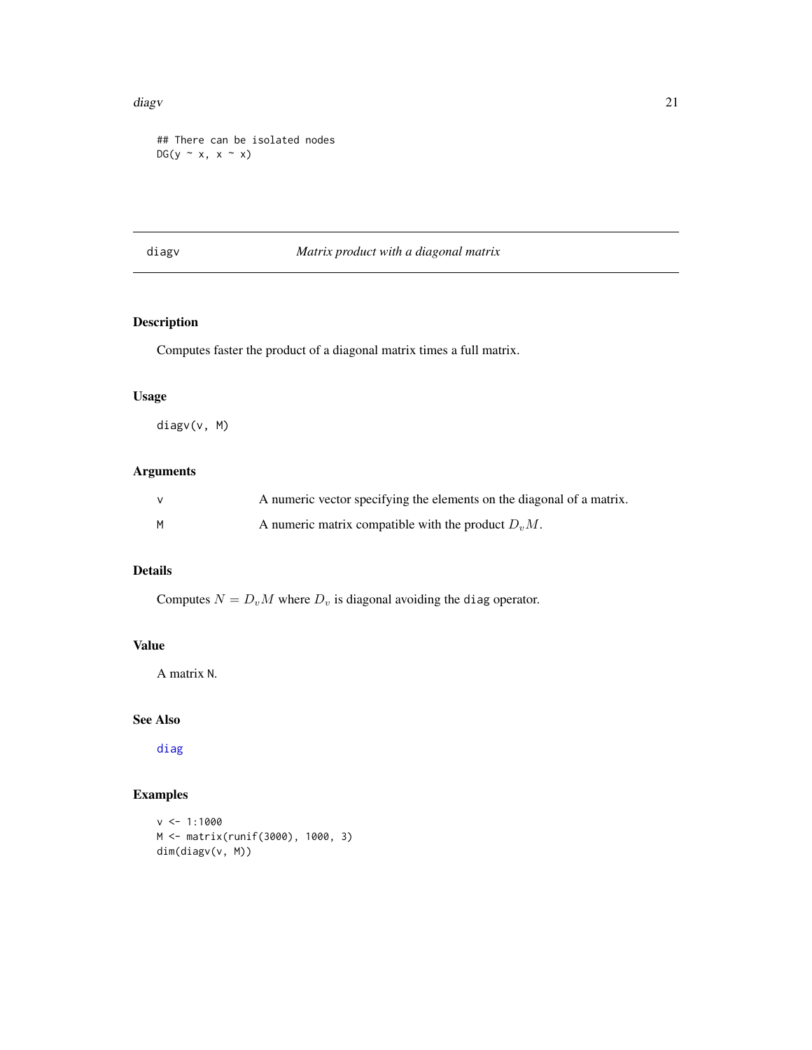```
## There can be isolated nodes
DG(y ~ x, x ~ x)
```

---

# diagv — *Matrix product with a diagonal matrix*

## Description

Computes faster the product of a diagonal matrix times a full matrix.

## Usage

```
diagv(v, M)
```

## Arguments

| | |
|---|---|
| `v` | A numeric vector specifying the elements on the diagonal of a matrix. |
| `M` | A numeric matrix compatible with the product $D_v M$. |

## Details

Computes $N = D_v M$ where $D_v$ is diagonal avoiding the `diag` operator.

## Value

A matrix `N`.

## See Also

`diag`

## Examples

```
v <- 1:1000
M <- matrix(runif(3000), 1000, 3)
dim(diagv(v, M))
```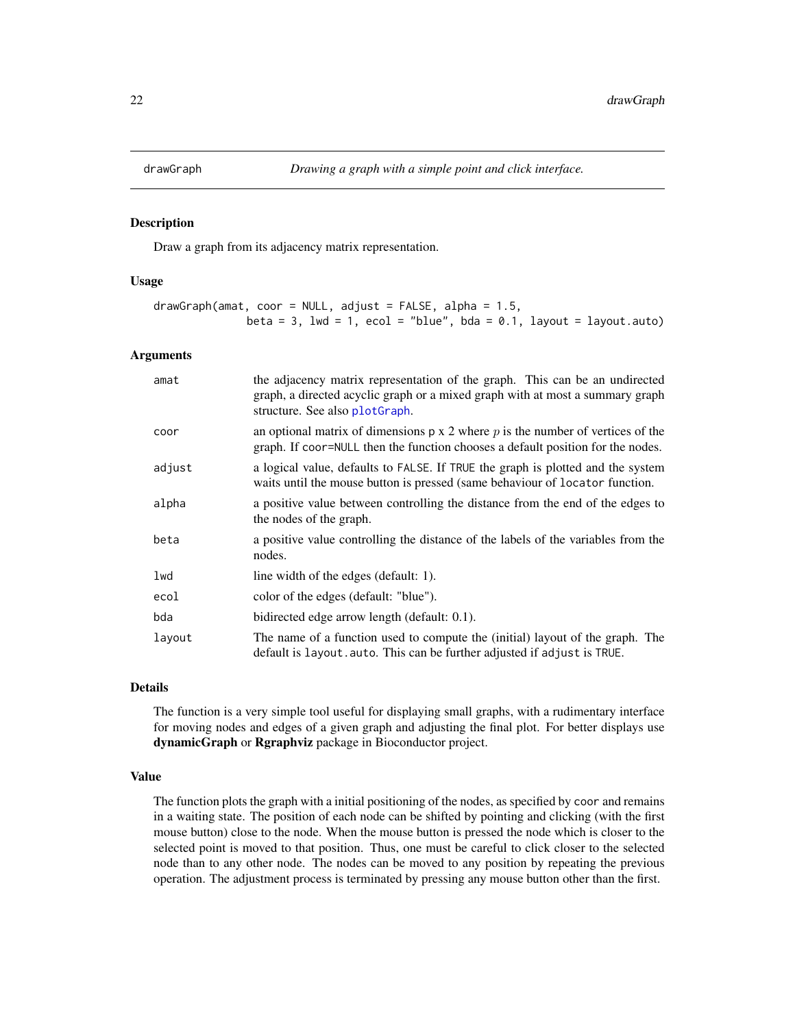# drawGraph

*Drawing a graph with a simple point and click interface.*

## Description

Draw a graph from its adjacency matrix representation.

## Usage

```
drawGraph(amat, coor = NULL, adjust = FALSE, alpha = 1.5,
              beta = 3, lwd = 1, ecol = "blue", bda = 0.1, layout = layout.auto)
```

## Arguments

| | |
|---|---|
| `amat` | the adjacency matrix representation of the graph. This can be an undirected graph, a directed acyclic graph or a mixed graph with at most a summary graph structure. See also `plotGraph`. |
| `coor` | an optional matrix of dimensions p x 2 where $p$ is the number of vertices of the graph. If `coor=NULL` then the function chooses a default position for the nodes. |
| `adjust` | a logical value, defaults to `FALSE`. If `TRUE` the graph is plotted and the system waits until the mouse button is pressed (same behaviour of `locator` function. |
| `alpha` | a positive value between controlling the distance from the end of the edges to the nodes of the graph. |
| `beta` | a positive value controlling the distance of the labels of the variables from the nodes. |
| `lwd` | line width of the edges (default: 1). |
| `ecol` | color of the edges (default: "blue"). |
| `bda` | bidirected edge arrow length (default: 0.1). |
| `layout` | The name of a function used to compute the (initial) layout of the graph. The default is `layout.auto`. This can be further adjusted if `adjust` is `TRUE`. |

## Details

The function is a very simple tool useful for displaying small graphs, with a rudimentary interface for moving nodes and edges of a given graph and adjusting the final plot. For better displays use **dynamicGraph** or **Rgraphviz** package in Bioconductor project.

## Value

The function plots the graph with a initial positioning of the nodes, as specified by `coor` and remains in a waiting state. The position of each node can be shifted by pointing and clicking (with the first mouse button) close to the node. When the mouse button is pressed the node which is closer to the selected point is moved to that position. Thus, one must be careful to click closer to the selected node than to any other node. The nodes can be moved to any position by repeating the previous operation. The adjustment process is terminated by pressing any mouse button other than the first.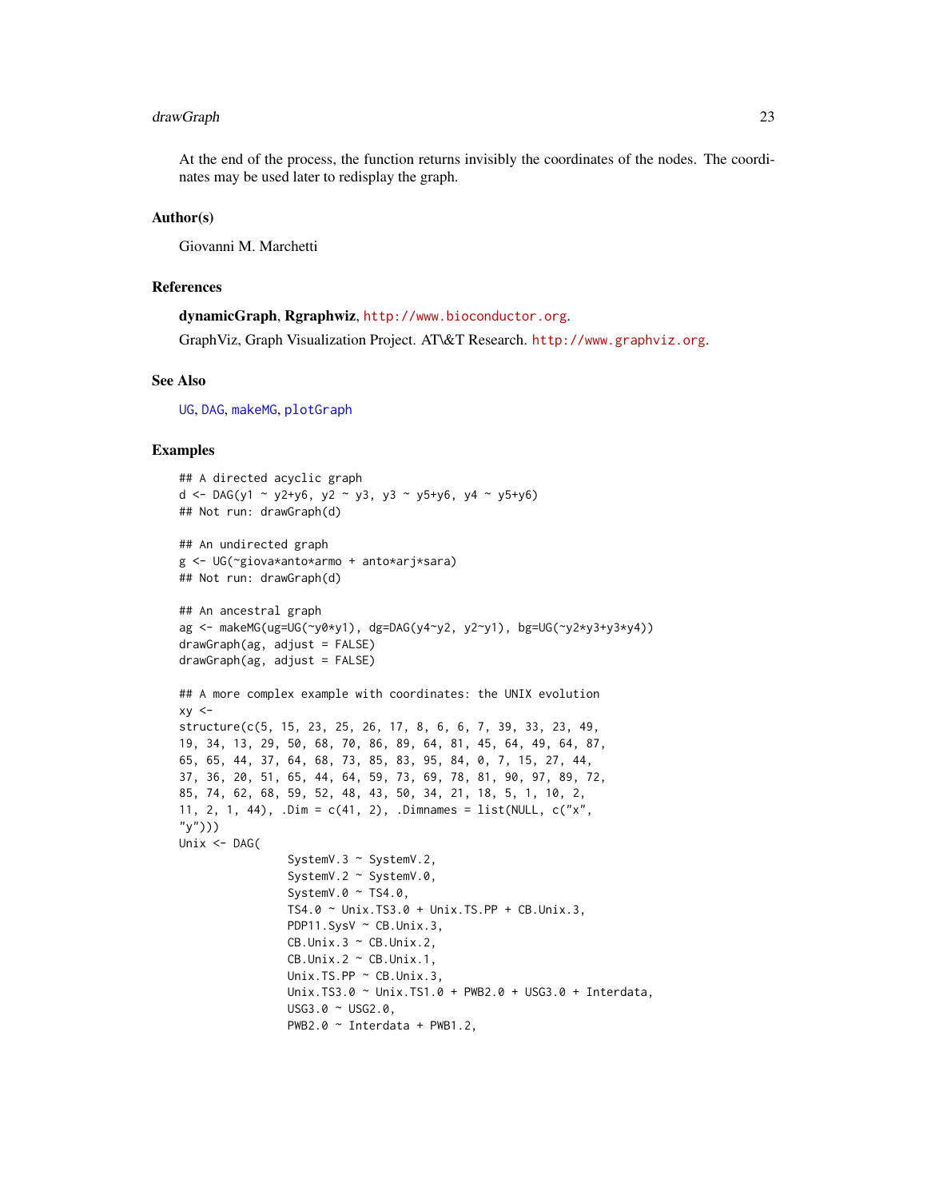At the end of the process, the function returns invisibly the coordinates of the nodes. The coordinates may be used later to redisplay the graph.

## Author(s)

Giovanni M. Marchetti

## References

**dynamicGraph**, **Rgraphwiz**, http://www.bioconductor.org.

GraphViz, Graph Visualization Project. AT\&T Research. http://www.graphviz.org.

## See Also

UG, DAG, makeMG, plotGraph

## Examples

```
## A directed acyclic graph
d <- DAG(y1 ~ y2+y6, y2 ~ y3, y3 ~ y5+y6, y4 ~ y5+y6)
## Not run: drawGraph(d)

## An undirected graph
g <- UG(~giova*anto*armo + anto*arj*sara)
## Not run: drawGraph(d)

## An ancestral graph
ag <- makeMG(ug=UG(~y0*y1), dg=DAG(y4~y2, y2~y1), bg=UG(~y2*y3+y3*y4))
drawGraph(ag, adjust = FALSE)
drawGraph(ag, adjust = FALSE)

## A more complex example with coordinates: the UNIX evolution
xy <-
structure(c(5, 15, 23, 25, 26, 17, 8, 6, 6, 7, 39, 33, 23, 49,
19, 34, 13, 29, 50, 68, 70, 86, 89, 64, 81, 45, 64, 49, 64, 87,
65, 65, 44, 37, 64, 68, 73, 85, 83, 95, 84, 0, 7, 15, 27, 44,
37, 36, 20, 51, 65, 44, 64, 59, 73, 69, 78, 81, 90, 97, 89, 72,
85, 74, 62, 68, 59, 52, 48, 43, 50, 34, 21, 18, 5, 1, 10, 2,
11, 2, 1, 44), .Dim = c(41, 2), .Dimnames = list(NULL, c("x",
"y")))
Unix <- DAG(
                SystemV.3 ~ SystemV.2,
                SystemV.2 ~ SystemV.0,
                SystemV.0 ~ TS4.0,
                TS4.0 ~ Unix.TS3.0 + Unix.TS.PP + CB.Unix.3,
                PDP11.SysV ~ CB.Unix.3,
                CB.Unix.3 ~ CB.Unix.2,
                CB.Unix.2 ~ CB.Unix.1,
                Unix.TS.PP ~ CB.Unix.3,
                Unix.TS3.0 ~ Unix.TS1.0 + PWB2.0 + USG3.0 + Interdata,
                USG3.0 ~ USG2.0,
                PWB2.0 ~ Interdata + PWB1.2,
```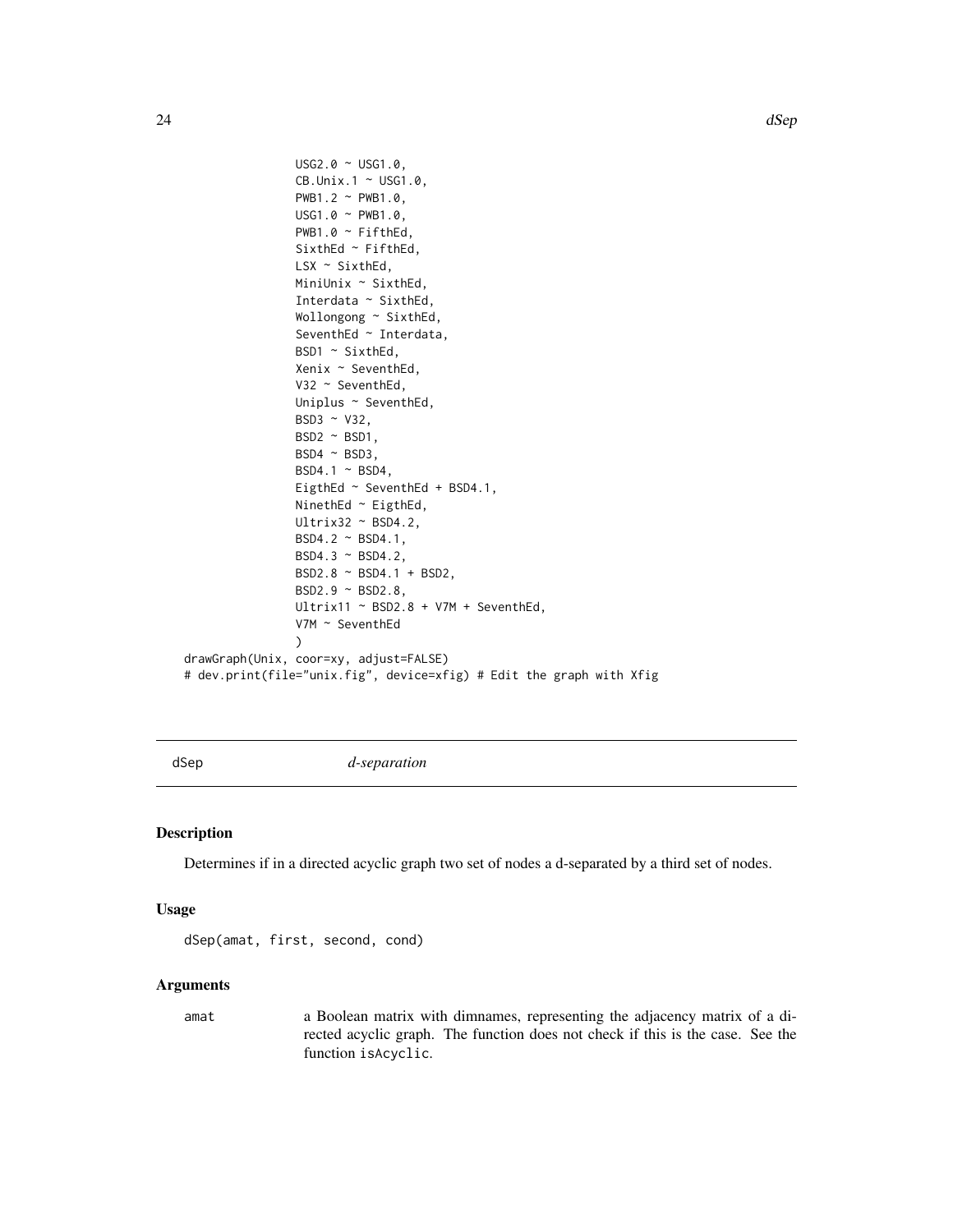```
                USG2.0 ~ USG1.0,
                CB.Unix.1 ~ USG1.0,
                PWB1.2 ~ PWB1.0,
                USG1.0 ~ PWB1.0,
                PWB1.0 ~ FifthEd,
                SixthEd ~ FifthEd,
                LSX ~ SixthEd,
                MiniUnix ~ SixthEd,
                Interdata ~ SixthEd,
                Wollongong ~ SixthEd,
                SeventhEd ~ Interdata,
                BSD1 ~ SixthEd,
                Xenix ~ SeventhEd,
                V32 ~ SeventhEd,
                Uniplus ~ SeventhEd,
                BSD3 ~ V32,
                BSD2 ~ BSD1,
                BSD4 ~ BSD3,
                BSD4.1 ~ BSD4,
                EigthEd ~ SeventhEd + BSD4.1,
                NinethEd ~ EigthEd,
                Ultrix32 ~ BSD4.2,
                BSD4.2 ~ BSD4.1,
                BSD4.3 ~ BSD4.2,
                BSD2.8 ~ BSD4.1 + BSD2,
                BSD2.9 ~ BSD2.8,
                Ultrix11 ~ BSD2.8 + V7M + SeventhEd,
                V7M ~ SeventhEd
                )
drawGraph(Unix, coor=xy, adjust=FALSE)
# dev.print(file="unix.fig", device=xfig) # Edit the graph with Xfig
```

## dSep *d-separation*

### Description

Determines if in a directed acyclic graph two set of nodes a d-separated by a third set of nodes.

### Usage

```
dSep(amat, first, second, cond)
```

### Arguments

amat — a Boolean matrix with dimnames, representing the adjacency matrix of a directed acyclic graph. The function does not check if this is the case. See the function `isAcyclic`.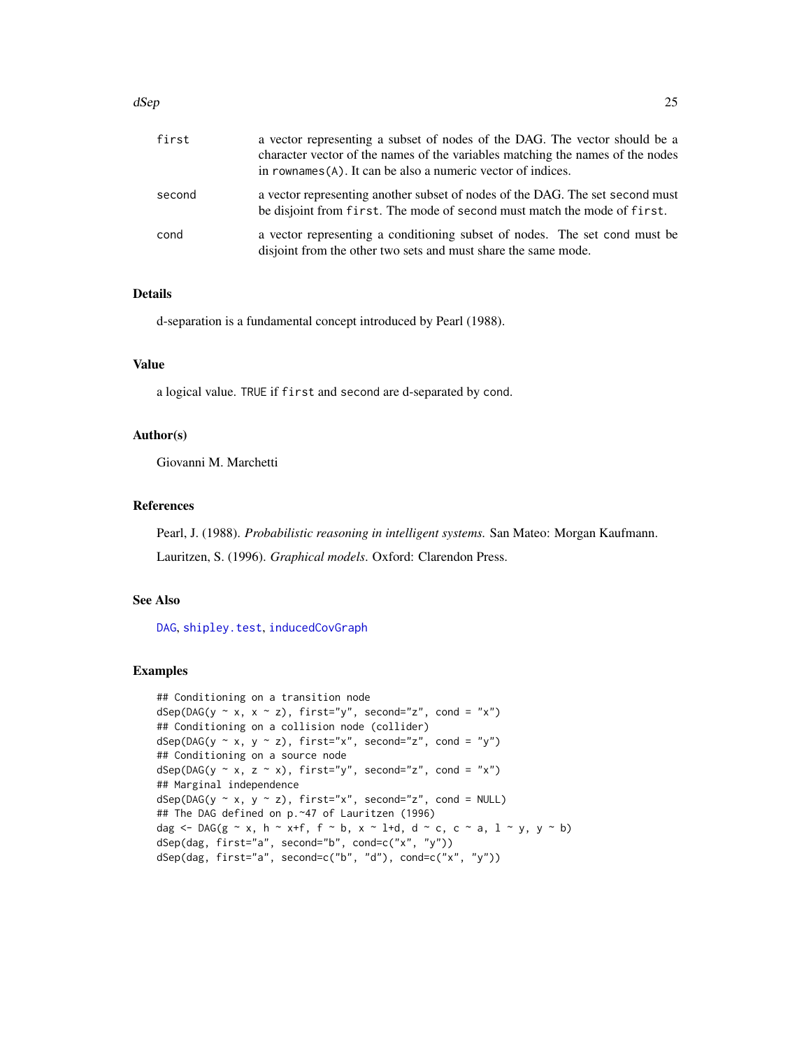| | |
|---|---|
| `first` | a vector representing a subset of nodes of the DAG. The vector should be a character vector of the names of the variables matching the names of the nodes in `rownames(A)`. It can be also a numeric vector of indices. |
| `second` | a vector representing another subset of nodes of the DAG. The set `second` must be disjoint from `first`. The mode of `second` must match the mode of `first`. |
| `cond` | a vector representing a conditioning subset of nodes. The set `cond` must be disjoint from the other two sets and must share the same mode. |

## Details

d-separation is a fundamental concept introduced by Pearl (1988).

## Value

a logical value. `TRUE` if `first` and `second` are d-separated by `cond`.

## Author(s)

Giovanni M. Marchetti

## References

Pearl, J. (1988). *Probabilistic reasoning in intelligent systems.* San Mateo: Morgan Kaufmann.

Lauritzen, S. (1996). *Graphical models*. Oxford: Clarendon Press.

## See Also

`DAG`, `shipley.test`, `inducedCovGraph`

## Examples

```
## Conditioning on a transition node
dSep(DAG(y ~ x, x ~ z), first="y", second="z", cond = "x")
## Conditioning on a collision node (collider)
dSep(DAG(y ~ x, y ~ z), first="x", second="z", cond = "y")
## Conditioning on a source node
dSep(DAG(y ~ x, z ~ x), first="y", second="z", cond = "x")
## Marginal independence
dSep(DAG(y ~ x, y ~ z), first="x", second="z", cond = NULL)
## The DAG defined on p.~47 of Lauritzen (1996)
dag <- DAG(g ~ x, h ~ x+f, f ~ b, x ~ l+d, d ~ c, c ~ a, l ~ y, y ~ b)
dSep(dag, first="a", second="b", cond=c("x", "y"))
dSep(dag, first="a", second=c("b", "d"), cond=c("x", "y"))
```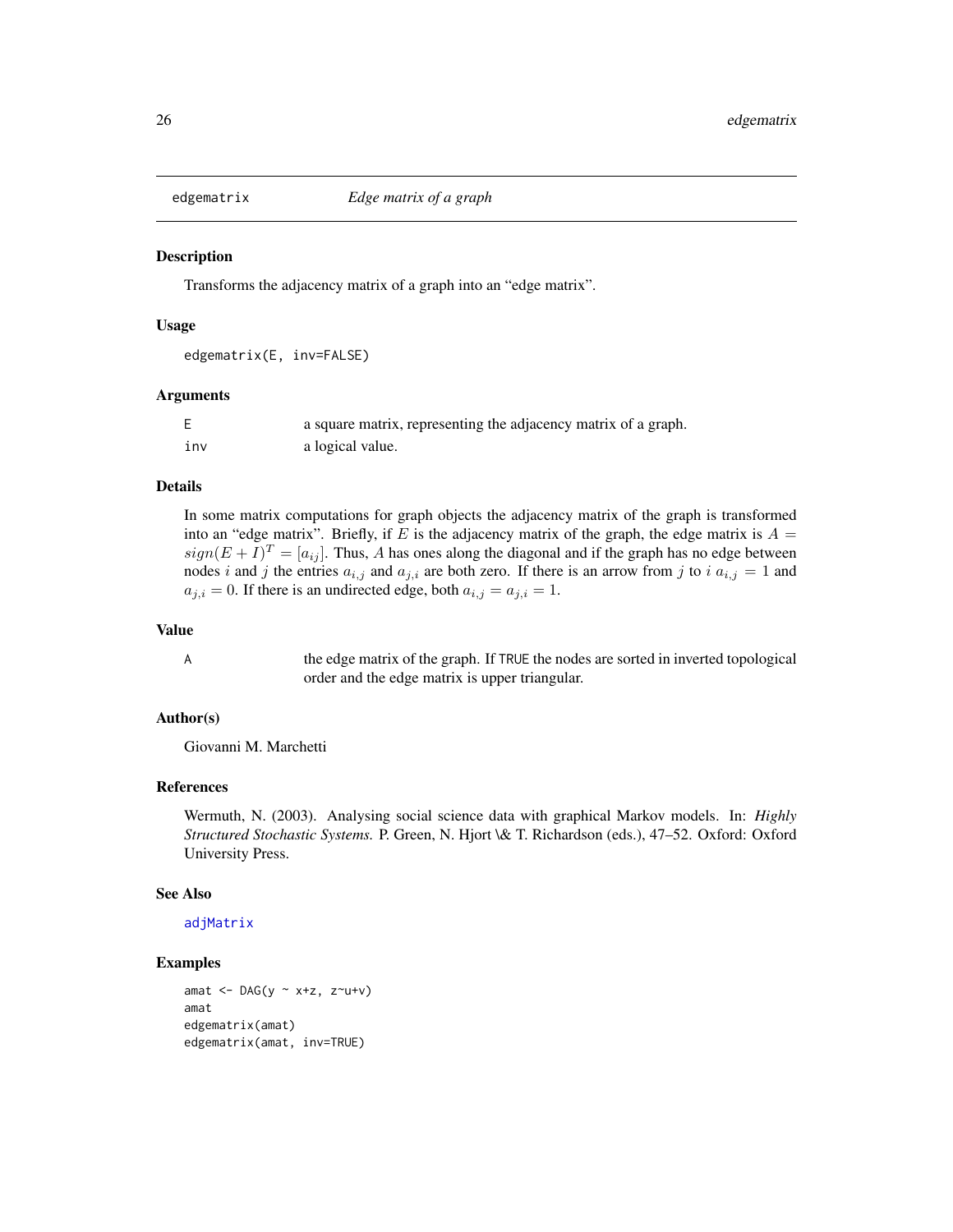## edgematrix *Edge matrix of a graph*

### Description

Transforms the adjacency matrix of a graph into an "edge matrix".

### Usage

```
edgematrix(E, inv=FALSE)
```

### Arguments

| | |
|---|---|
| E | a square matrix, representing the adjacency matrix of a graph. |
| inv | a logical value. |

### Details

In some matrix computations for graph objects the adjacency matrix of the graph is transformed into an "edge matrix". Briefly, if $E$ is the adjacency matrix of the graph, the edge matrix is $A = sign(E+I)^T = [a_{ij}]$. Thus, $A$ has ones along the diagonal and if the graph has no edge between nodes $i$ and $j$ the entries $a_{i,j}$ and $a_{j,i}$ are both zero. If there is an arrow from $j$ to $i$ $a_{i,j} = 1$ and $a_{j,i} = 0$. If there is an undirected edge, both $a_{i,j} = a_{j,i} = 1$.

### Value

| | |
|---|---|
| A | the edge matrix of the graph. If TRUE the nodes are sorted in inverted topological order and the edge matrix is upper triangular. |

### Author(s)

Giovanni M. Marchetti

### References

Wermuth, N. (2003). Analysing social science data with graphical Markov models. In: *Highly Structured Stochastic Systems.* P. Green, N. Hjort \& T. Richardson (eds.), 47–52. Oxford: Oxford University Press.

### See Also

adjMatrix

### Examples

```
amat <- DAG(y ~ x+z, z~u+v)
amat
edgematrix(amat)
edgematrix(amat, inv=TRUE)
```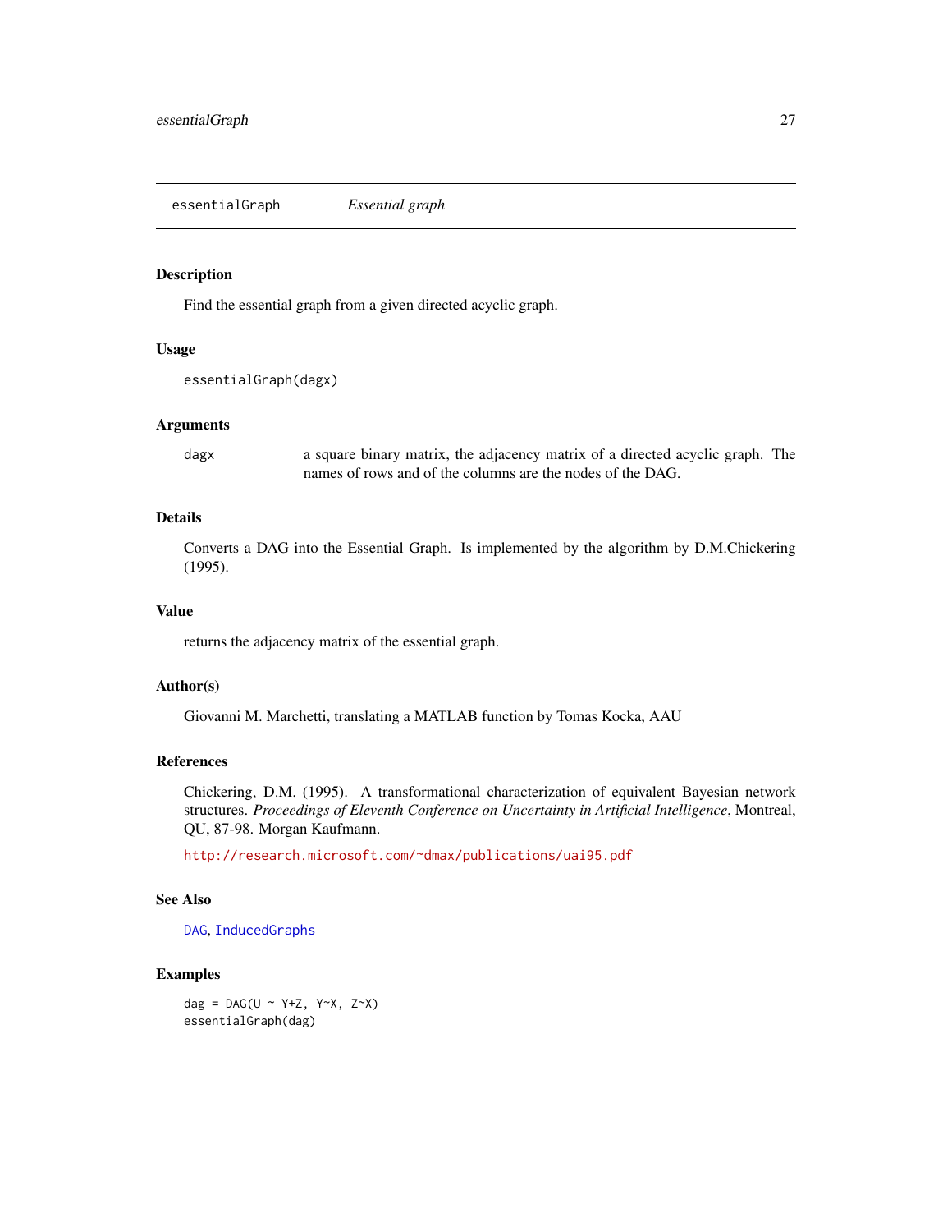## essentialGraph *Essential graph*

### Description

Find the essential graph from a given directed acyclic graph.

### Usage

```
essentialGraph(dagx)
```

### Arguments

dagx a square binary matrix, the adjacency matrix of a directed acyclic graph. The names of rows and of the columns are the nodes of the DAG.

### Details

Converts a DAG into the Essential Graph. Is implemented by the algorithm by D.M.Chickering (1995).

### Value

returns the adjacency matrix of the essential graph.

### Author(s)

Giovanni M. Marchetti, translating a MATLAB function by Tomas Kocka, AAU

### References

Chickering, D.M. (1995). A transformational characterization of equivalent Bayesian network structures. *Proceedings of Eleventh Conference on Uncertainty in Artificial Intelligence*, Montreal, QU, 87-98. Morgan Kaufmann.

http://research.microsoft.com/~dmax/publications/uai95.pdf

### See Also

DAG, InducedGraphs

### Examples

```
dag = DAG(U ~ Y+Z, Y~X, Z~X)
essentialGraph(dag)
```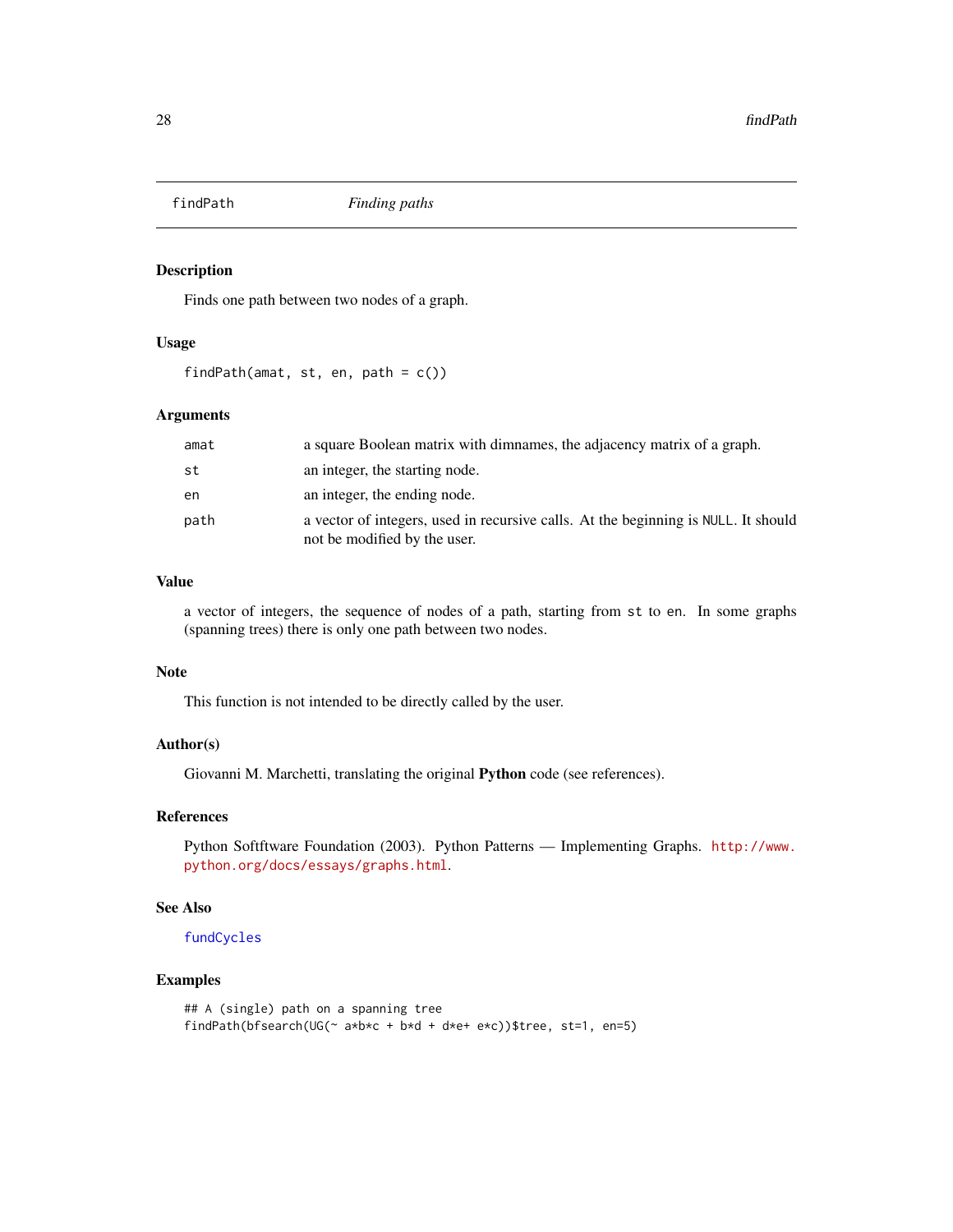# findPath

*Finding paths*

## Description

Finds one path between two nodes of a graph.

## Usage

```
findPath(amat, st, en, path = c())
```

## Arguments

| | |
|---|---|
| amat | a square Boolean matrix with dimnames, the adjacency matrix of a graph. |
| st | an integer, the starting node. |
| en | an integer, the ending node. |
| path | a vector of integers, used in recursive calls. At the beginning is NULL. It should not be modified by the user. |

## Value

a vector of integers, the sequence of nodes of a path, starting from st to en. In some graphs (spanning trees) there is only one path between two nodes.

## Note

This function is not intended to be directly called by the user.

## Author(s)

Giovanni M. Marchetti, translating the original **Python** code (see references).

## References

Python Softftware Foundation (2003). Python Patterns — Implementing Graphs. http://www.python.org/docs/essays/graphs.html.

## See Also

fundCycles

## Examples

```
## A (single) path on a spanning tree
findPath(bfsearch(UG(~ a*b*c + b*d + d*e+ e*c))$tree, st=1, en=5)
```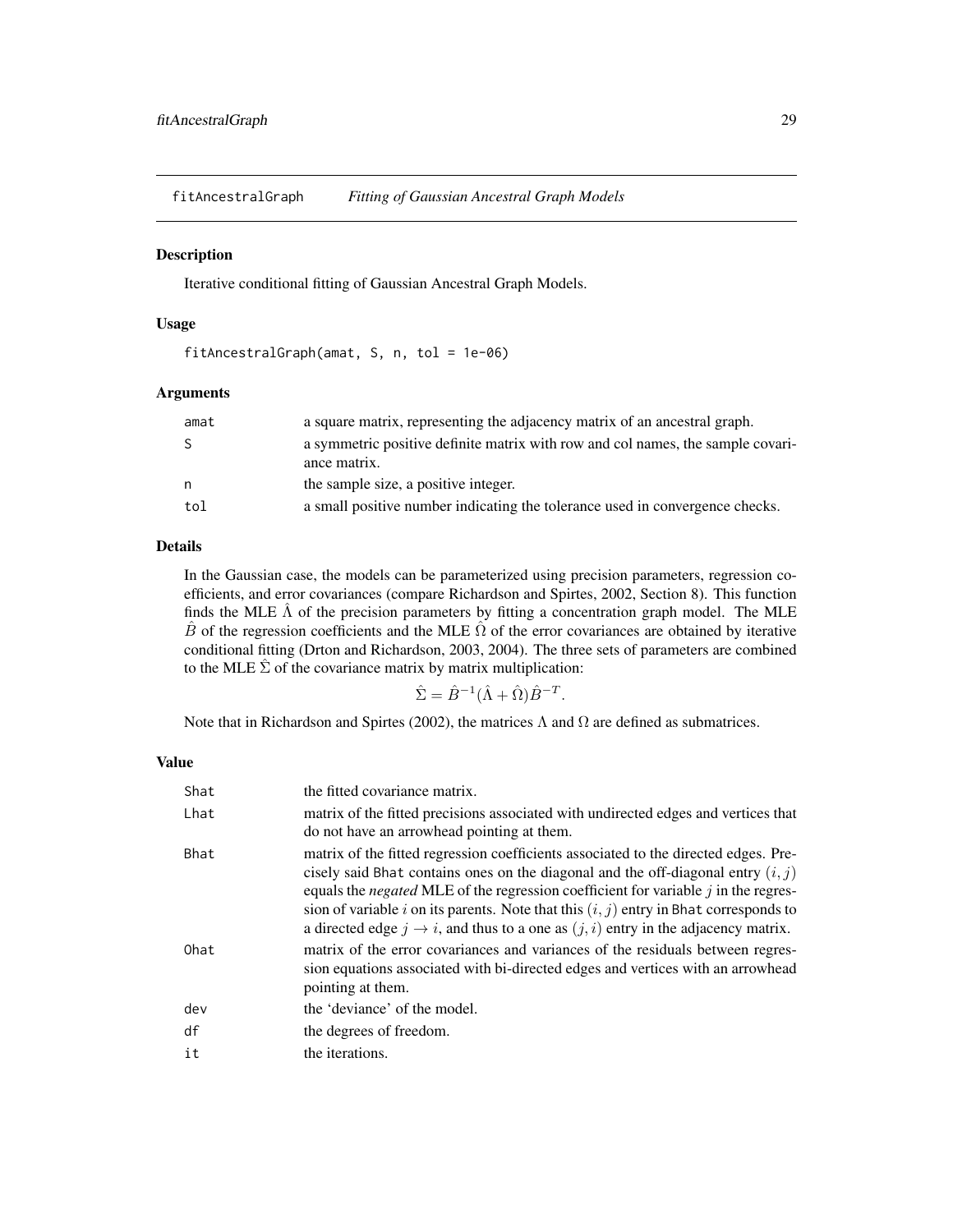## fitAncestralGraph *Fitting of Gaussian Ancestral Graph Models*

### Description

Iterative conditional fitting of Gaussian Ancestral Graph Models.

### Usage

```
fitAncestralGraph(amat, S, n, tol = 1e-06)
```

### Arguments

| | |
|---|---|
| amat | a square matrix, representing the adjacency matrix of an ancestral graph. |
| S | a symmetric positive definite matrix with row and col names, the sample covariance matrix. |
| n | the sample size, a positive integer. |
| tol | a small positive number indicating the tolerance used in convergence checks. |

### Details

In the Gaussian case, the models can be parameterized using precision parameters, regression coefficients, and error covariances (compare Richardson and Spirtes, 2002, Section 8). This function finds the MLE $\hat{\Lambda}$ of the precision parameters by fitting a concentration graph model. The MLE $\hat{B}$ of the regression coefficients and the MLE $\hat{\Omega}$ of the error covariances are obtained by iterative conditional fitting (Drton and Richardson, 2003, 2004). The three sets of parameters are combined to the MLE $\hat{\Sigma}$ of the covariance matrix by matrix multiplication:

$$\hat{\Sigma} = \hat{B}^{-1}(\hat{\Lambda} + \hat{\Omega})\hat{B}^{-T}.$$

Note that in Richardson and Spirtes (2002), the matrices $\Lambda$ and $\Omega$ are defined as submatrices.

### Value

| | |
|---|---|
| Shat | the fitted covariance matrix. |
| Lhat | matrix of the fitted precisions associated with undirected edges and vertices that do not have an arrowhead pointing at them. |
| Bhat | matrix of the fitted regression coefficients associated to the directed edges. Precisely said Bhat contains ones on the diagonal and the off-diagonal entry $(i, j)$ equals the *negated* MLE of the regression coefficient for variable $j$ in the regression of variable $i$ on its parents. Note that this $(i, j)$ entry in Bhat corresponds to a directed edge $j \to i$, and thus to a one as $(j, i)$ entry in the adjacency matrix. |
| Ohat | matrix of the error covariances and variances of the residuals between regression equations associated with bi-directed edges and vertices with an arrowhead pointing at them. |
| dev | the 'deviance' of the model. |
| df | the degrees of freedom. |
| it | the iterations. |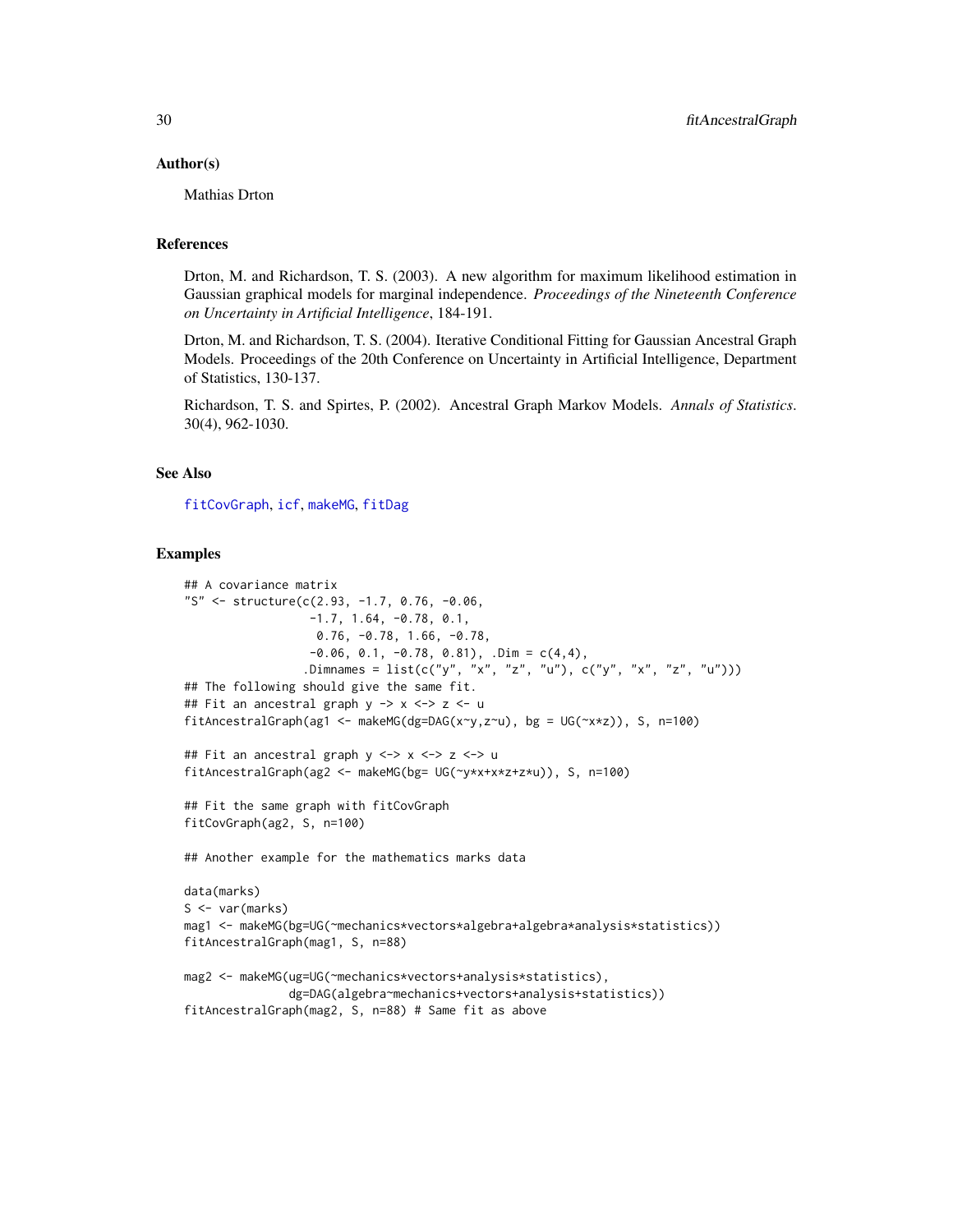## Author(s)

Mathias Drton

## References

Drton, M. and Richardson, T. S. (2003). A new algorithm for maximum likelihood estimation in Gaussian graphical models for marginal independence. *Proceedings of the Nineteenth Conference on Uncertainty in Artificial Intelligence*, 184-191.

Drton, M. and Richardson, T. S. (2004). Iterative Conditional Fitting for Gaussian Ancestral Graph Models. Proceedings of the 20th Conference on Uncertainty in Artificial Intelligence, Department of Statistics, 130-137.

Richardson, T. S. and Spirtes, P. (2002). Ancestral Graph Markov Models. *Annals of Statistics*. 30(4), 962-1030.

## See Also

fitCovGraph, icf, makeMG, fitDag

## Examples

```
## A covariance matrix
"S" <- structure(c(2.93, -1.7, 0.76, -0.06,
                  -1.7, 1.64, -0.78, 0.1,
                   0.76, -0.78, 1.66, -0.78,
                  -0.06, 0.1, -0.78, 0.81), .Dim = c(4,4),
                 .Dimnames = list(c("y", "x", "z", "u"), c("y", "x", "z", "u")))
## The following should give the same fit.
## Fit an ancestral graph y -> x <-> z <- u
fitAncestralGraph(ag1 <- makeMG(dg=DAG(x~y,z~u), bg = UG(~x*z)), S, n=100)

## Fit an ancestral graph y <-> x <-> z <-> u
fitAncestralGraph(ag2 <- makeMG(bg= UG(~y*x+x*z+z*u)), S, n=100)

## Fit the same graph with fitCovGraph
fitCovGraph(ag2, S, n=100)

## Another example for the mathematics marks data

data(marks)
S <- var(marks)
mag1 <- makeMG(bg=UG(~mechanics*vectors*algebra+algebra*analysis*statistics))
fitAncestralGraph(mag1, S, n=88)

mag2 <- makeMG(ug=UG(~mechanics*vectors+analysis*statistics),
               dg=DAG(algebra~mechanics+vectors+analysis+statistics))
fitAncestralGraph(mag2, S, n=88) # Same fit as above
```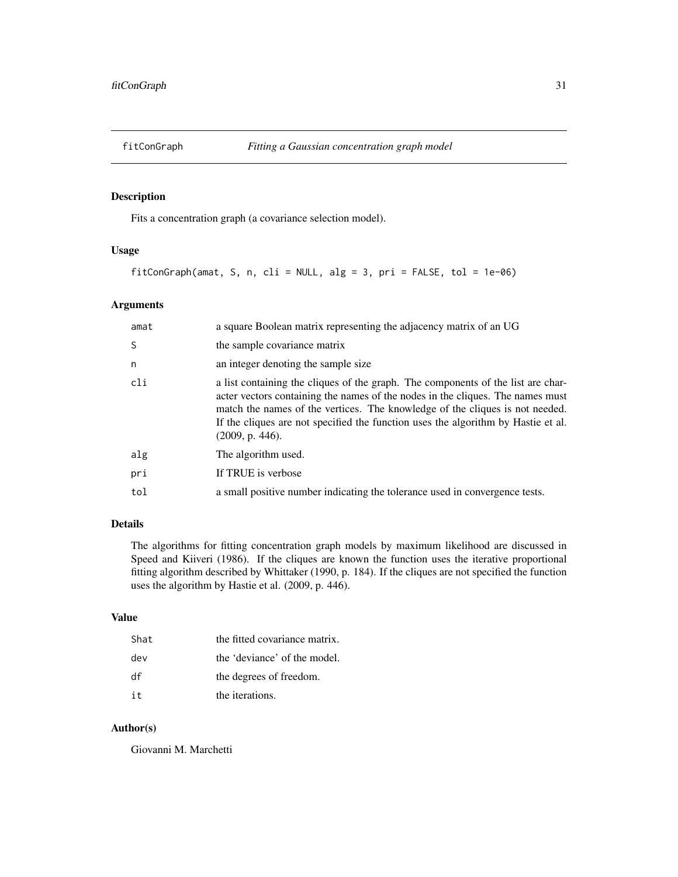## fitConGraph *Fitting a Gaussian concentration graph model*

### Description

Fits a concentration graph (a covariance selection model).

### Usage

```
fitConGraph(amat, S, n, cli = NULL, alg = 3, pri = FALSE, tol = 1e-06)
```

### Arguments

| | |
|---|---|
| amat | a square Boolean matrix representing the adjacency matrix of an UG |
| S | the sample covariance matrix |
| n | an integer denoting the sample size |
| cli | a list containing the cliques of the graph. The components of the list are character vectors containing the names of the nodes in the cliques. The names must match the names of the vertices. The knowledge of the cliques is not needed. If the cliques are not specified the function uses the algorithm by Hastie et al. (2009, p. 446). |
| alg | The algorithm used. |
| pri | If TRUE is verbose |
| tol | a small positive number indicating the tolerance used in convergence tests. |

### Details

The algorithms for fitting concentration graph models by maximum likelihood are discussed in Speed and Kiiveri (1986). If the cliques are known the function uses the iterative proportional fitting algorithm described by Whittaker (1990, p. 184). If the cliques are not specified the function uses the algorithm by Hastie et al. (2009, p. 446).

### Value

| | |
|---|---|
| Shat | the fitted covariance matrix. |
| dev | the 'deviance' of the model. |
| df | the degrees of freedom. |
| it | the iterations. |

### Author(s)

Giovanni M. Marchetti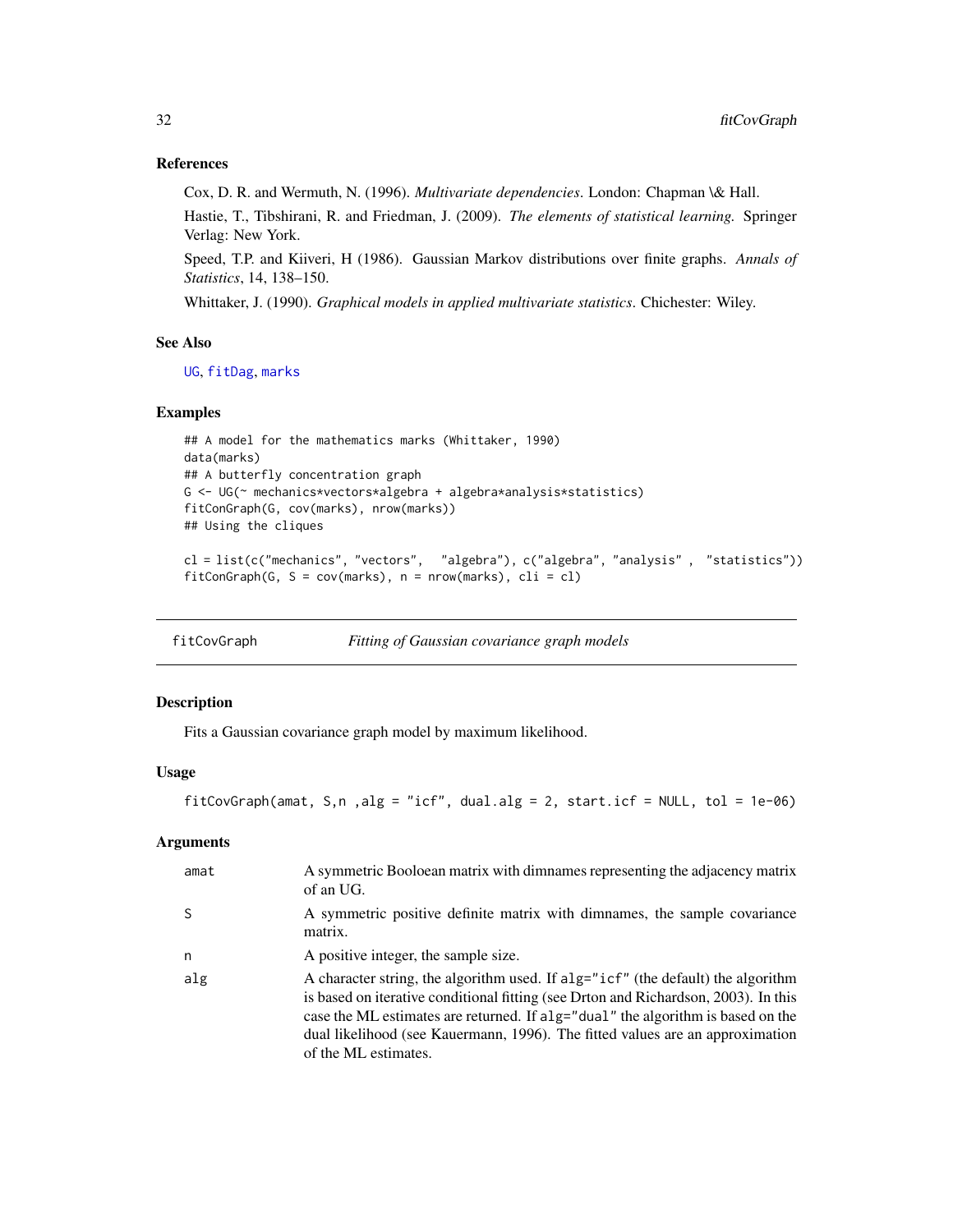### References

Cox, D. R. and Wermuth, N. (1996). *Multivariate dependencies*. London: Chapman \& Hall.

Hastie, T., Tibshirani, R. and Friedman, J. (2009). *The elements of statistical learning.* Springer Verlag: New York.

Speed, T.P. and Kiiveri, H (1986). Gaussian Markov distributions over finite graphs. *Annals of Statistics*, 14, 138–150.

Whittaker, J. (1990). *Graphical models in applied multivariate statistics*. Chichester: Wiley.

### See Also

UG, fitDag, marks

### Examples

```
## A model for the mathematics marks (Whittaker, 1990)
data(marks)
## A butterfly concentration graph
G <- UG(~ mechanics*vectors*algebra + algebra*analysis*statistics)
fitConGraph(G, cov(marks), nrow(marks))
## Using the cliques

cl = list(c("mechanics", "vectors",  "algebra"), c("algebra", "analysis" ,  "statistics"))
fitConGraph(G, S = cov(marks), n = nrow(marks), cli = cl)
```

---

## fitCovGraph *Fitting of Gaussian covariance graph models*

### Description

Fits a Gaussian covariance graph model by maximum likelihood.

### Usage

```
fitCovGraph(amat, S,n ,alg = "icf", dual.alg = 2, start.icf = NULL, tol = 1e-06)
```

### Arguments

| | |
|---|---|
| amat | A symmetric Booloean matrix with dimnames representing the adjacency matrix of an UG. |
| S | A symmetric positive definite matrix with dimnames, the sample covariance matrix. |
| n | A positive integer, the sample size. |
| alg | A character string, the algorithm used. If alg="icf" (the default) the algorithm is based on iterative conditional fitting (see Drton and Richardson, 2003). In this case the ML estimates are returned. If alg="dual" the algorithm is based on the dual likelihood (see Kauermann, 1996). The fitted values are an approximation of the ML estimates. |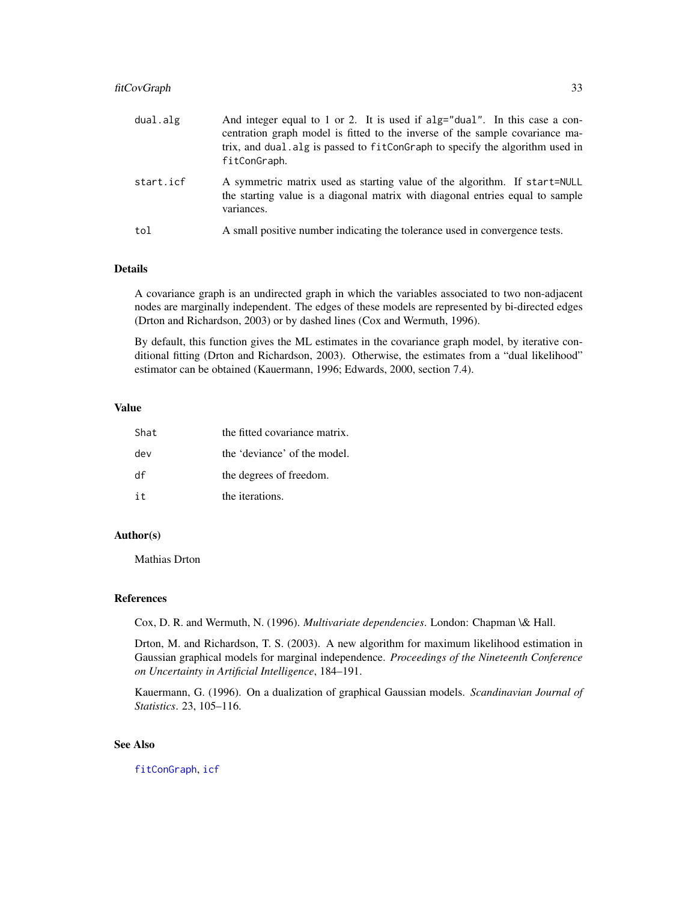| | |
|---|---|
| `dual.alg` | And integer equal to 1 or 2. It is used if `alg="dual"`. In this case a concentration graph model is fitted to the inverse of the sample covariance matrix, and `dual.alg` is passed to `fitConGraph` to specify the algorithm used in `fitConGraph`. |
| `start.icf` | A symmetric matrix used as starting value of the algorithm. If `start=NULL` the starting value is a diagonal matrix with diagonal entries equal to sample variances. |
| `tol` | A small positive number indicating the tolerance used in convergence tests. |

### Details

A covariance graph is an undirected graph in which the variables associated to two non-adjacent nodes are marginally independent. The edges of these models are represented by bi-directed edges (Drton and Richardson, 2003) or by dashed lines (Cox and Wermuth, 1996).

By default, this function gives the ML estimates in the covariance graph model, by iterative conditional fitting (Drton and Richardson, 2003). Otherwise, the estimates from a "dual likelihood" estimator can be obtained (Kauermann, 1996; Edwards, 2000, section 7.4).

### Value

| | |
|---|---|
| `Shat` | the fitted covariance matrix. |
| `dev` | the 'deviance' of the model. |
| `df` | the degrees of freedom. |
| `it` | the iterations. |

### Author(s)

Mathias Drton

### References

Cox, D. R. and Wermuth, N. (1996). *Multivariate dependencies*. London: Chapman \& Hall.

Drton, M. and Richardson, T. S. (2003). A new algorithm for maximum likelihood estimation in Gaussian graphical models for marginal independence. *Proceedings of the Nineteenth Conference on Uncertainty in Artificial Intelligence*, 184–191.

Kauermann, G. (1996). On a dualization of graphical Gaussian models. *Scandinavian Journal of Statistics*. 23, 105–116.

### See Also

`fitConGraph`, `icf`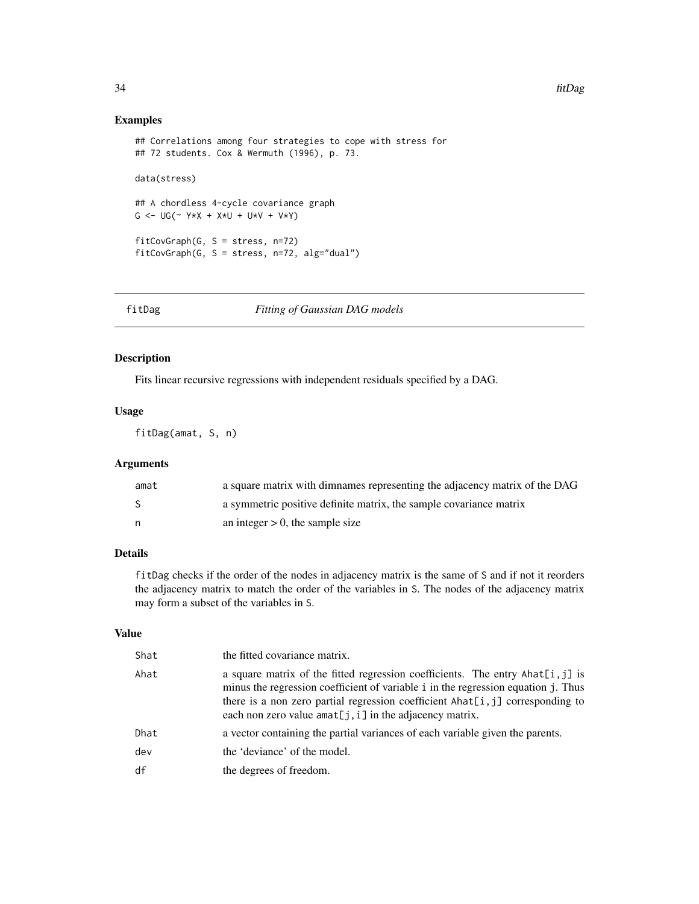## Examples

```
## Correlations among four strategies to cope with stress for
## 72 students. Cox & Wermuth (1996), p. 73.

data(stress)

## A chordless 4-cycle covariance graph
G <- UG(~ Y*X + X*U + U*V + V*Y)

fitCovGraph(G, S = stress, n=72)
fitCovGraph(G, S = stress, n=72, alg="dual")
```

---

# fitDag — *Fitting of Gaussian DAG models*

## Description

Fits linear recursive regressions with independent residuals specified by a DAG.

## Usage

```
fitDag(amat, S, n)
```

## Arguments

| | |
|---|---|
| amat | a square matrix with dimnames representing the adjacency matrix of the DAG |
| S | a symmetric positive definite matrix, the sample covariance matrix |
| n | an integer > 0, the sample size |

## Details

`fitDag` checks if the order of the nodes in adjacency matrix is the same of `S` and if not it reorders the adjacency matrix to match the order of the variables in `S`. The nodes of the adjacency matrix may form a subset of the variables in `S`.

## Value

| | |
|---|---|
| Shat | the fitted covariance matrix. |
| Ahat | a square matrix of the fitted regression coefficients. The entry `Ahat[i,j]` is minus the regression coefficient of variable `i` in the regression equation `j`. Thus there is a non zero partial regression coefficient `Ahat[i,j]` corresponding to each non zero value `amat[j,i]` in the adjacency matrix. |
| Dhat | a vector containing the partial variances of each variable given the parents. |
| dev | the 'deviance' of the model. |
| df | the degrees of freedom. |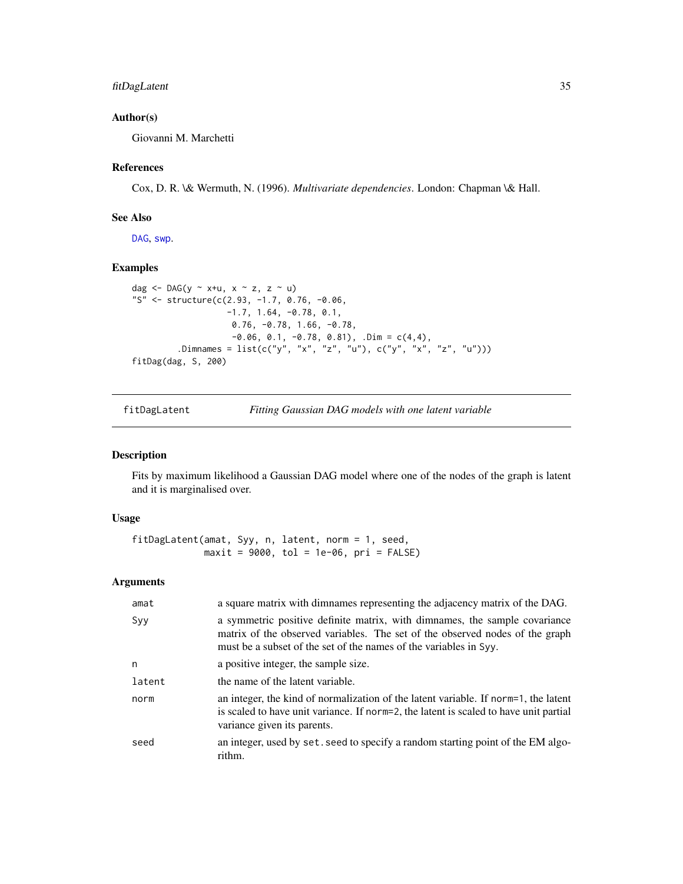### Author(s)

Giovanni M. Marchetti

### References

Cox, D. R. \& Wermuth, N. (1996). *Multivariate dependencies*. London: Chapman \& Hall.

### See Also

DAG, swp.

### Examples

```
dag <- DAG(y ~ x+u, x ~ z, z ~ u)
"S" <- structure(c(2.93, -1.7, 0.76, -0.06,
                  -1.7, 1.64, -0.78, 0.1,
                   0.76, -0.78, 1.66, -0.78,
                   -0.06, 0.1, -0.78, 0.81), .Dim = c(4,4),
         .Dimnames = list(c("y", "x", "z", "u"), c("y", "x", "z", "u")))
fitDag(dag, S, 200)
```

---

## fitDagLatent — *Fitting Gaussian DAG models with one latent variable*

### Description

Fits by maximum likelihood a Gaussian DAG model where one of the nodes of the graph is latent and it is marginalised over.

### Usage

```
fitDagLatent(amat, Syy, n, latent, norm = 1, seed,
             maxit = 9000, tol = 1e-06, pri = FALSE)
```

### Arguments

| | |
|---|---|
| `amat` | a square matrix with dimnames representing the adjacency matrix of the DAG. |
| `Syy` | a symmetric positive definite matrix, with dimnames, the sample covariance matrix of the observed variables. The set of the observed nodes of the graph must be a subset of the set of the names of the variables in `Syy`. |
| `n` | a positive integer, the sample size. |
| `latent` | the name of the latent variable. |
| `norm` | an integer, the kind of normalization of the latent variable. If `norm=1`, the latent is scaled to have unit variance. If `norm=2`, the latent is scaled to have unit partial variance given its parents. |
| `seed` | an integer, used by `set.seed` to specify a random starting point of the EM algorithm. |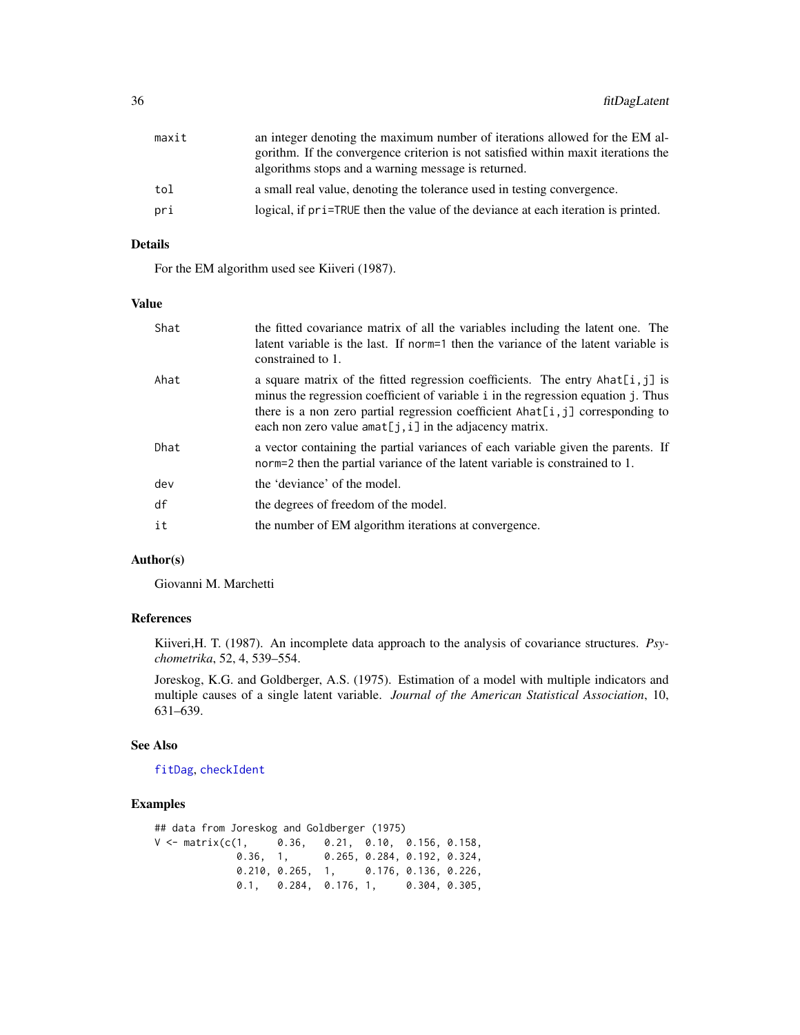| | |
|---|---|
| maxit | an integer denoting the maximum number of iterations allowed for the EM algorithm. If the convergence criterion is not satisfied within maxit iterations the algorithms stops and a warning message is returned. |
| tol | a small real value, denoting the tolerance used in testing convergence. |
| pri | logical, if pri=TRUE then the value of the deviance at each iteration is printed. |

### Details

For the EM algorithm used see Kiiveri (1987).

### Value

| | |
|---|---|
| Shat | the fitted covariance matrix of all the variables including the latent one. The latent variable is the last. If norm=1 then the variance of the latent variable is constrained to 1. |
| Ahat | a square matrix of the fitted regression coefficients. The entry Ahat[i,j] is minus the regression coefficient of variable i in the regression equation j. Thus there is a non zero partial regression coefficient Ahat[i,j] corresponding to each non zero value amat[j,i] in the adjacency matrix. |
| Dhat | a vector containing the partial variances of each variable given the parents. If norm=2 then the partial variance of the latent variable is constrained to 1. |
| dev | the 'deviance' of the model. |
| df | the degrees of freedom of the model. |
| it | the number of EM algorithm iterations at convergence. |

### Author(s)

Giovanni M. Marchetti

### References

Kiiveri,H. T. (1987). An incomplete data approach to the analysis of covariance structures. *Psychometrika*, 52, 4, 539–554.

Joreskog, K.G. and Goldberger, A.S. (1975). Estimation of a model with multiple indicators and multiple causes of a single latent variable. *Journal of the American Statistical Association*, 10, 631–639.

### See Also

fitDag, checkIdent

### Examples

```
## data from Joreskog and Goldberger (1975)
V <- matrix(c(1,     0.36,   0.21,  0.10,  0.156, 0.158,
             0.36,  1,      0.265, 0.284, 0.192, 0.324,
             0.210, 0.265,  1,     0.176, 0.136, 0.226,
             0.1,   0.284,  0.176, 1,     0.304, 0.305,
```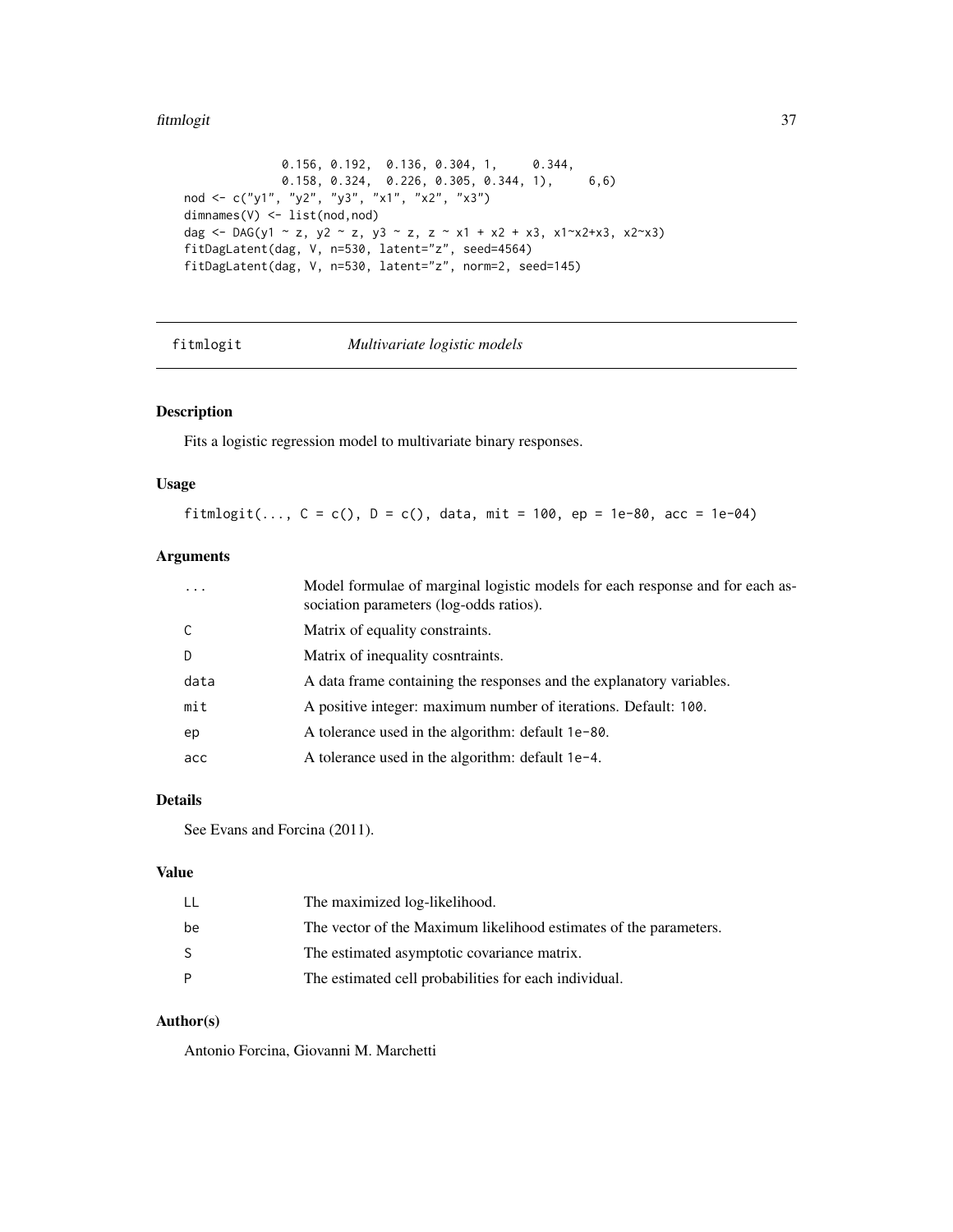```
              0.156, 0.192,  0.136, 0.304, 1,     0.344,
              0.158, 0.324,  0.226, 0.305, 0.344, 1),     6,6)
nod <- c("y1", "y2", "y3", "x1", "x2", "x3")
dimnames(V) <- list(nod,nod)
dag <- DAG(y1 ~ z, y2 ~ z, y3 ~ z, z ~ x1 + x2 + x3, x1~x2+x3, x2~x3)
fitDagLatent(dag, V, n=530, latent="z", seed=4564)
fitDagLatent(dag, V, n=530, latent="z", norm=2, seed=145)
```

---

`fitmlogit` *Multivariate logistic models*

---

## Description

Fits a logistic regression model to multivariate binary responses.

## Usage

```
fitmlogit(..., C = c(), D = c(), data, mit = 100, ep = 1e-80, acc = 1e-04)
```

## Arguments

| | |
|---|---|
| `...` | Model formulae of marginal logistic models for each response and for each association parameters (log-odds ratios). |
| `C` | Matrix of equality constraints. |
| `D` | Matrix of inequality cosntraints. |
| `data` | A data frame containing the responses and the explanatory variables. |
| `mit` | A positive integer: maximum number of iterations. Default: `100`. |
| `ep` | A tolerance used in the algorithm: default `1e-80`. |
| `acc` | A tolerance used in the algorithm: default `1e-4`. |

## Details

See Evans and Forcina (2011).

## Value

| | |
|---|---|
| `LL` | The maximized log-likelihood. |
| `be` | The vector of the Maximum likelihood estimates of the parameters. |
| `S` | The estimated asymptotic covariance matrix. |
| `P` | The estimated cell probabilities for each individual. |

## Author(s)

Antonio Forcina, Giovanni M. Marchetti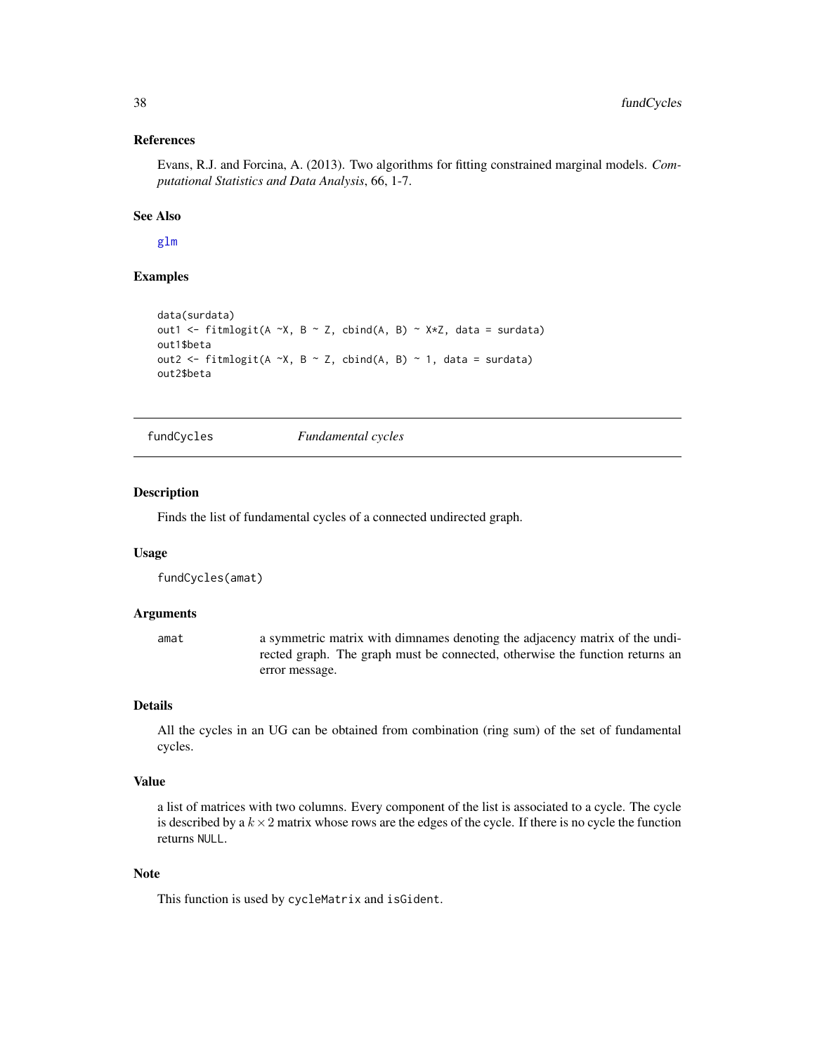### References

Evans, R.J. and Forcina, A. (2013). Two algorithms for fitting constrained marginal models. *Computational Statistics and Data Analysis*, 66, 1-7.

### See Also

glm

### Examples

```
data(surdata)
out1 <- fitmlogit(A ~X, B ~ Z, cbind(A, B) ~ X*Z, data = surdata)
out1$beta
out2 <- fitmlogit(A ~X, B ~ Z, cbind(A, B) ~ 1, data = surdata)
out2$beta
```

---

## fundCycles *Fundamental cycles*

### Description

Finds the list of fundamental cycles of a connected undirected graph.

### Usage

```
fundCycles(amat)
```

### Arguments

| | |
|---|---|
| amat | a symmetric matrix with dimnames denoting the adjacency matrix of the undirected graph. The graph must be connected, otherwise the function returns an error message. |

### Details

All the cycles in an UG can be obtained from combination (ring sum) of the set of fundamental cycles.

### Value

a list of matrices with two columns. Every component of the list is associated to a cycle. The cycle is described by a $k \times 2$ matrix whose rows are the edges of the cycle. If there is no cycle the function returns `NULL`.

### Note

This function is used by `cycleMatrix` and `isGident`.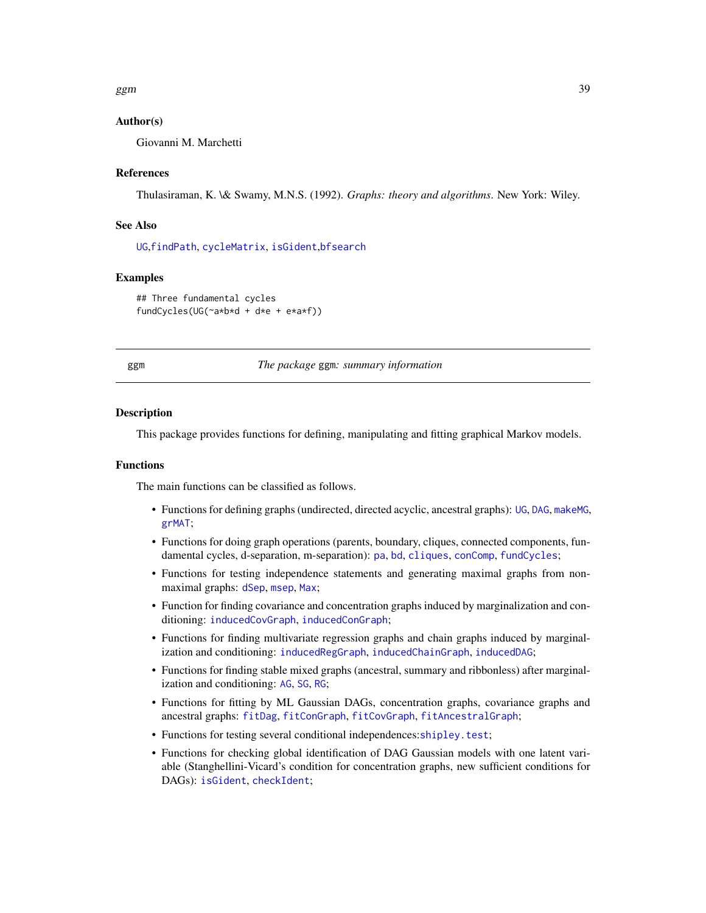### Author(s)

Giovanni M. Marchetti

### References

Thulasiraman, K. \& Swamy, M.N.S. (1992). *Graphs: theory and algorithms*. New York: Wiley.

### See Also

UG,findPath, cycleMatrix, isGident,bfsearch

### Examples

```
## Three fundamental cycles
fundCycles(UG(~a*b*d + d*e + e*a*f))
```

---

## ggm — *The package* ggm*: summary information*

---

### Description

This package provides functions for defining, manipulating and fitting graphical Markov models.

### Functions

The main functions can be classified as follows.

- Functions for defining graphs (undirected, directed acyclic, ancestral graphs): UG, DAG, makeMG, grMAT;
- Functions for doing graph operations (parents, boundary, cliques, connected components, fundamental cycles, d-separation, m-separation): pa, bd, cliques, conComp, fundCycles;
- Functions for testing independence statements and generating maximal graphs from non-maximal graphs: dSep, msep, Max;
- Function for finding covariance and concentration graphs induced by marginalization and conditioning: inducedCovGraph, inducedConGraph;
- Functions for finding multivariate regression graphs and chain graphs induced by marginalization and conditioning: inducedRegGraph, inducedChainGraph, inducedDAG;
- Functions for finding stable mixed graphs (ancestral, summary and ribbonless) after marginalization and conditioning: AG, SG, RG;
- Functions for fitting by ML Gaussian DAGs, concentration graphs, covariance graphs and ancestral graphs: fitDag, fitConGraph, fitCovGraph, fitAncestralGraph;
- Functions for testing several conditional independences:shipley.test;
- Functions for checking global identification of DAG Gaussian models with one latent variable (Stanghellini-Vicard's condition for concentration graphs, new sufficient conditions for DAGs): isGident, checkIdent;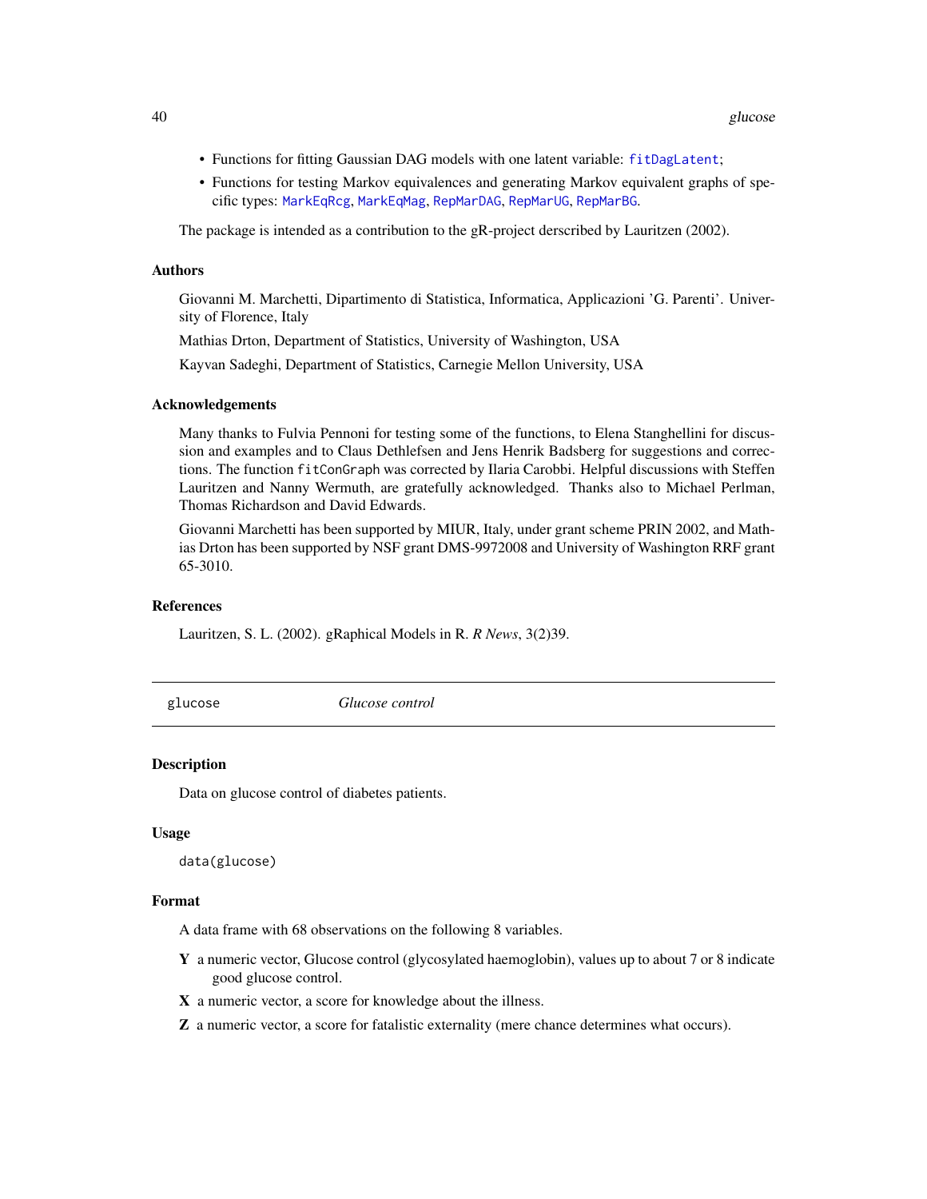- Functions for fitting Gaussian DAG models with one latent variable: `fitDagLatent`;
- Functions for testing Markov equivalences and generating Markov equivalent graphs of specific types: `MarkEqRcg`, `MarkEqMag`, `RepMarDAG`, `RepMarUG`, `RepMarBG`.

The package is intended as a contribution to the gR-project derscribed by Lauritzen (2002).

### Authors

Giovanni M. Marchetti, Dipartimento di Statistica, Informatica, Applicazioni 'G. Parenti'. University of Florence, Italy

Mathias Drton, Department of Statistics, University of Washington, USA

Kayvan Sadeghi, Department of Statistics, Carnegie Mellon University, USA

### Acknowledgements

Many thanks to Fulvia Pennoni for testing some of the functions, to Elena Stanghellini for discussion and examples and to Claus Dethlefsen and Jens Henrik Badsberg for suggestions and corrections. The function `fitConGraph` was corrected by Ilaria Carobbi. Helpful discussions with Steffen Lauritzen and Nanny Wermuth, are gratefully acknowledged. Thanks also to Michael Perlman, Thomas Richardson and David Edwards.

Giovanni Marchetti has been supported by MIUR, Italy, under grant scheme PRIN 2002, and Mathias Drton has been supported by NSF grant DMS-9972008 and University of Washington RRF grant 65-3010.

### References

Lauritzen, S. L. (2002). gRaphical Models in R. *R News*, 3(2)39.

---

## glucose — *Glucose control*

### Description

Data on glucose control of diabetes patients.

### Usage

```
data(glucose)
```

### Format

A data frame with 68 observations on the following 8 variables.

**Y** a numeric vector, Glucose control (glycosylated haemoglobin), values up to about 7 or 8 indicate good glucose control.

**X** a numeric vector, a score for knowledge about the illness.

**Z** a numeric vector, a score for fatalistic externality (mere chance determines what occurs).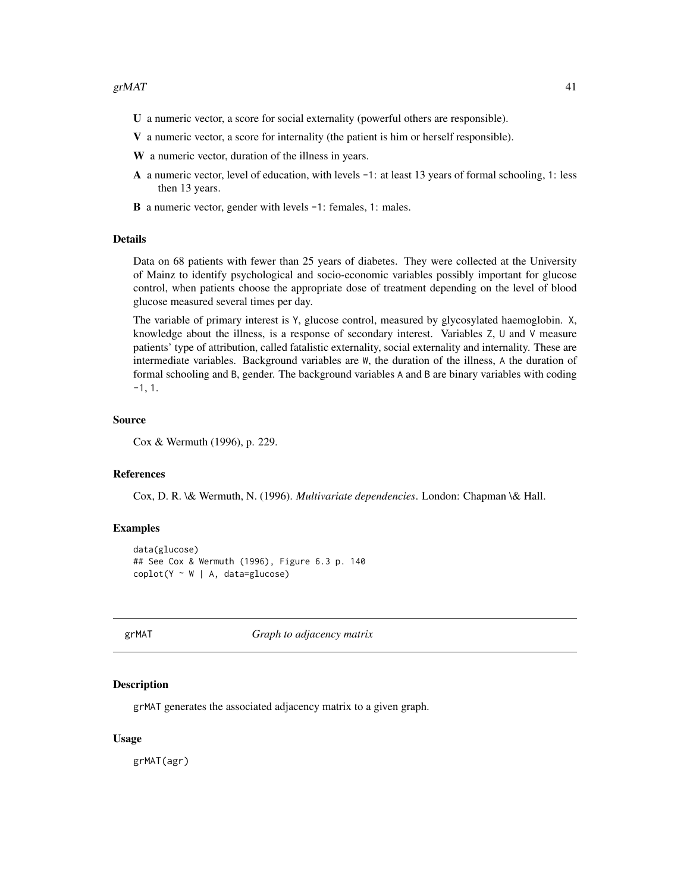- **U** a numeric vector, a score for social externality (powerful others are responsible).
- **V** a numeric vector, a score for internality (the patient is him or herself responsible).
- **W** a numeric vector, duration of the illness in years.
- **A** a numeric vector, level of education, with levels `-1`: at least 13 years of formal schooling, `1`: less then 13 years.
- **B** a numeric vector, gender with levels `-1`: females, `1`: males.

### Details

Data on 68 patients with fewer than 25 years of diabetes. They were collected at the University of Mainz to identify psychological and socio-economic variables possibly important for glucose control, when patients choose the appropriate dose of treatment depending on the level of blood glucose measured several times per day.

The variable of primary interest is `Y`, glucose control, measured by glycosylated haemoglobin. `X`, knowledge about the illness, is a response of secondary interest. Variables `Z`, `U` and `V` measure patients' type of attribution, called fatalistic externality, social externality and internality. These are intermediate variables. Background variables are `W`, the duration of the illness, `A` the duration of formal schooling and `B`, gender. The background variables `A` and `B` are binary variables with coding `-1`, `1`.

### Source

Cox & Wermuth (1996), p. 229.

### References

Cox, D. R. \& Wermuth, N. (1996). *Multivariate dependencies*. London: Chapman \& Hall.

### Examples

```
data(glucose)
## See Cox & Wermuth (1996), Figure 6.3 p. 140
coplot(Y ~ W | A, data=glucose)
```

---

## grMAT — *Graph to adjacency matrix*

---

### Description

`grMAT` generates the associated adjacency matrix to a given graph.

### Usage

```
grMAT(agr)
```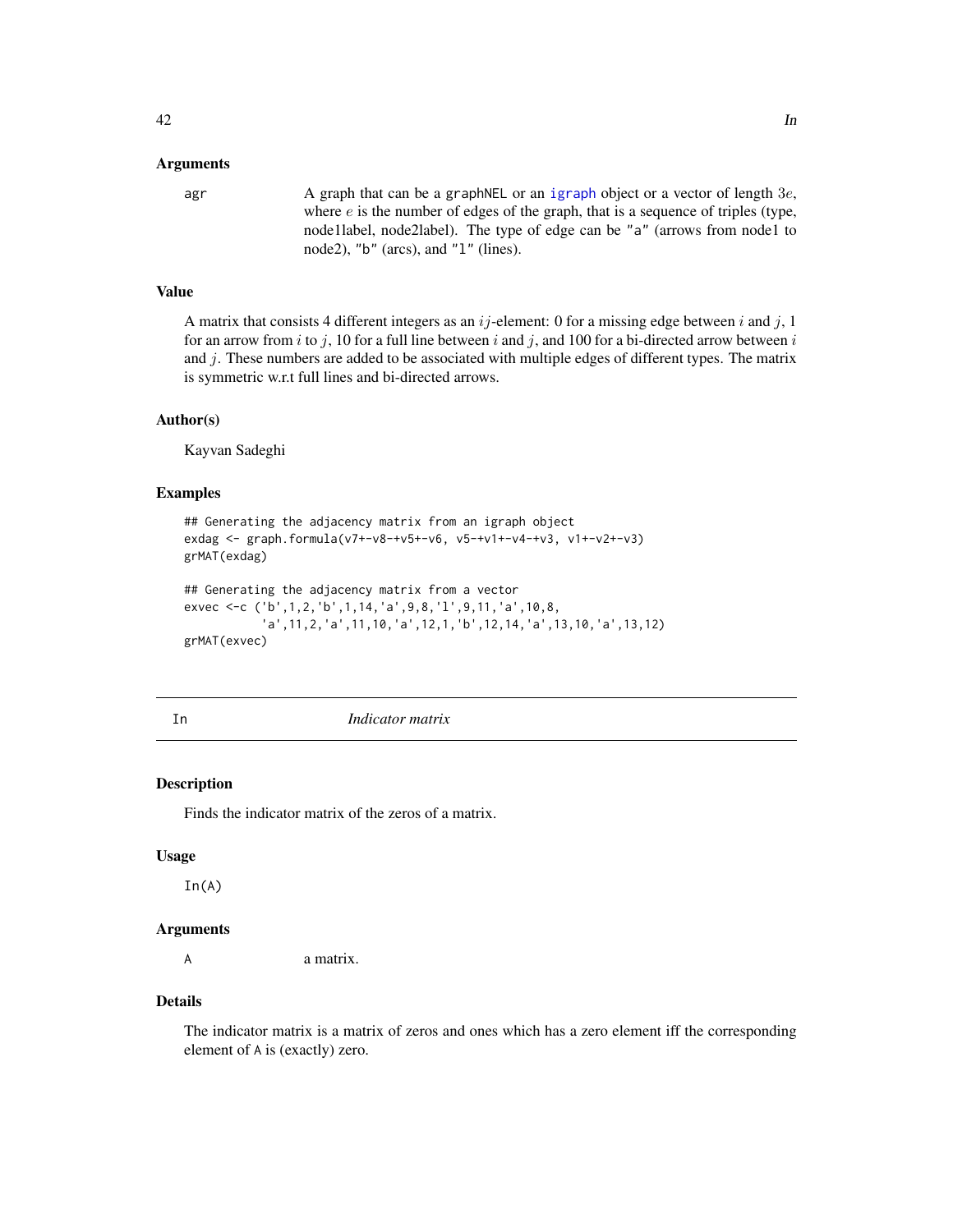### Arguments

agr — A graph that can be a graphNEL or an igraph object or a vector of length $3e$, where $e$ is the number of edges of the graph, that is a sequence of triples (type, node1label, node2label). The type of edge can be "a" (arrows from node1 to node2), "b" (arcs), and "l" (lines).

### Value

A matrix that consists 4 different integers as an $ij$-element: 0 for a missing edge between $i$ and $j$, 1 for an arrow from $i$ to $j$, 10 for a full line between $i$ and $j$, and 100 for a bi-directed arrow between $i$ and $j$. These numbers are added to be associated with multiple edges of different types. The matrix is symmetric w.r.t full lines and bi-directed arrows.

### Author(s)

Kayvan Sadeghi

### Examples

```
## Generating the adjacency matrix from an igraph object
exdag <- graph.formula(v7+-v8-+v5+-v6, v5-+v1+-v4-+v3, v1+-v2+-v3)
grMAT(exdag)

## Generating the adjacency matrix from a vector
exvec <-c ('b',1,2,'b',1,14,'a',9,8,'l',9,11,'a',10,8,
           'a',11,2,'a',11,10,'a',12,1,'b',12,14,'a',13,10,'a',13,12)
grMAT(exvec)
```

---

## In — *Indicator matrix*

### Description

Finds the indicator matrix of the zeros of a matrix.

### Usage

```
In(A)
```

### Arguments

A — a matrix.

### Details

The indicator matrix is a matrix of zeros and ones which has a zero element iff the corresponding element of A is (exactly) zero.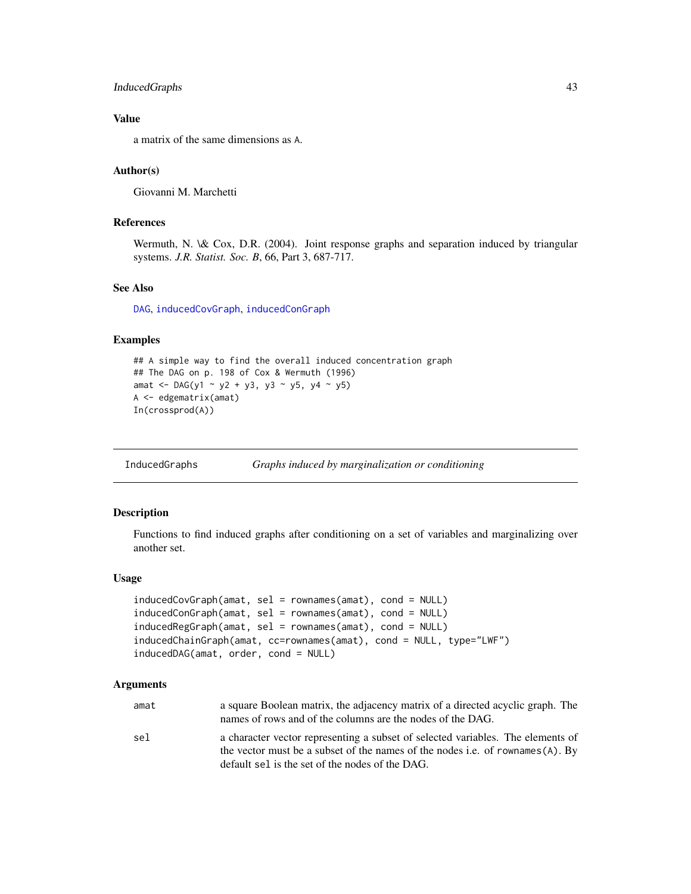## Value

a matrix of the same dimensions as A.

## Author(s)

Giovanni M. Marchetti

## References

Wermuth, N. \& Cox, D.R. (2004). Joint response graphs and separation induced by triangular systems. *J.R. Statist. Soc. B*, 66, Part 3, 687-717.

## See Also

DAG, inducedCovGraph, inducedConGraph

## Examples

```
## A simple way to find the overall induced concentration graph
## The DAG on p. 198 of Cox & Wermuth (1996)
amat <- DAG(y1 ~ y2 + y3, y3 ~ y5, y4 ~ y5)
A <- edgematrix(amat)
In(crossprod(A))
```

---

# InducedGraphs *Graphs induced by marginalization or conditioning*

## Description

Functions to find induced graphs after conditioning on a set of variables and marginalizing over another set.

## Usage

```
inducedCovGraph(amat, sel = rownames(amat), cond = NULL)
inducedConGraph(amat, sel = rownames(amat), cond = NULL)
inducedRegGraph(amat, sel = rownames(amat), cond = NULL)
inducedChainGraph(amat, cc=rownames(amat), cond = NULL, type="LWF")
inducedDAG(amat, order, cond = NULL)
```

## Arguments

| | |
|---|---|
| amat | a square Boolean matrix, the adjacency matrix of a directed acyclic graph. The names of rows and of the columns are the nodes of the DAG. |
| sel | a character vector representing a subset of selected variables. The elements of the vector must be a subset of the names of the nodes i.e. of rownames(A). By default sel is the set of the nodes of the DAG. |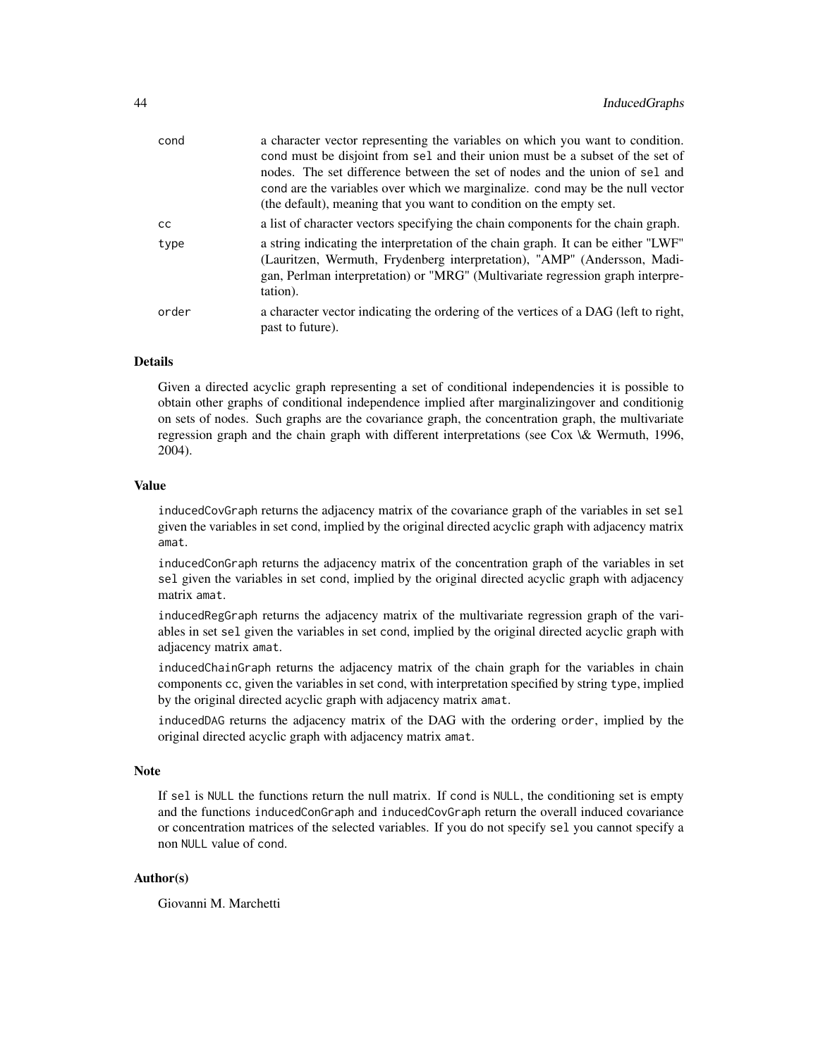| | |
|---|---|
| cond | a character vector representing the variables on which you want to condition. cond must be disjoint from sel and their union must be a subset of the set of nodes. The set difference between the set of nodes and the union of sel and cond are the variables over which we marginalize. cond may be the null vector (the default), meaning that you want to condition on the empty set. |
| cc | a list of character vectors specifying the chain components for the chain graph. |
| type | a string indicating the interpretation of the chain graph. It can be either "LWF" (Lauritzen, Wermuth, Frydenberg interpretation), "AMP" (Andersson, Madigan, Perlman interpretation) or "MRG" (Multivariate regression graph interpretation). |
| order | a character vector indicating the ordering of the vertices of a DAG (left to right, past to future). |

### Details

Given a directed acyclic graph representing a set of conditional independencies it is possible to obtain other graphs of conditional independence implied after marginalizingover and conditionig on sets of nodes. Such graphs are the covariance graph, the concentration graph, the multivariate regression graph and the chain graph with different interpretations (see Cox \& Wermuth, 1996, 2004).

### Value

inducedCovGraph returns the adjacency matrix of the covariance graph of the variables in set sel given the variables in set cond, implied by the original directed acyclic graph with adjacency matrix amat.

inducedConGraph returns the adjacency matrix of the concentration graph of the variables in set sel given the variables in set cond, implied by the original directed acyclic graph with adjacency matrix amat.

inducedRegGraph returns the adjacency matrix of the multivariate regression graph of the variables in set sel given the variables in set cond, implied by the original directed acyclic graph with adjacency matrix amat.

inducedChainGraph returns the adjacency matrix of the chain graph for the variables in chain components cc, given the variables in set cond, with interpretation specified by string type, implied by the original directed acyclic graph with adjacency matrix amat.

inducedDAG returns the adjacency matrix of the DAG with the ordering order, implied by the original directed acyclic graph with adjacency matrix amat.

### Note

If sel is NULL the functions return the null matrix. If cond is NULL, the conditioning set is empty and the functions inducedConGraph and inducedCovGraph return the overall induced covariance or concentration matrices of the selected variables. If you do not specify sel you cannot specify a non NULL value of cond.

### Author(s)

Giovanni M. Marchetti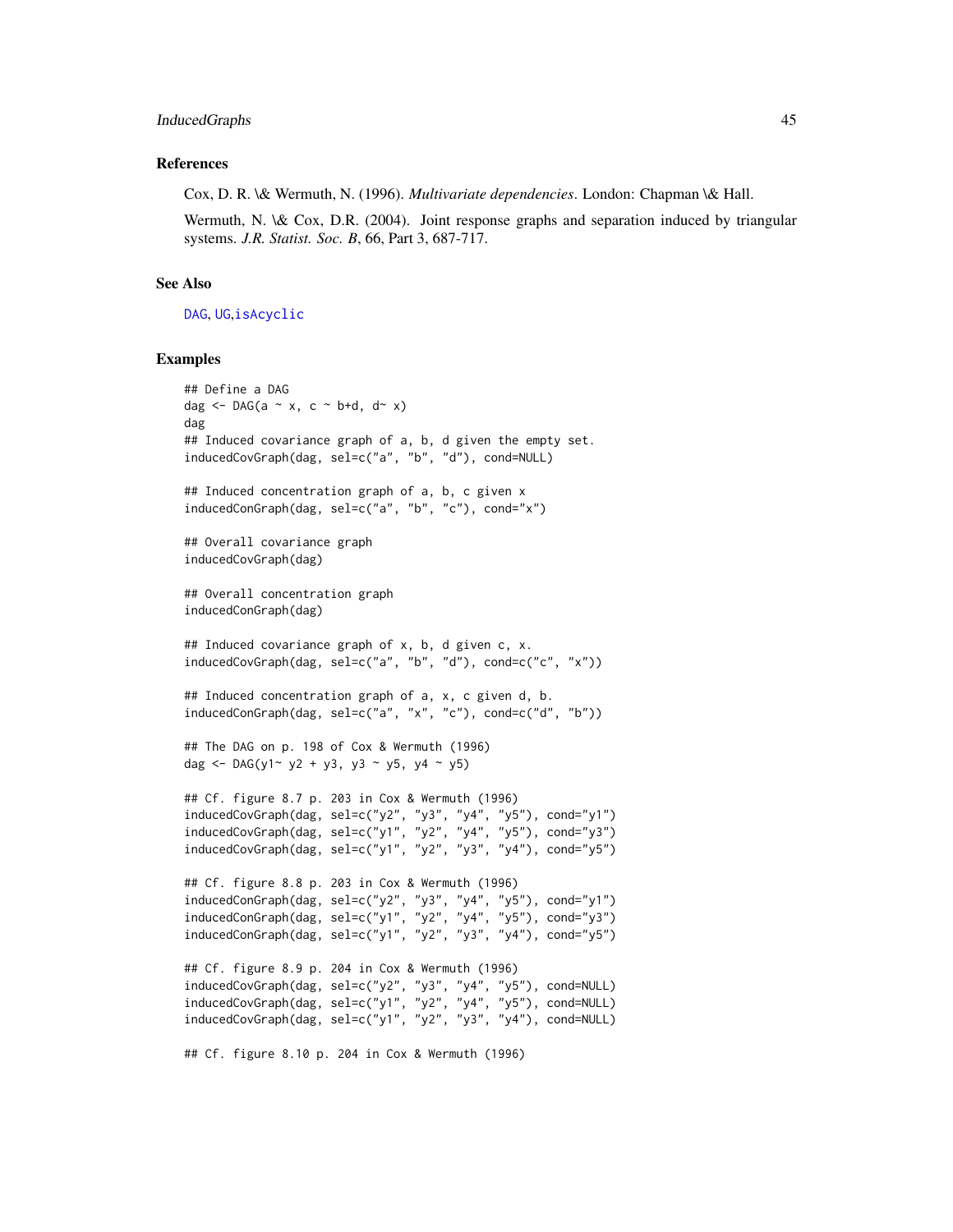### References

Cox, D. R. \& Wermuth, N. (1996). *Multivariate dependencies*. London: Chapman \& Hall.

Wermuth, N. \& Cox, D.R. (2004). Joint response graphs and separation induced by triangular systems. *J.R. Statist. Soc. B*, 66, Part 3, 687-717.

### See Also

DAG, UG,isAcyclic

### Examples

```
## Define a DAG
dag <- DAG(a ~ x, c ~ b+d, d~ x)
dag
## Induced covariance graph of a, b, d given the empty set.
inducedCovGraph(dag, sel=c("a", "b", "d"), cond=NULL)

## Induced concentration graph of a, b, c given x
inducedConGraph(dag, sel=c("a", "b", "c"), cond="x")

## Overall covariance graph
inducedCovGraph(dag)

## Overall concentration graph
inducedConGraph(dag)

## Induced covariance graph of x, b, d given c, x.
inducedCovGraph(dag, sel=c("a", "b", "d"), cond=c("c", "x"))

## Induced concentration graph of a, x, c given d, b.
inducedConGraph(dag, sel=c("a", "x", "c"), cond=c("d", "b"))

## The DAG on p. 198 of Cox & Wermuth (1996)
dag <- DAG(y1~ y2 + y3, y3 ~ y5, y4 ~ y5)

## Cf. figure 8.7 p. 203 in Cox & Wermuth (1996)
inducedCovGraph(dag, sel=c("y2", "y3", "y4", "y5"), cond="y1")
inducedCovGraph(dag, sel=c("y1", "y2", "y4", "y5"), cond="y3")
inducedCovGraph(dag, sel=c("y1", "y2", "y3", "y4"), cond="y5")

## Cf. figure 8.8 p. 203 in Cox & Wermuth (1996)
inducedConGraph(dag, sel=c("y2", "y3", "y4", "y5"), cond="y1")
inducedConGraph(dag, sel=c("y1", "y2", "y4", "y5"), cond="y3")
inducedConGraph(dag, sel=c("y1", "y2", "y3", "y4"), cond="y5")

## Cf. figure 8.9 p. 204 in Cox & Wermuth (1996)
inducedCovGraph(dag, sel=c("y2", "y3", "y4", "y5"), cond=NULL)
inducedCovGraph(dag, sel=c("y1", "y2", "y4", "y5"), cond=NULL)
inducedCovGraph(dag, sel=c("y1", "y2", "y3", "y4"), cond=NULL)

## Cf. figure 8.10 p. 204 in Cox & Wermuth (1996)
```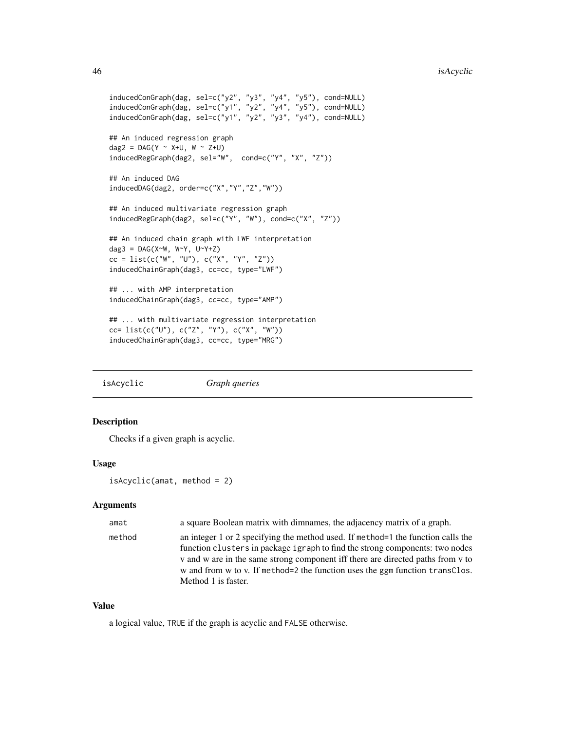```
inducedConGraph(dag, sel=c("y2", "y3", "y4", "y5"), cond=NULL)
inducedConGraph(dag, sel=c("y1", "y2", "y4", "y5"), cond=NULL)
inducedConGraph(dag, sel=c("y1", "y2", "y3", "y4"), cond=NULL)

## An induced regression graph
dag2 = DAG(Y ~ X+U, W ~ Z+U)
inducedRegGraph(dag2, sel="W",  cond=c("Y", "X", "Z"))

## An induced DAG
inducedDAG(dag2, order=c("X","Y","Z","W"))

## An induced multivariate regression graph
inducedRegGraph(dag2, sel=c("Y", "W"), cond=c("X", "Z"))

## An induced chain graph with LWF interpretation
dag3 = DAG(X~W, W~Y, U~Y+Z)
cc = list(c("W", "U"), c("X", "Y", "Z"))
inducedChainGraph(dag3, cc=cc, type="LWF")

## ... with AMP interpretation
inducedChainGraph(dag3, cc=cc, type="AMP")

## ... with multivariate regression interpretation
cc= list(c("U"), c("Z", "Y"), c("X", "W"))
inducedChainGraph(dag3, cc=cc, type="MRG")
```

---

## isAcyclic *Graph queries*

---

### Description

Checks if a given graph is acyclic.

### Usage

```
isAcyclic(amat, method = 2)
```

### Arguments

| | |
|---|---|
| amat | a square Boolean matrix with dimnames, the adjacency matrix of a graph. |
| method | an integer 1 or 2 specifying the method used. If method=1 the function calls the function clusters in package igraph to find the strong components: two nodes v and w are in the same strong component iff there are directed paths from v to w and from w to v. If method=2 the function uses the ggm function transClos. Method 1 is faster. |

### Value

a logical value, TRUE if the graph is acyclic and FALSE otherwise.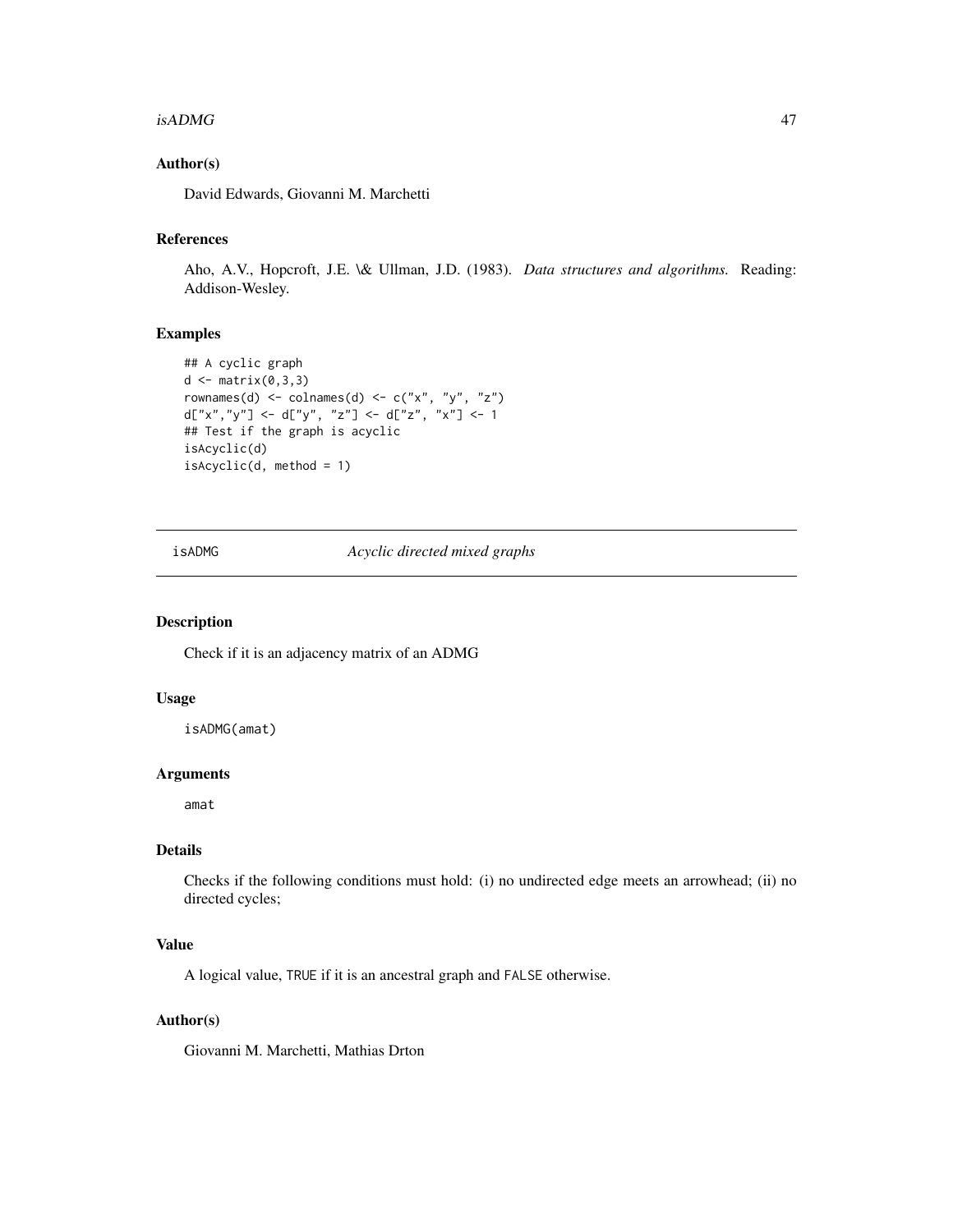### Author(s)

David Edwards, Giovanni M. Marchetti

### References

Aho, A.V., Hopcroft, J.E. \& Ullman, J.D. (1983). *Data structures and algorithms.* Reading: Addison-Wesley.

### Examples

```
## A cyclic graph
d <- matrix(0,3,3)
rownames(d) <- colnames(d) <- c("x", "y", "z")
d["x","y"] <- d["y", "z"] <- d["z", "x"] <- 1
## Test if the graph is acyclic
isAcyclic(d)
isAcyclic(d, method = 1)
```

---

## isADMG — *Acyclic directed mixed graphs*

---

### Description

Check if it is an adjacency matrix of an ADMG

### Usage

```
isADMG(amat)
```

### Arguments

amat

### Details

Checks if the following conditions must hold: (i) no undirected edge meets an arrowhead; (ii) no directed cycles;

### Value

A logical value, TRUE if it is an ancestral graph and FALSE otherwise.

### Author(s)

Giovanni M. Marchetti, Mathias Drton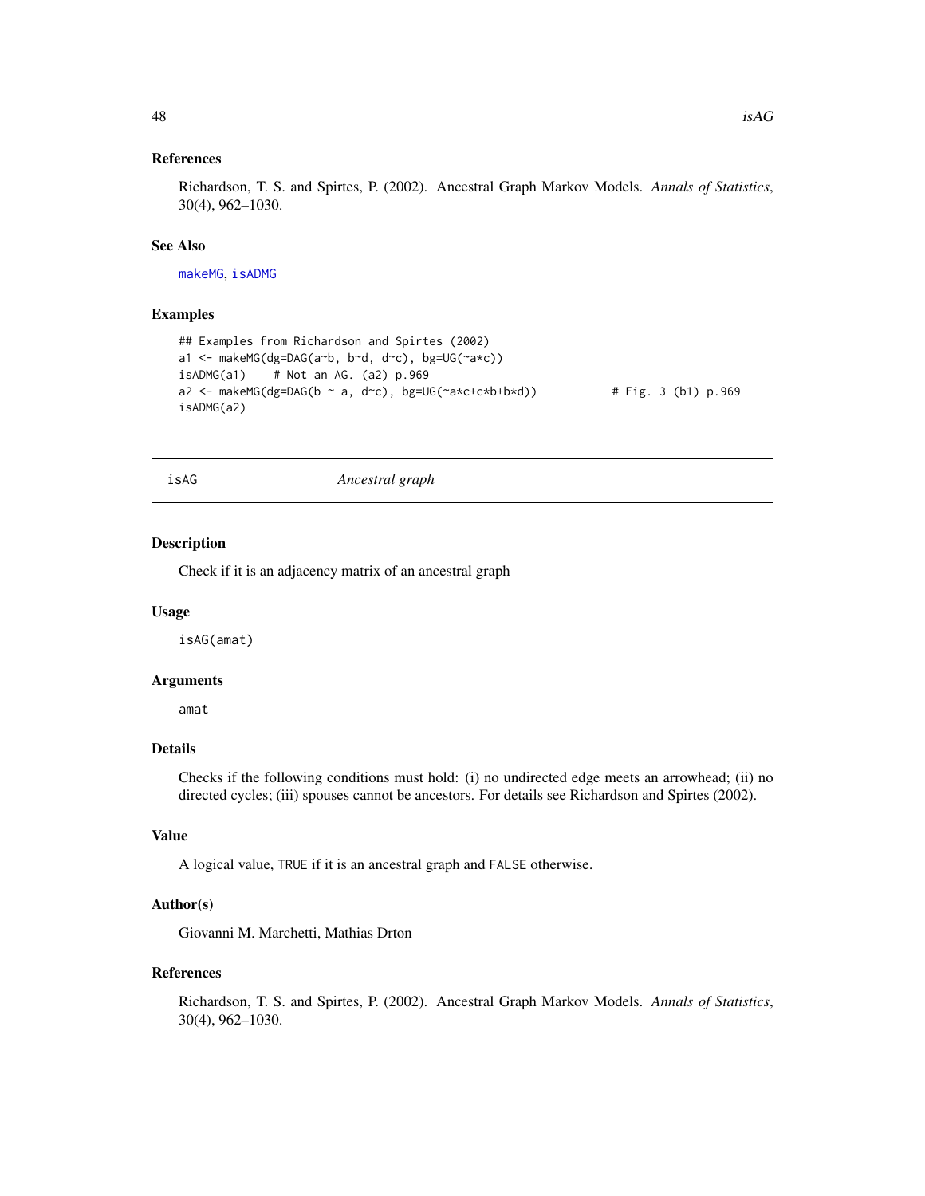### References

Richardson, T. S. and Spirtes, P. (2002). Ancestral Graph Markov Models. *Annals of Statistics*, 30(4), 962–1030.

### See Also

makeMG, isADMG

### Examples

```
## Examples from Richardson and Spirtes (2002)
a1 <- makeMG(dg=DAG(a~b, b~d, d~c), bg=UG(~a*c))
isADMG(a1)    # Not an AG. (a2) p.969
a2 <- makeMG(dg=DAG(b ~ a, d~c), bg=UG(~a*c+c*b+b*d))           # Fig. 3 (b1) p.969
isADMG(a2)
```

---

## isAG *Ancestral graph*

### Description

Check if it is an adjacency matrix of an ancestral graph

### Usage

```
isAG(amat)
```

### Arguments

amat

### Details

Checks if the following conditions must hold: (i) no undirected edge meets an arrowhead; (ii) no directed cycles; (iii) spouses cannot be ancestors. For details see Richardson and Spirtes (2002).

### Value

A logical value, TRUE if it is an ancestral graph and FALSE otherwise.

### Author(s)

Giovanni M. Marchetti, Mathias Drton

### References

Richardson, T. S. and Spirtes, P. (2002). Ancestral Graph Markov Models. *Annals of Statistics*, 30(4), 962–1030.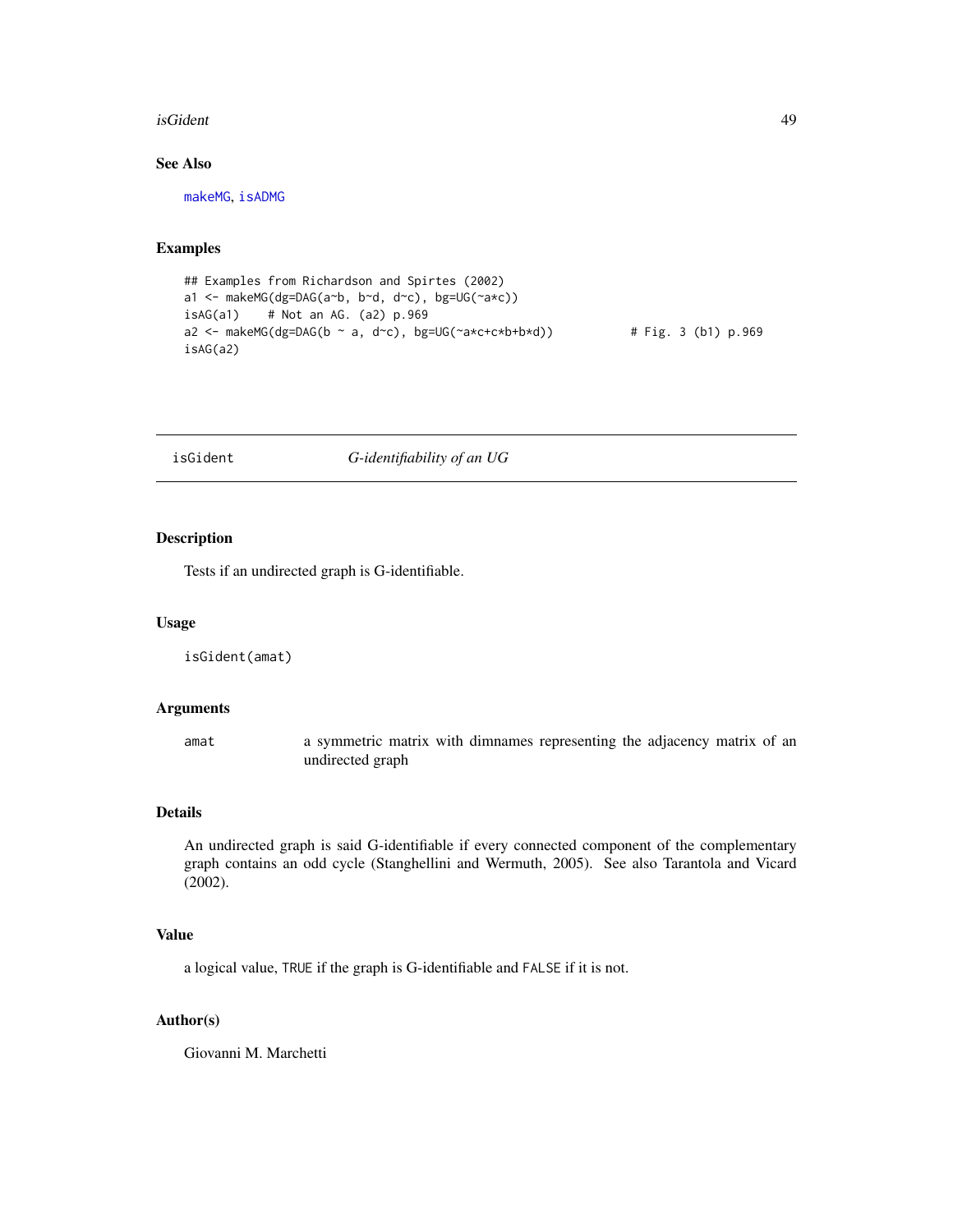### See Also

makeMG, isADMG

### Examples

```
## Examples from Richardson and Spirtes (2002)
a1 <- makeMG(dg=DAG(a~b, b~d, d~c), bg=UG(~a*c))
isAG(a1)    # Not an AG. (a2) p.969
a2 <- makeMG(dg=DAG(b ~ a, d~c), bg=UG(~a*c+c*b+b*d))           # Fig. 3 (b1) p.969
isAG(a2)
```

---

## isGident *G-identifiability of an UG*

---

### Description

Tests if an undirected graph is G-identifiable.

### Usage

```
isGident(amat)
```

### Arguments

| | |
|---|---|
| amat | a symmetric matrix with dimnames representing the adjacency matrix of an undirected graph |

### Details

An undirected graph is said G-identifiable if every connected component of the complementary graph contains an odd cycle (Stanghellini and Wermuth, 2005). See also Tarantola and Vicard (2002).

### Value

a logical value, TRUE if the graph is G-identifiable and FALSE if it is not.

### Author(s)

Giovanni M. Marchetti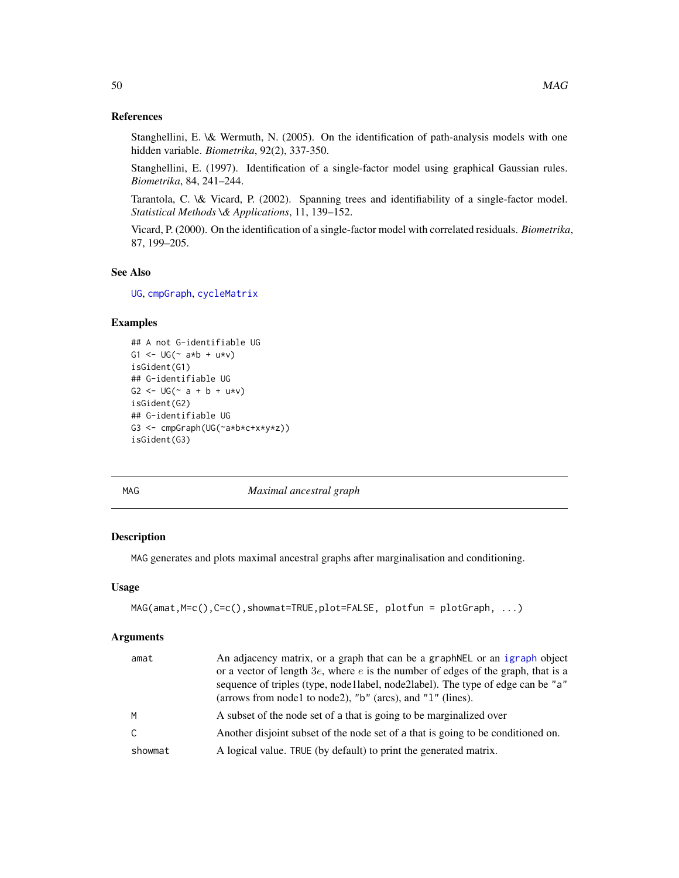### References

Stanghellini, E. \& Wermuth, N. (2005). On the identification of path-analysis models with one hidden variable. *Biometrika*, 92(2), 337-350.

Stanghellini, E. (1997). Identification of a single-factor model using graphical Gaussian rules. *Biometrika*, 84, 241–244.

Tarantola, C. \& Vicard, P. (2002). Spanning trees and identifiability of a single-factor model. *Statistical Methods \& Applications*, 11, 139–152.

Vicard, P. (2000). On the identification of a single-factor model with correlated residuals. *Biometrika*, 87, 199–205.

### See Also

UG, cmpGraph, cycleMatrix

### Examples

```
## A not G-identifiable UG
G1 <- UG(~ a*b + u*v)
isGident(G1)
## G-identifiable UG
G2 <- UG(~ a + b + u*v)
isGident(G2)
## G-identifiable UG
G3 <- cmpGraph(UG(~a*b*c+x*y*z))
isGident(G3)
```

---

## MAG — *Maximal ancestral graph*

### Description

MAG generates and plots maximal ancestral graphs after marginalisation and conditioning.

### Usage

```
MAG(amat,M=c(),C=c(),showmat=TRUE,plot=FALSE, plotfun = plotGraph, ...)
```

### Arguments

| | |
|---|---|
| amat | An adjacency matrix, or a graph that can be a graphNEL or an igraph object or a vector of length $3e$, where $e$ is the number of edges of the graph, that is a sequence of triples (type, node1label, node2label). The type of edge can be "a" (arrows from node1 to node2), "b" (arcs), and "l" (lines). |
| M | A subset of the node set of a that is going to be marginalized over |
| C | Another disjoint subset of the node set of a that is going to be conditioned on. |
| showmat | A logical value. TRUE (by default) to print the generated matrix. |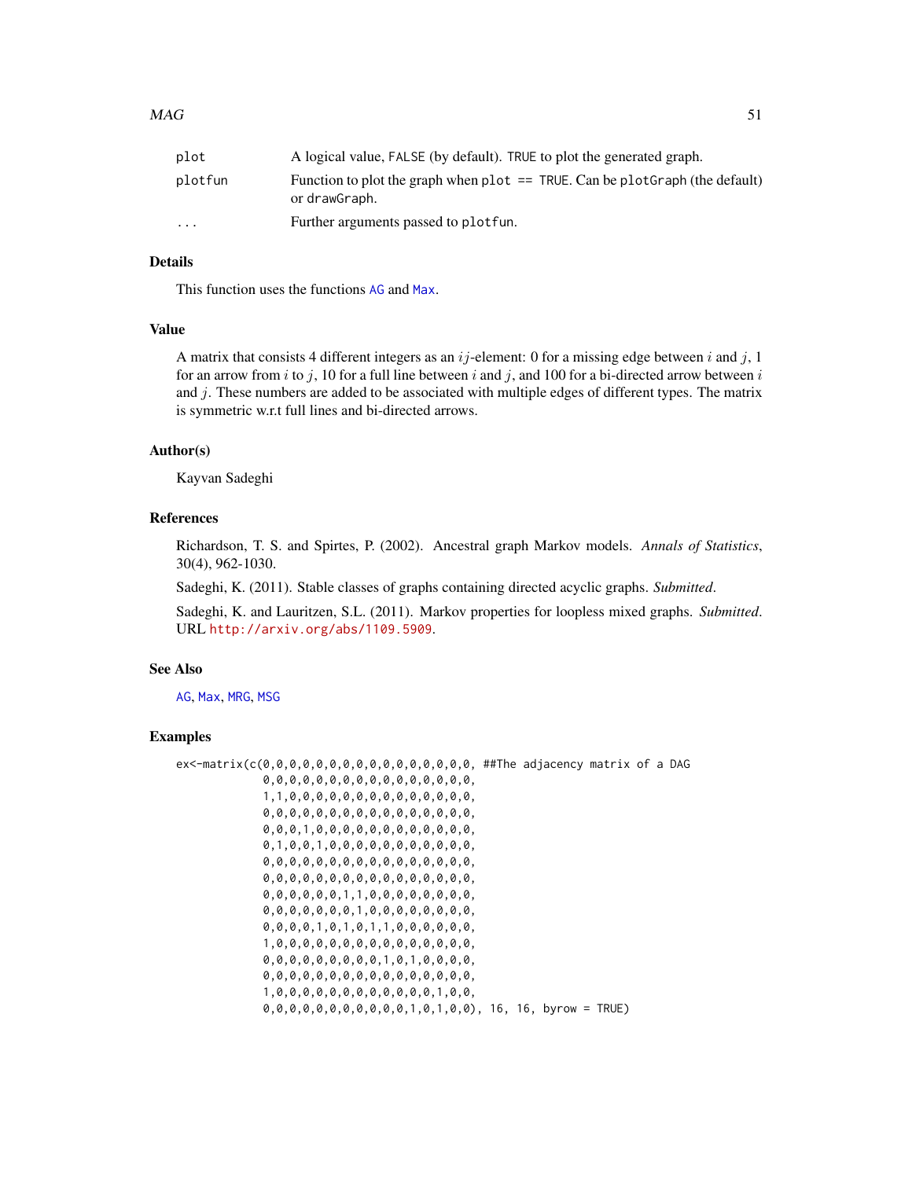| | |
|---|---|
| plot | A logical value, FALSE (by default). TRUE to plot the generated graph. |
| plotfun | Function to plot the graph when plot == TRUE. Can be plotGraph (the default) or drawGraph. |
| ... | Further arguments passed to plotfun. |

### Details

This function uses the functions AG and Max.

### Value

A matrix that consists 4 different integers as an $ij$-element: 0 for a missing edge between $i$ and $j$, 1 for an arrow from $i$ to $j$, 10 for a full line between $i$ and $j$, and 100 for a bi-directed arrow between $i$ and $j$. These numbers are added to be associated with multiple edges of different types. The matrix is symmetric w.r.t full lines and bi-directed arrows.

### Author(s)

Kayvan Sadeghi

### References

Richardson, T. S. and Spirtes, P. (2002). Ancestral graph Markov models. *Annals of Statistics*, 30(4), 962-1030.

Sadeghi, K. (2011). Stable classes of graphs containing directed acyclic graphs. *Submitted*.

Sadeghi, K. and Lauritzen, S.L. (2011). Markov properties for loopless mixed graphs. *Submitted*. URL http://arxiv.org/abs/1109.5909.

### See Also

AG, Max, MRG, MSG

### Examples

```
ex<-matrix(c(0,0,0,0,0,0,0,0,0,0,0,0,0,0,0,0, ##The adjacency matrix of a DAG
             0,0,0,0,0,0,0,0,0,0,0,0,0,0,0,0,
             1,1,0,0,0,0,0,0,0,0,0,0,0,0,0,0,
             0,0,0,0,0,0,0,0,0,0,0,0,0,0,0,0,
             0,0,0,1,0,0,0,0,0,0,0,0,0,0,0,0,
             0,1,0,0,1,0,0,0,0,0,0,0,0,0,0,0,
             0,0,0,0,0,0,0,0,0,0,0,0,0,0,0,0,
             0,0,0,0,0,0,0,0,0,0,0,0,0,0,0,0,
             0,0,0,0,0,0,1,1,0,0,0,0,0,0,0,0,
             0,0,0,0,0,0,0,1,0,0,0,0,0,0,0,0,
             0,0,0,0,1,0,1,0,1,1,0,0,0,0,0,0,
             1,0,0,0,0,0,0,0,0,0,0,0,0,0,0,0,
             0,0,0,0,0,0,0,0,0,1,0,1,0,0,0,0,
             0,0,0,0,0,0,0,0,0,0,0,0,0,0,0,0,
             1,0,0,0,0,0,0,0,0,0,0,0,0,1,0,0,
             0,0,0,0,0,0,0,0,0,0,0,1,0,1,0,0), 16, 16, byrow = TRUE)
```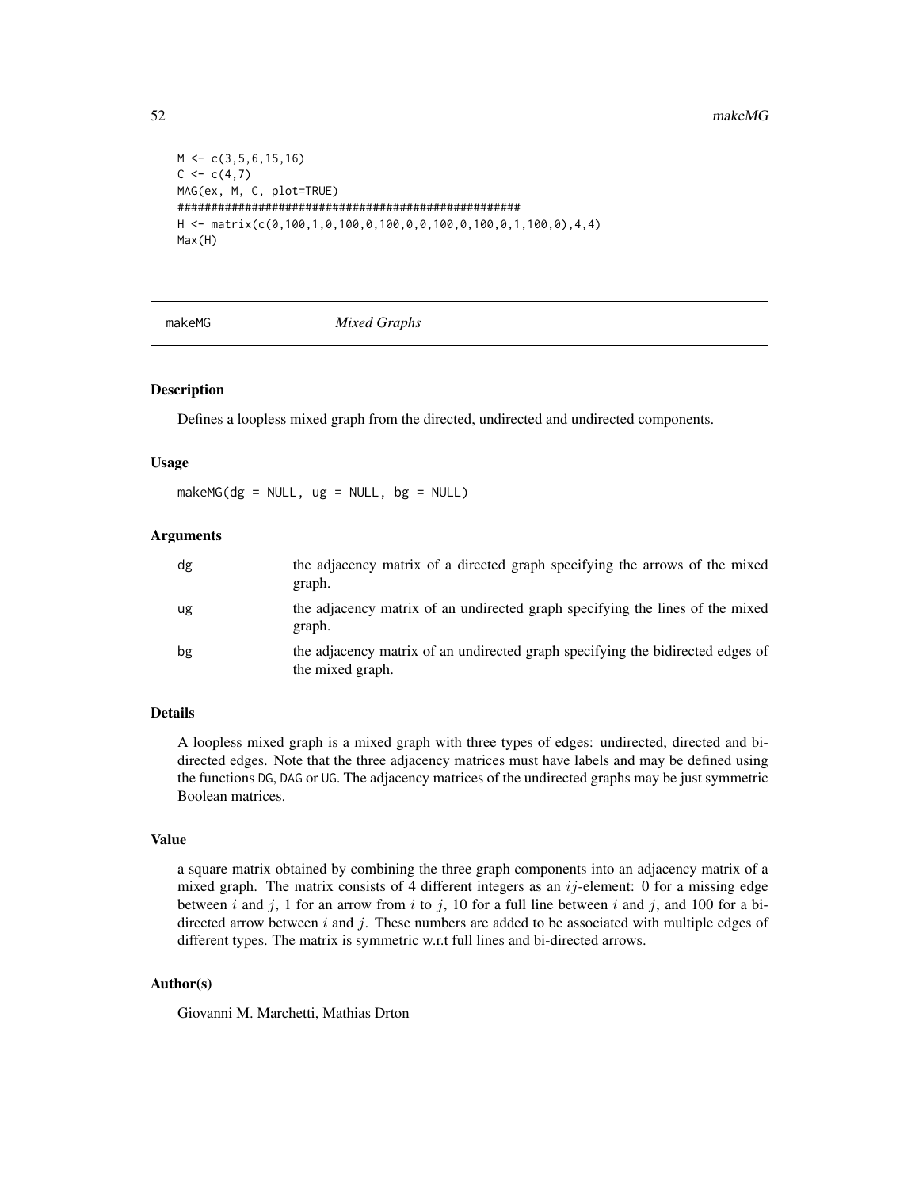```
M <- c(3,5,6,15,16)
C <- c(4,7)
MAG(ex, M, C, plot=TRUE)
###################################################
H <- matrix(c(0,100,1,0,100,0,100,0,0,100,0,100,0,1,100,0),4,4)
Max(H)
```

---

makeMG *Mixed Graphs*

---

### Description

Defines a loopless mixed graph from the directed, undirected and undirected components.

### Usage

```
makeMG(dg = NULL, ug = NULL, bg = NULL)
```

### Arguments

| | |
|---|---|
| dg | the adjacency matrix of a directed graph specifying the arrows of the mixed graph. |
| ug | the adjacency matrix of an undirected graph specifying the lines of the mixed graph. |
| bg | the adjacency matrix of an undirected graph specifying the bidirected edges of the mixed graph. |

### Details

A loopless mixed graph is a mixed graph with three types of edges: undirected, directed and bi-directed edges. Note that the three adjacency matrices must have labels and may be defined using the functions DG, DAG or UG. The adjacency matrices of the undirected graphs may be just symmetric Boolean matrices.

### Value

a square matrix obtained by combining the three graph components into an adjacency matrix of a mixed graph. The matrix consists of 4 different integers as an $ij$-element: 0 for a missing edge between $i$ and $j$, 1 for an arrow from $i$ to $j$, 10 for a full line between $i$ and $j$, and 100 for a bi-directed arrow between $i$ and $j$. These numbers are added to be associated with multiple edges of different types. The matrix is symmetric w.r.t full lines and bi-directed arrows.

### Author(s)

Giovanni M. Marchetti, Mathias Drton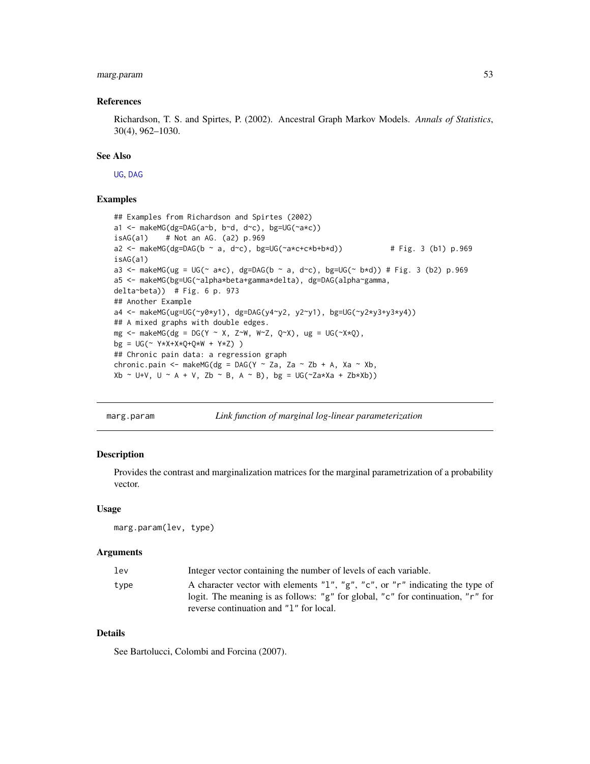### References

Richardson, T. S. and Spirtes, P. (2002). Ancestral Graph Markov Models. *Annals of Statistics*, 30(4), 962–1030.

### See Also

UG, DAG

### Examples

```
## Examples from Richardson and Spirtes (2002)
a1 <- makeMG(dg=DAG(a~b, b~d, d~c), bg=UG(~a*c))
isAG(a1)    # Not an AG. (a2) p.969
a2 <- makeMG(dg=DAG(b ~ a, d~c), bg=UG(~a*c+c*b+b*d))           # Fig. 3 (b1) p.969
isAG(a1)
a3 <- makeMG(ug = UG(~ a*c), dg=DAG(b ~ a, d~c), bg=UG(~ b*d)) # Fig. 3 (b2) p.969
a5 <- makeMG(bg=UG(~alpha*beta+gamma*delta), dg=DAG(alpha~gamma,
delta~beta))  # Fig. 6 p. 973
## Another Example
a4 <- makeMG(ug=UG(~y0*y1), dg=DAG(y4~y2, y2~y1), bg=UG(~y2*y3+y3*y4))
## A mixed graphs with double edges.
mg <- makeMG(dg = DG(Y ~ X, Z~W, W~Z, Q~X), ug = UG(~X*Q),
bg = UG(~ Y*X+X*Q+Q*W + Y*Z) )
## Chronic pain data: a regression graph
chronic.pain <- makeMG(dg = DAG(Y ~ Za, Za ~ Zb + A, Xa ~ Xb,
Xb ~ U+V, U ~ A + V, Zb ~ B, A ~ B), bg = UG(~Za*Xa + Zb*Xb))
```

---

## marg.param *Link function of marginal log-linear parameterization*

### Description

Provides the contrast and marginalization matrices for the marginal parametrization of a probability vector.

### Usage

```
marg.param(lev, type)
```

### Arguments

| | |
|---|---|
| `lev` | Integer vector containing the number of levels of each variable. |
| `type` | A character vector with elements "l", "g", "c", or "r" indicating the type of logit. The meaning is as follows: "g" for global, "c" for continuation, "r" for reverse continuation and "l" for local. |

### Details

See Bartolucci, Colombi and Forcina (2007).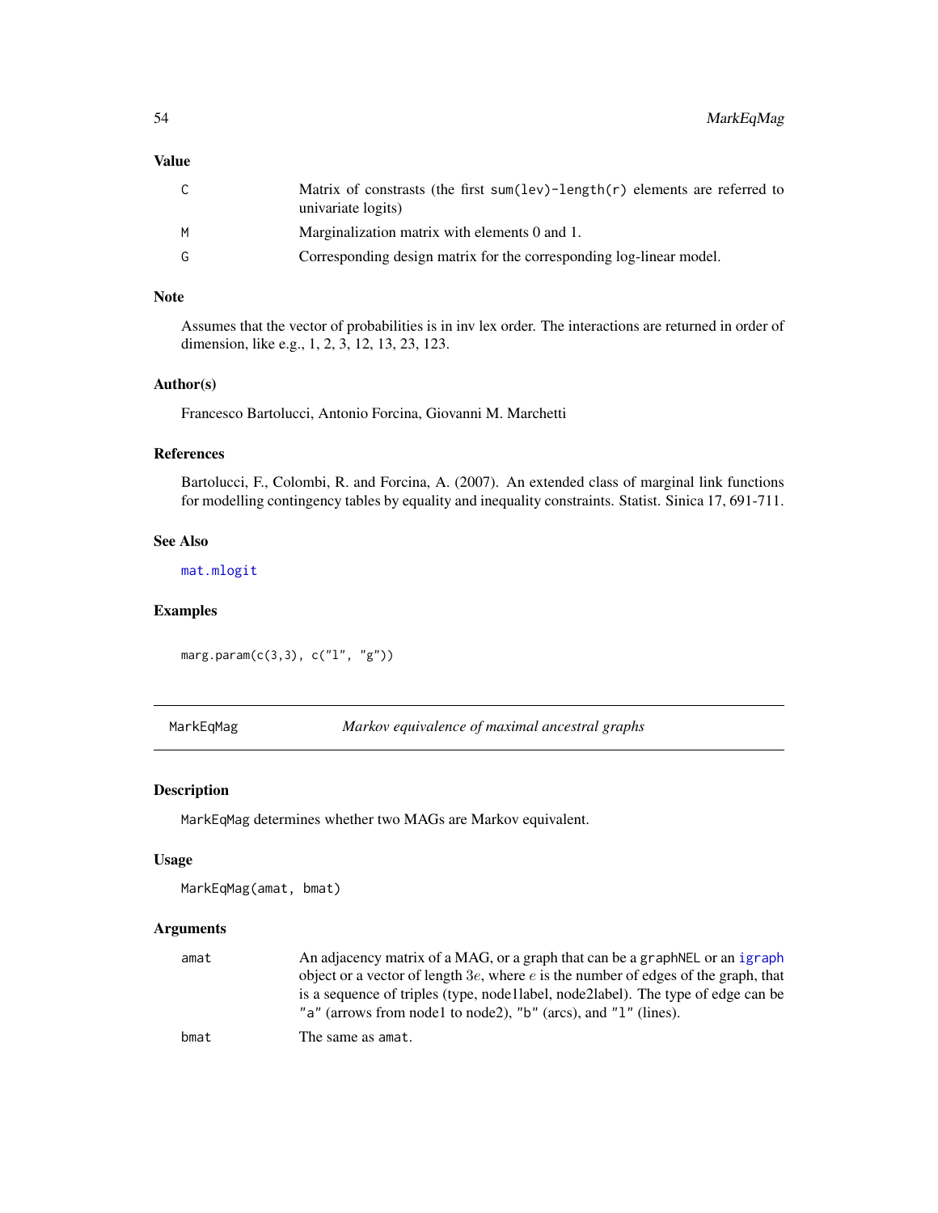### Value

| | |
|---|---|
| C | Matrix of constrasts (the first `sum(lev)-length(r)` elements are referred to univariate logits) |
| M | Marginalization matrix with elements 0 and 1. |
| G | Corresponding design matrix for the corresponding log-linear model. |

### Note

Assumes that the vector of probabilities is in inv lex order. The interactions are returned in order of dimension, like e.g., 1, 2, 3, 12, 13, 23, 123.

### Author(s)

Francesco Bartolucci, Antonio Forcina, Giovanni M. Marchetti

### References

Bartolucci, F., Colombi, R. and Forcina, A. (2007). An extended class of marginal link functions for modelling contingency tables by equality and inequality constraints. Statist. Sinica 17, 691-711.

### See Also

`mat.mlogit`

### Examples

```
marg.param(c(3,3), c("l", "g"))
```

---

## MarkEqMag — *Markov equivalence of maximal ancestral graphs*

### Description

MarkEqMag determines whether two MAGs are Markov equivalent.

### Usage

```
MarkEqMag(amat, bmat)
```

### Arguments

| | |
|---|---|
| amat | An adjacency matrix of a MAG, or a graph that can be a `graphNEL` or an `igraph` object or a vector of length $3e$, where $e$ is the number of edges of the graph, that is a sequence of triples (type, node1label, node2label). The type of edge can be `"a"` (arrows from node1 to node2), `"b"` (arcs), and `"l"` (lines). |
| bmat | The same as `amat`. |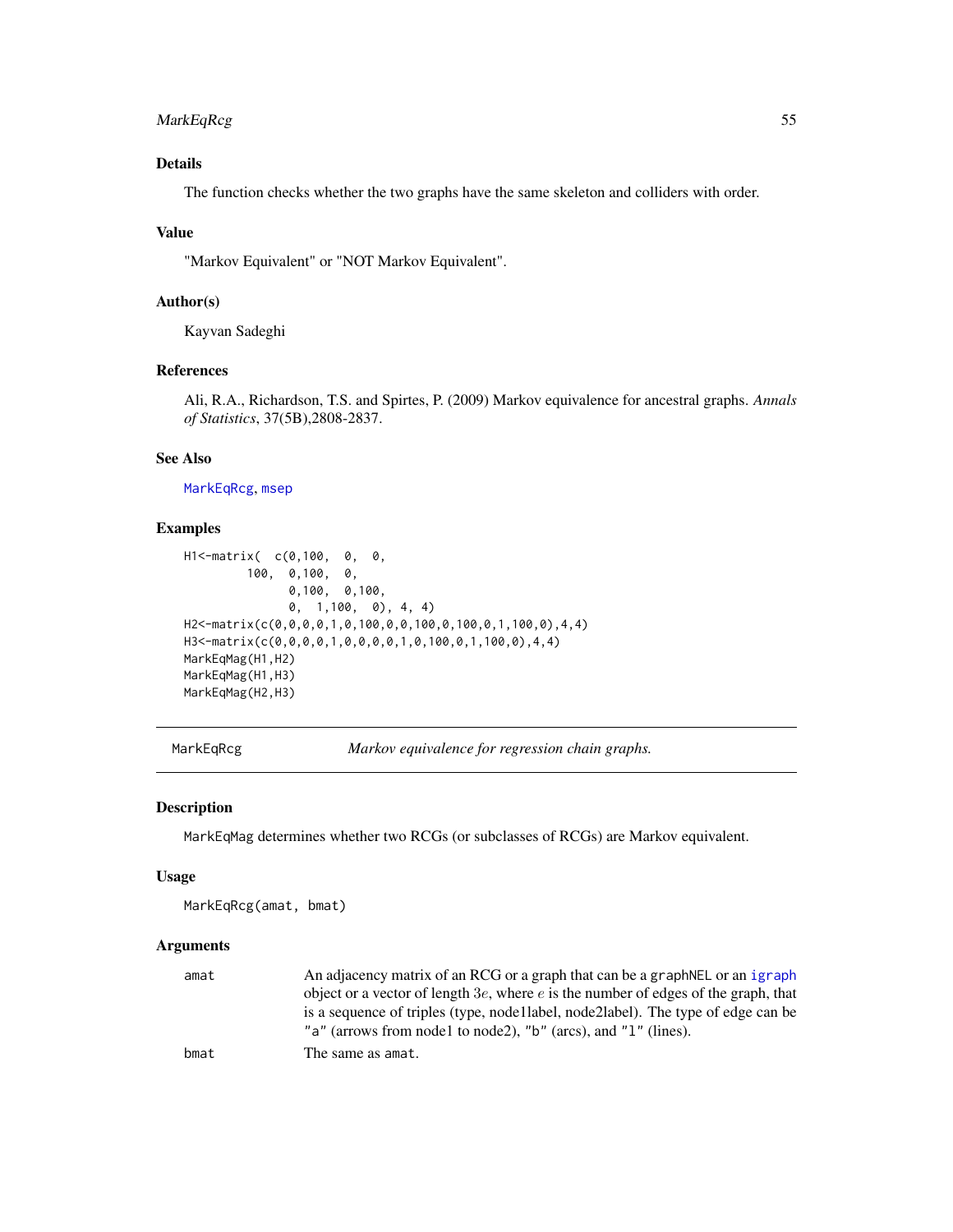### Details

The function checks whether the two graphs have the same skeleton and colliders with order.

### Value

"Markov Equivalent" or "NOT Markov Equivalent".

### Author(s)

Kayvan Sadeghi

### References

Ali, R.A., Richardson, T.S. and Spirtes, P. (2009) Markov equivalence for ancestral graphs. *Annals of Statistics*, 37(5B),2808-2837.

### See Also

MarkEqRcg, msep

### Examples

```
H1<-matrix(  c(0,100,  0,  0,
         100,  0,100,  0,
               0,100,  0,100,
               0,  1,100,  0), 4, 4)
H2<-matrix(c(0,0,0,0,1,0,100,0,0,100,0,100,0,1,100,0),4,4)
H3<-matrix(c(0,0,0,0,1,0,0,0,0,1,0,100,0,1,100,0),4,4)
MarkEqMag(H1,H2)
MarkEqMag(H1,H3)
MarkEqMag(H2,H3)
```

---

## MarkEqRcg — *Markov equivalence for regression chain graphs.*

### Description

MarkEqMag determines whether two RCGs (or subclasses of RCGs) are Markov equivalent.

### Usage

```
MarkEqRcg(amat, bmat)
```

### Arguments

| | |
|---|---|
| amat | An adjacency matrix of an RCG or a graph that can be a graphNEL or an igraph object or a vector of length $3e$, where $e$ is the number of edges of the graph, that is a sequence of triples (type, node1label, node2label). The type of edge can be "a" (arrows from node1 to node2), "b" (arcs), and "l" (lines). |
| bmat | The same as amat. |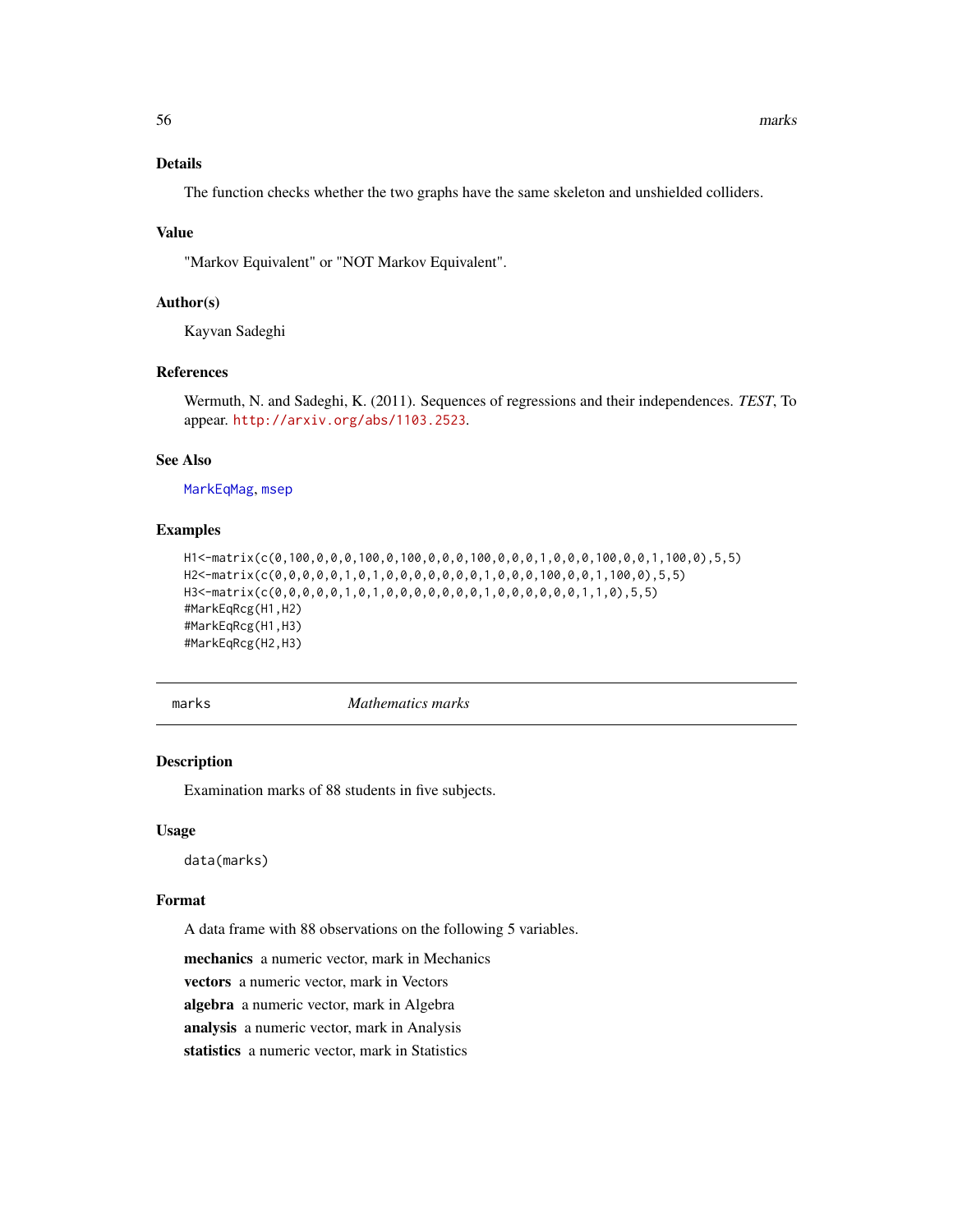### Details

The function checks whether the two graphs have the same skeleton and unshielded colliders.

### Value

"Markov Equivalent" or "NOT Markov Equivalent".

### Author(s)

Kayvan Sadeghi

### References

Wermuth, N. and Sadeghi, K. (2011). Sequences of regressions and their independences. *TEST*, To appear. http://arxiv.org/abs/1103.2523.

### See Also

MarkEqMag, msep

### Examples

```
H1<-matrix(c(0,100,0,0,0,100,0,100,0,0,0,100,0,0,0,1,0,0,0,100,0,0,1,100,0),5,5)
H2<-matrix(c(0,0,0,0,0,1,0,1,0,0,0,0,0,0,0,1,0,0,0,100,0,0,1,100,0),5,5)
H3<-matrix(c(0,0,0,0,0,1,0,1,0,0,0,0,0,0,0,1,0,0,0,0,0,0,1,1,0),5,5)
#MarkEqRcg(H1,H2)
#MarkEqRcg(H1,H3)
#MarkEqRcg(H2,H3)
```

---

## marks *Mathematics marks*

### Description

Examination marks of 88 students in five subjects.

### Usage

```
data(marks)
```

### Format

A data frame with 88 observations on the following 5 variables.

**mechanics** a numeric vector, mark in Mechanics

**vectors** a numeric vector, mark in Vectors

**algebra** a numeric vector, mark in Algebra

**analysis** a numeric vector, mark in Analysis

**statistics** a numeric vector, mark in Statistics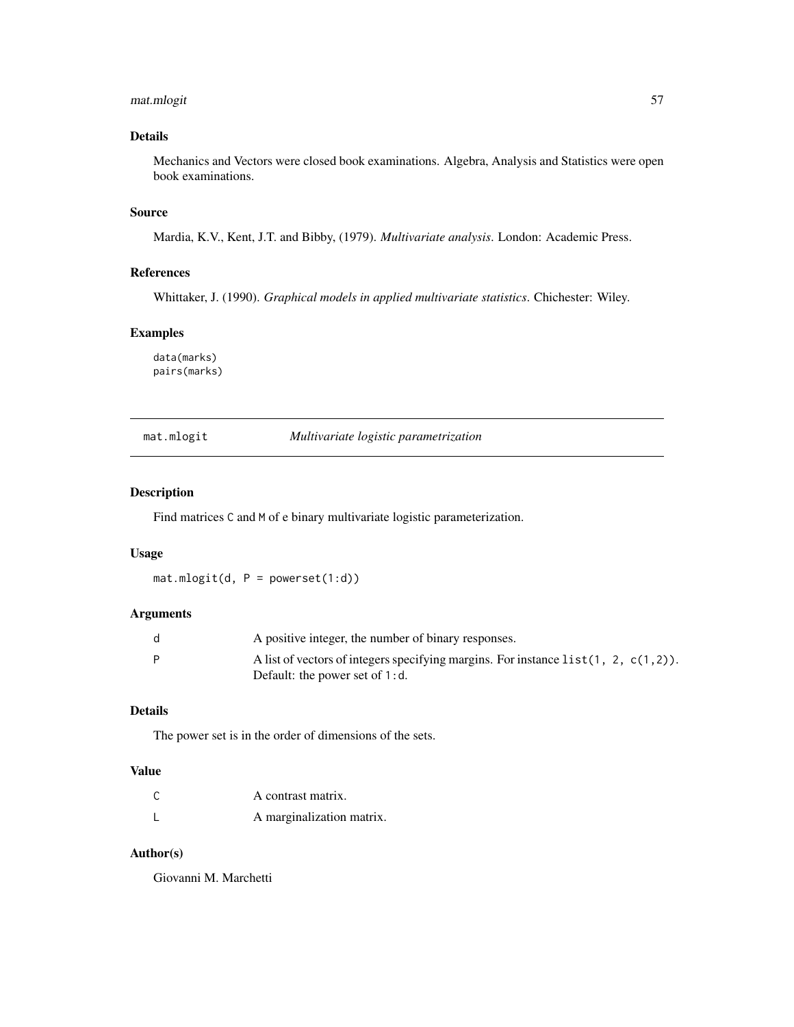### Details

Mechanics and Vectors were closed book examinations. Algebra, Analysis and Statistics were open book examinations.

### Source

Mardia, K.V., Kent, J.T. and Bibby, (1979). *Multivariate analysis*. London: Academic Press.

### References

Whittaker, J. (1990). *Graphical models in applied multivariate statistics*. Chichester: Wiley.

### Examples

```
data(marks)
pairs(marks)
```

---

## mat.mlogit    *Multivariate logistic parametrization*

---

### Description

Find matrices `C` and `M` of e binary multivariate logistic parameterization.

### Usage

```
mat.mlogit(d, P = powerset(1:d))
```

### Arguments

| | |
|---|---|
| `d` | A positive integer, the number of binary responses. |
| `P` | A list of vectors of integers specifying margins. For instance `list(1, 2, c(1,2))`. Default: the power set of `1:d`. |

### Details

The power set is in the order of dimensions of the sets.

### Value

| | |
|---|---|
| `C` | A contrast matrix. |
| `L` | A marginalization matrix. |

### Author(s)

Giovanni M. Marchetti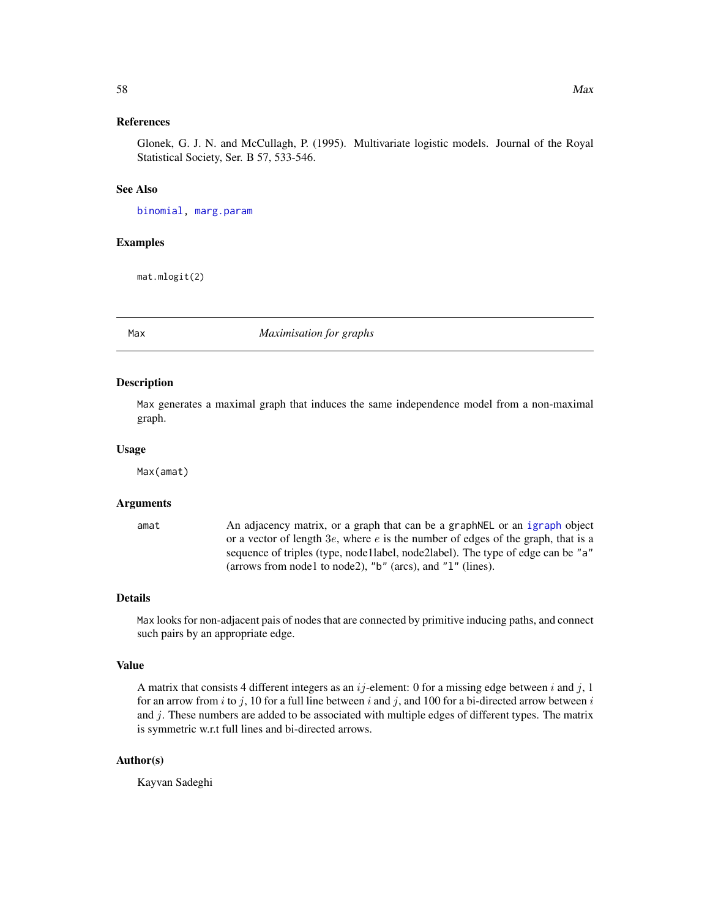### References

Glonek, G. J. N. and McCullagh, P. (1995). Multivariate logistic models. Journal of the Royal Statistical Society, Ser. B 57, 533-546.

### See Also

binomial, marg.param

### Examples

```
mat.mlogit(2)
```

---

## Max — *Maximisation for graphs*

---

### Description

Max generates a maximal graph that induces the same independence model from a non-maximal graph.

### Usage

```
Max(amat)
```

### Arguments

| | |
|---|---|
| amat | An adjacency matrix, or a graph that can be a graphNEL or an igraph object or a vector of length $3e$, where $e$ is the number of edges of the graph, that is a sequence of triples (type, node1label, node2label). The type of edge can be "a" (arrows from node1 to node2), "b" (arcs), and "l" (lines). |

### Details

Max looks for non-adjacent pais of nodes that are connected by primitive inducing paths, and connect such pairs by an appropriate edge.

### Value

A matrix that consists 4 different integers as an $ij$-element: 0 for a missing edge between $i$ and $j$, 1 for an arrow from $i$ to $j$, 10 for a full line between $i$ and $j$, and 100 for a bi-directed arrow between $i$ and $j$. These numbers are added to be associated with multiple edges of different types. The matrix is symmetric w.r.t full lines and bi-directed arrows.

### Author(s)

Kayvan Sadeghi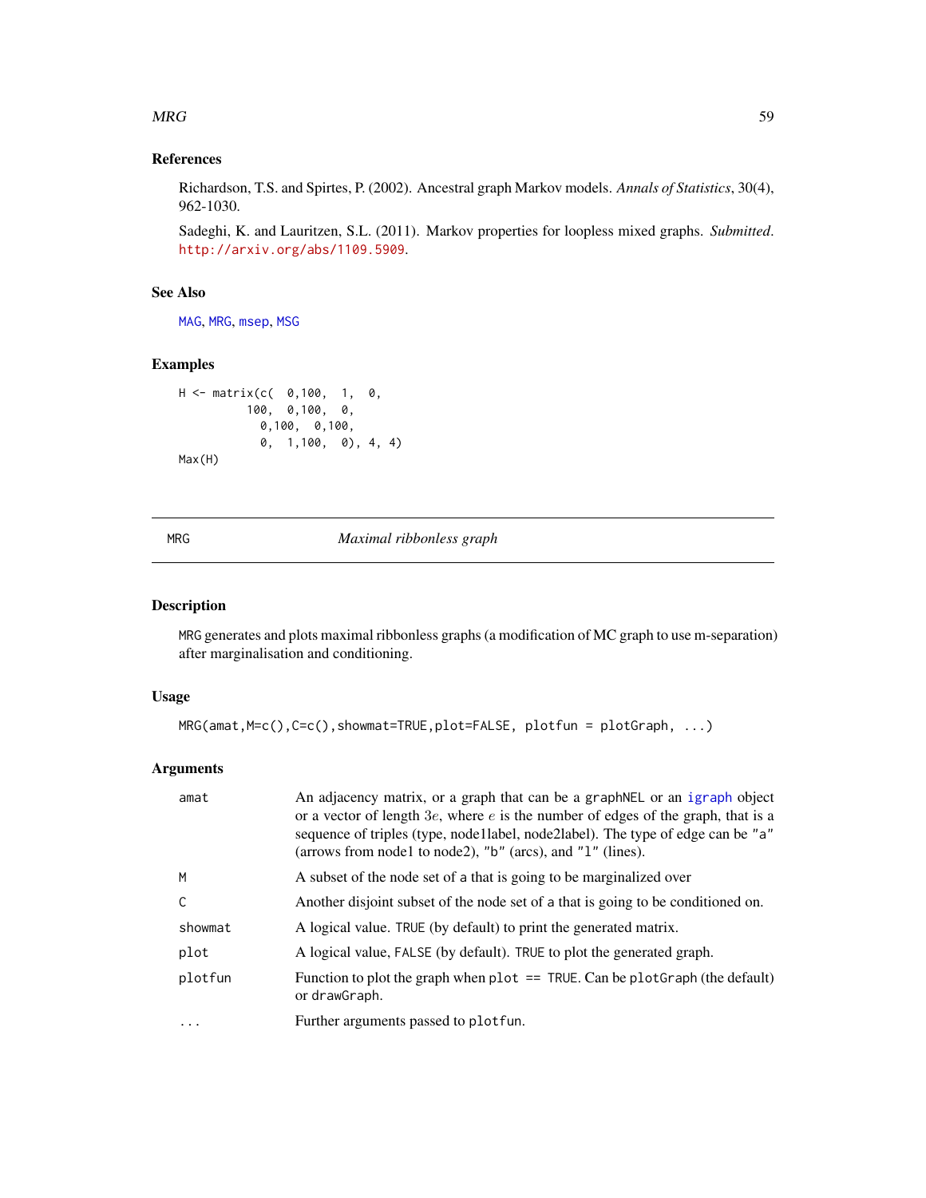### References

Richardson, T.S. and Spirtes, P. (2002). Ancestral graph Markov models. *Annals of Statistics*, 30(4), 962-1030.

Sadeghi, K. and Lauritzen, S.L. (2011). Markov properties for loopless mixed graphs. *Submitted*. http://arxiv.org/abs/1109.5909.

### See Also

MAG, MRG, msep, MSG

### Examples

```
H <- matrix(c(  0,100,  1,  0,
          100,  0,100,  0,
            0,100,  0,100,
            0,  1,100,  0), 4, 4)
Max(H)
```

---

## MRG — *Maximal ribbonless graph*

### Description

MRG generates and plots maximal ribbonless graphs (a modification of MC graph to use m-separation) after marginalisation and conditioning.

### Usage

```
MRG(amat,M=c(),C=c(),showmat=TRUE,plot=FALSE, plotfun = plotGraph, ...)
```

### Arguments

| | |
|---|---|
| amat | An adjacency matrix, or a graph that can be a graphNEL or an igraph object or a vector of length $3e$, where $e$ is the number of edges of the graph, that is a sequence of triples (type, node1label, node2label). The type of edge can be "a" (arrows from node1 to node2), "b" (arcs), and "l" (lines). |
| M | A subset of the node set of a that is going to be marginalized over |
| C | Another disjoint subset of the node set of a that is going to be conditioned on. |
| showmat | A logical value. TRUE (by default) to print the generated matrix. |
| plot | A logical value, FALSE (by default). TRUE to plot the generated graph. |
| plotfun | Function to plot the graph when plot == TRUE. Can be plotGraph (the default) or drawGraph. |
| ... | Further arguments passed to plotfun. |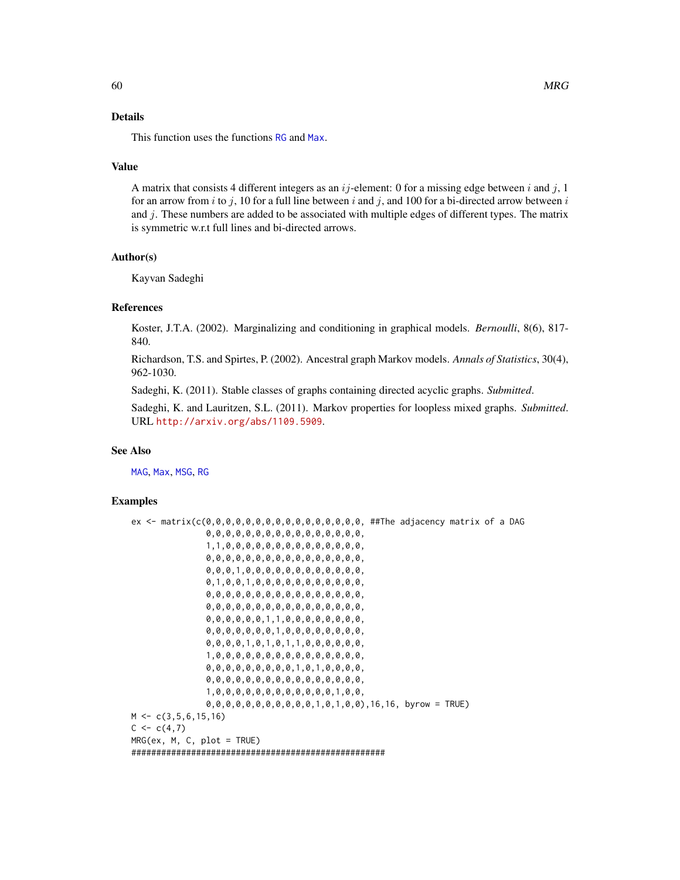### Details

This function uses the functions RG and Max.

### Value

A matrix that consists 4 different integers as an $ij$-element: 0 for a missing edge between $i$ and $j$, 1 for an arrow from $i$ to $j$, 10 for a full line between $i$ and $j$, and 100 for a bi-directed arrow between $i$ and $j$. These numbers are added to be associated with multiple edges of different types. The matrix is symmetric w.r.t full lines and bi-directed arrows.

### Author(s)

Kayvan Sadeghi

### References

Koster, J.T.A. (2002). Marginalizing and conditioning in graphical models. *Bernoulli*, 8(6), 817-840.

Richardson, T.S. and Spirtes, P. (2002). Ancestral graph Markov models. *Annals of Statistics*, 30(4), 962-1030.

Sadeghi, K. (2011). Stable classes of graphs containing directed acyclic graphs. *Submitted*.

Sadeghi, K. and Lauritzen, S.L. (2011). Markov properties for loopless mixed graphs. *Submitted*. URL http://arxiv.org/abs/1109.5909.

### See Also

MAG, Max, MSG, RG

### Examples

```
ex <- matrix(c(0,0,0,0,0,0,0,0,0,0,0,0,0,0,0,0, ##The adjacency matrix of a DAG
               0,0,0,0,0,0,0,0,0,0,0,0,0,0,0,0,
               1,1,0,0,0,0,0,0,0,0,0,0,0,0,0,0,
               0,0,0,0,0,0,0,0,0,0,0,0,0,0,0,0,
               0,0,0,1,0,0,0,0,0,0,0,0,0,0,0,0,
               0,1,0,0,1,0,0,0,0,0,0,0,0,0,0,0,
               0,0,0,0,0,0,0,0,0,0,0,0,0,0,0,0,
               0,0,0,0,0,0,0,0,0,0,0,0,0,0,0,0,
               0,0,0,0,0,0,1,1,0,0,0,0,0,0,0,0,
               0,0,0,0,0,0,0,1,0,0,0,0,0,0,0,0,
               0,0,0,0,1,0,1,0,1,1,0,0,0,0,0,0,
               1,0,0,0,0,0,0,0,0,0,0,0,0,0,0,0,
               0,0,0,0,0,0,0,0,0,1,0,1,0,0,0,0,
               0,0,0,0,0,0,0,0,0,0,0,0,0,0,0,0,
               1,0,0,0,0,0,0,0,0,0,0,0,0,1,0,0,
               0,0,0,0,0,0,0,0,0,0,0,1,0,1,0,0),16,16, byrow = TRUE)
M <- c(3,5,6,15,16)
C <- c(4,7)
MRG(ex, M, C, plot = TRUE)
###################################################
```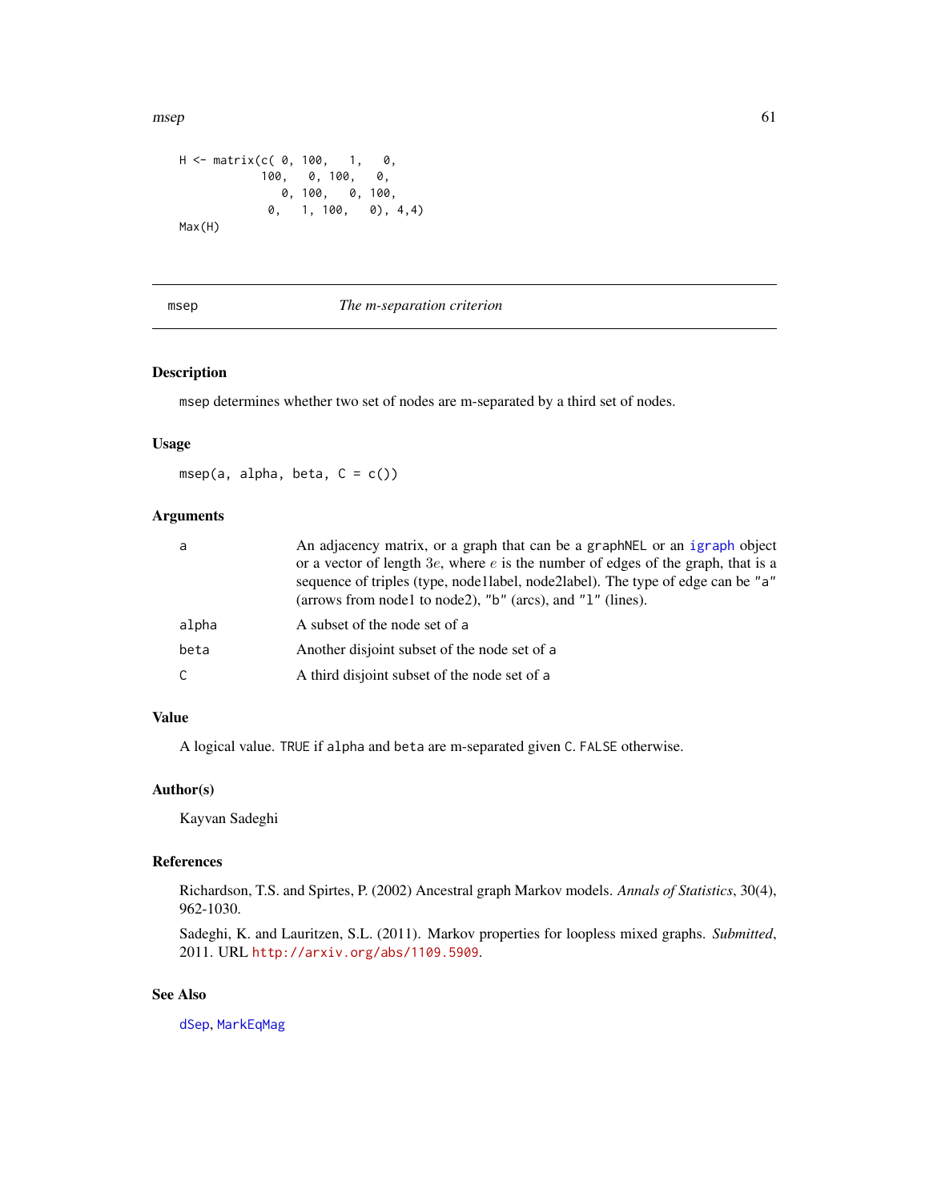```
H <- matrix(c( 0, 100,   1,   0,
             100,   0, 100,   0,
                0, 100,   0, 100,
              0,   1, 100,   0), 4,4)
Max(H)
```

---

## msep — *The m-separation criterion*

### Description

msep determines whether two set of nodes are m-separated by a third set of nodes.

### Usage

```
msep(a, alpha, beta, C = c())
```

### Arguments

| | |
|---|---|
| a | An adjacency matrix, or a graph that can be a graphNEL or an igraph object or a vector of length $3e$, where $e$ is the number of edges of the graph, that is a sequence of triples (type, node1label, node2label). The type of edge can be "a" (arrows from node1 to node2), "b" (arcs), and "l" (lines). |
| alpha | A subset of the node set of a |
| beta | Another disjoint subset of the node set of a |
| C | A third disjoint subset of the node set of a |

### Value

A logical value. TRUE if alpha and beta are m-separated given C. FALSE otherwise.

### Author(s)

Kayvan Sadeghi

### References

Richardson, T.S. and Spirtes, P. (2002) Ancestral graph Markov models. *Annals of Statistics*, 30(4), 962-1030.

Sadeghi, K. and Lauritzen, S.L. (2011). Markov properties for loopless mixed graphs. *Submitted*, 2011. URL http://arxiv.org/abs/1109.5909.

### See Also

dSep, MarkEqMag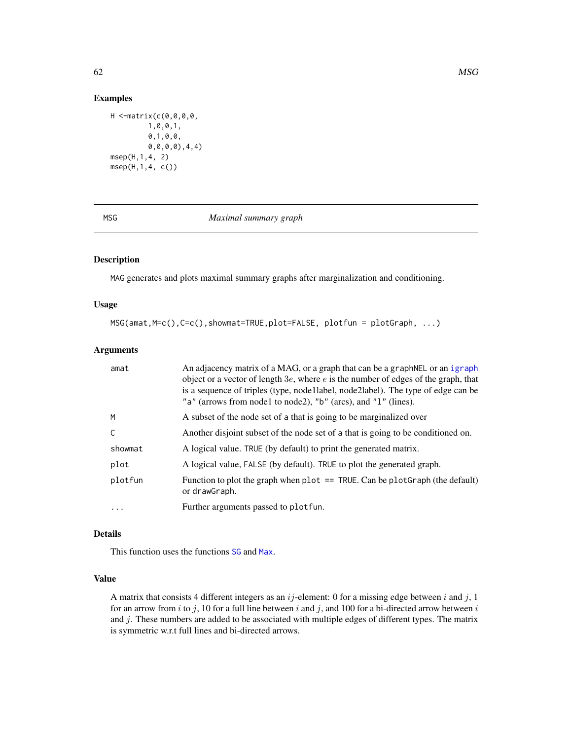## Examples

```
H <-matrix(c(0,0,0,0,
         1,0,0,1,
         0,1,0,0,
         0,0,0,0),4,4)
msep(H,1,4, 2)
msep(H,1,4, c())
```

---

MSG *Maximal summary graph*

---

### Description

MAG generates and plots maximal summary graphs after marginalization and conditioning.

### Usage

```
MSG(amat,M=c(),C=c(),showmat=TRUE,plot=FALSE, plotfun = plotGraph, ...)
```

### Arguments

| | |
|---|---|
| amat | An adjacency matrix of a MAG, or a graph that can be a graphNEL or an igraph object or a vector of length $3e$, where $e$ is the number of edges of the graph, that is a sequence of triples (type, node1label, node2label). The type of edge can be "a" (arrows from node1 to node2), "b" (arcs), and "l" (lines). |
| M | A subset of the node set of a that is going to be marginalized over |
| C | Another disjoint subset of the node set of a that is going to be conditioned on. |
| showmat | A logical value. TRUE (by default) to print the generated matrix. |
| plot | A logical value, FALSE (by default). TRUE to plot the generated graph. |
| plotfun | Function to plot the graph when plot == TRUE. Can be plotGraph (the default) or drawGraph. |
| ... | Further arguments passed to plotfun. |

### Details

This function uses the functions SG and Max.

### Value

A matrix that consists 4 different integers as an $ij$-element: 0 for a missing edge between $i$ and $j$, 1 for an arrow from $i$ to $j$, 10 for a full line between $i$ and $j$, and 100 for a bi-directed arrow between $i$ and $j$. These numbers are added to be associated with multiple edges of different types. The matrix is symmetric w.r.t full lines and bi-directed arrows.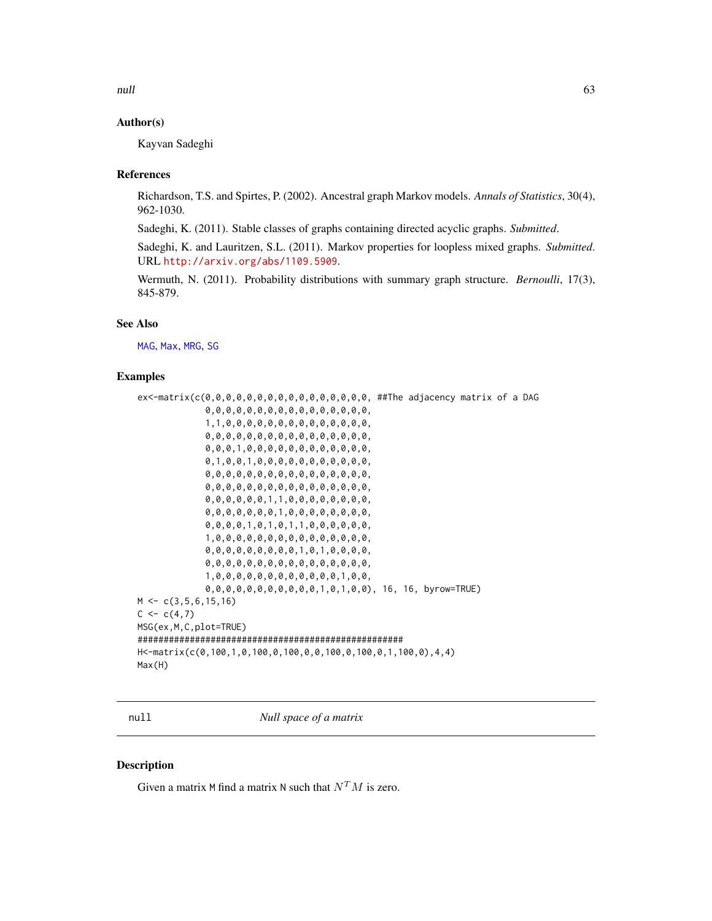## Author(s)

Kayvan Sadeghi

## References

Richardson, T.S. and Spirtes, P. (2002). Ancestral graph Markov models. *Annals of Statistics*, 30(4), 962-1030.

Sadeghi, K. (2011). Stable classes of graphs containing directed acyclic graphs. *Submitted*.

Sadeghi, K. and Lauritzen, S.L. (2011). Markov properties for loopless mixed graphs. *Submitted*. URL http://arxiv.org/abs/1109.5909.

Wermuth, N. (2011). Probability distributions with summary graph structure. *Bernoulli*, 17(3), 845-879.

## See Also

MAG, Max, MRG, SG

## Examples

```
ex<-matrix(c(0,0,0,0,0,0,0,0,0,0,0,0,0,0,0,0, ##The adjacency matrix of a DAG
             0,0,0,0,0,0,0,0,0,0,0,0,0,0,0,0,
             1,1,0,0,0,0,0,0,0,0,0,0,0,0,0,0,
             0,0,0,0,0,0,0,0,0,0,0,0,0,0,0,0,
             0,0,0,1,0,0,0,0,0,0,0,0,0,0,0,0,
             0,1,0,0,1,0,0,0,0,0,0,0,0,0,0,0,
             0,0,0,0,0,0,0,0,0,0,0,0,0,0,0,0,
             0,0,0,0,0,0,0,0,0,0,0,0,0,0,0,0,
             0,0,0,0,0,0,1,1,0,0,0,0,0,0,0,0,
             0,0,0,0,0,0,0,1,0,0,0,0,0,0,0,0,
             0,0,0,0,1,0,1,0,1,1,0,0,0,0,0,0,
             1,0,0,0,0,0,0,0,0,0,0,0,0,0,0,0,
             0,0,0,0,0,0,0,0,0,1,0,1,0,0,0,0,
             0,0,0,0,0,0,0,0,0,0,0,0,0,0,0,0,
             1,0,0,0,0,0,0,0,0,0,0,0,0,1,0,0,
             0,0,0,0,0,0,0,0,0,0,0,1,0,1,0,0), 16, 16, byrow=TRUE)
M <- c(3,5,6,15,16)
C <- c(4,7)
MSG(ex,M,C,plot=TRUE)
###################################################
H<-matrix(c(0,100,1,0,100,0,100,0,0,100,0,100,0,1,100,0),4,4)
Max(H)
```

---

`null` *Null space of a matrix*

---

## Description

Given a matrix M find a matrix N such that $N^T M$ is zero.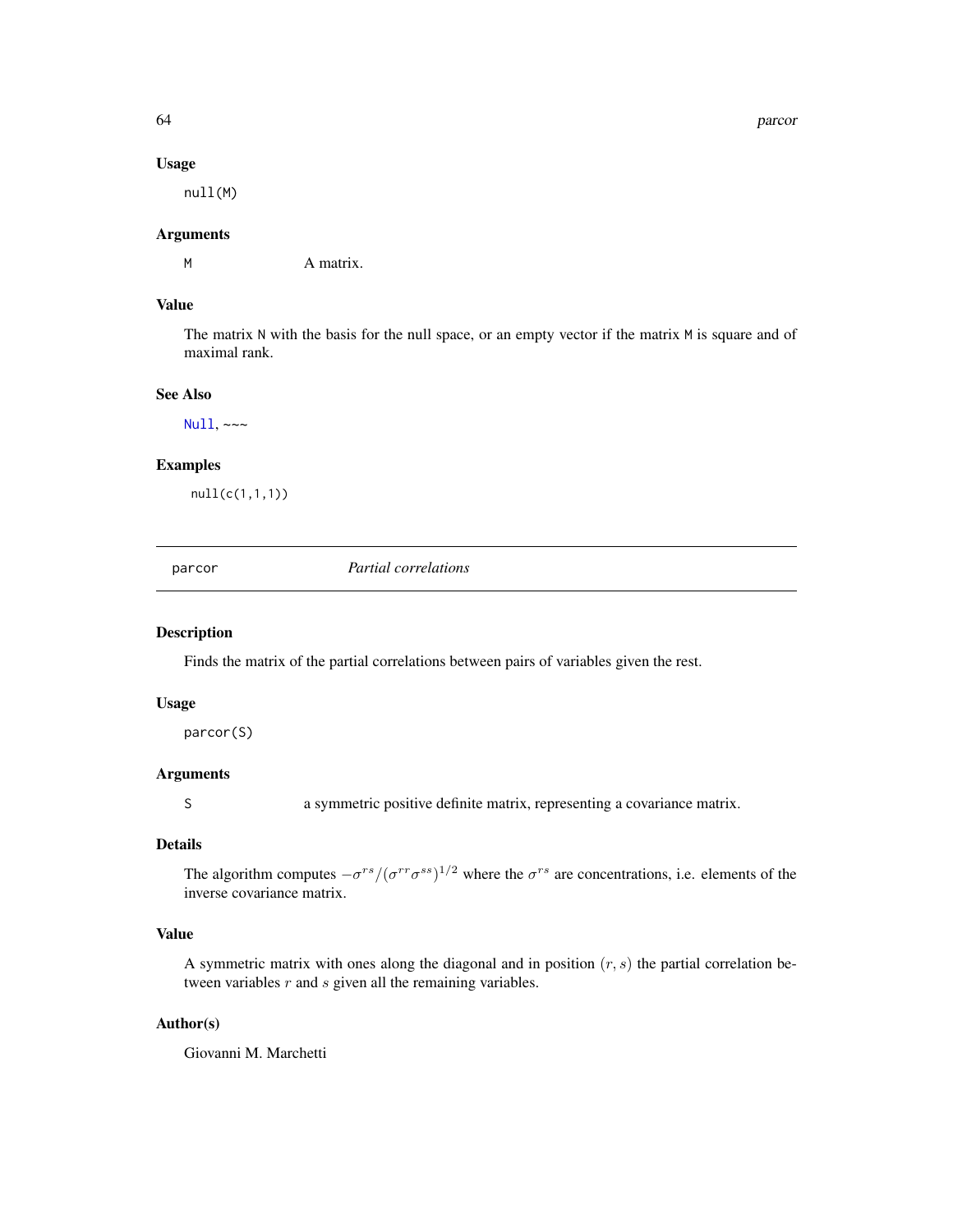### Usage

```
null(M)
```

### Arguments

M A matrix.

### Value

The matrix N with the basis for the null space, or an empty vector if the matrix M is square and of maximal rank.

### See Also

Null, ~~~

### Examples

```
null(c(1,1,1))
```

---

## parcor *Partial correlations*

---

### Description

Finds the matrix of the partial correlations between pairs of variables given the rest.

### Usage

```
parcor(S)
```

### Arguments

S a symmetric positive definite matrix, representing a covariance matrix.

### Details

The algorithm computes $-\sigma^{rs}/(\sigma^{rr}\sigma^{ss})^{1/2}$ where the $\sigma^{rs}$ are concentrations, i.e. elements of the inverse covariance matrix.

### Value

A symmetric matrix with ones along the diagonal and in position $(r, s)$ the partial correlation between variables $r$ and $s$ given all the remaining variables.

### Author(s)

Giovanni M. Marchetti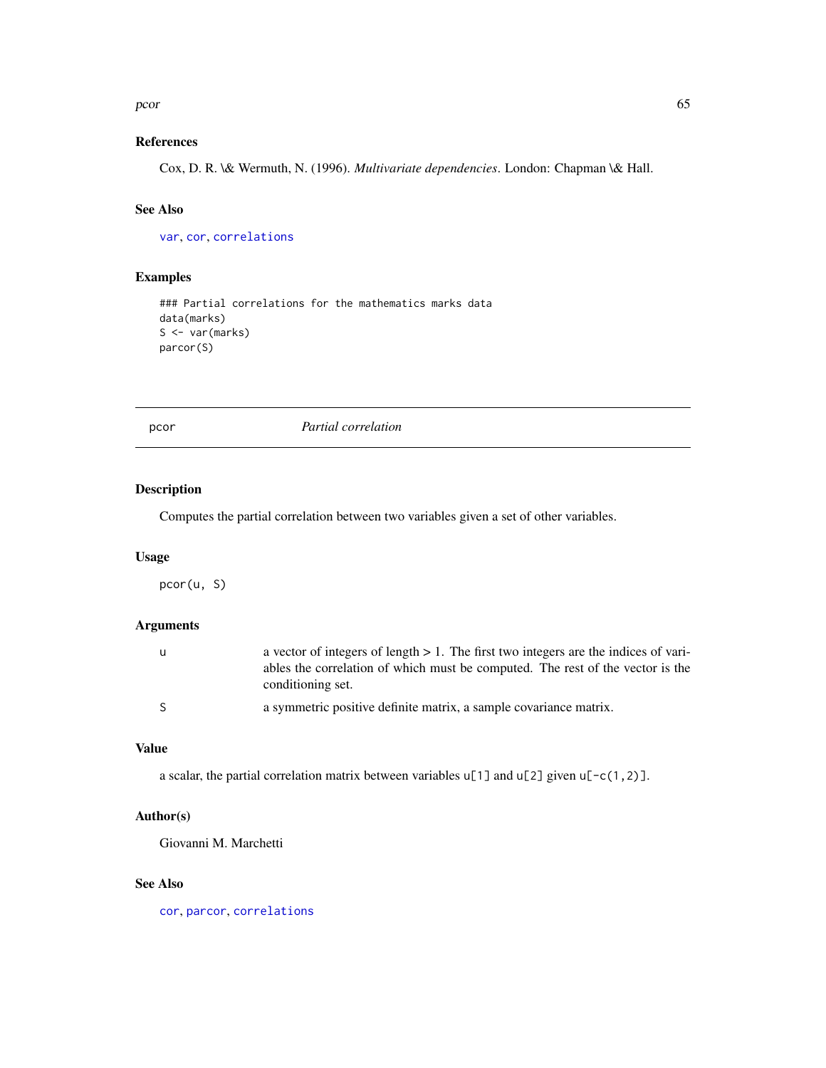### References

Cox, D. R. \& Wermuth, N. (1996). *Multivariate dependencies*. London: Chapman \& Hall.

### See Also

var, cor, correlations

### Examples

```
### Partial correlations for the mathematics marks data
data(marks)
S <- var(marks)
parcor(S)
```

---

## pcor *Partial correlation*

---

### Description

Computes the partial correlation between two variables given a set of other variables.

### Usage

```
pcor(u, S)
```

### Arguments

| | |
|---|---|
| u | a vector of integers of length > 1. The first two integers are the indices of variables the correlation of which must be computed. The rest of the vector is the conditioning set. |
| S | a symmetric positive definite matrix, a sample covariance matrix. |

### Value

a scalar, the partial correlation matrix between variables `u[1]` and `u[2]` given `u[-c(1,2)]`.

### Author(s)

Giovanni M. Marchetti

### See Also

cor, parcor, correlations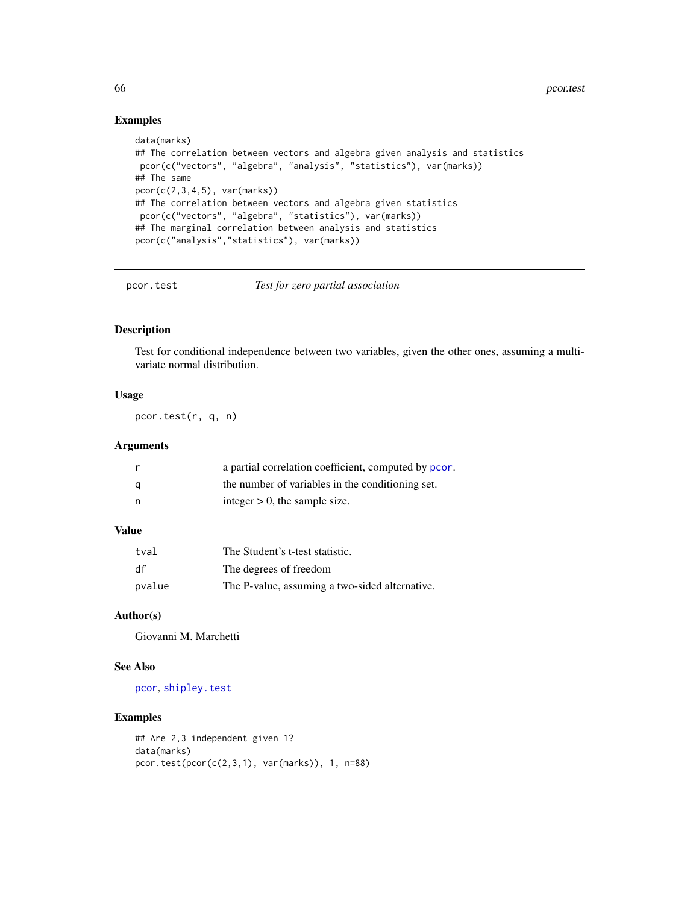## Examples

```
data(marks)
## The correlation between vectors and algebra given analysis and statistics
 pcor(c("vectors", "algebra", "analysis", "statistics"), var(marks))
## The same
pcor(c(2,3,4,5), var(marks))
## The correlation between vectors and algebra given statistics
 pcor(c("vectors", "algebra", "statistics"), var(marks))
## The marginal correlation between analysis and statistics
pcor(c("analysis","statistics"), var(marks))
```

---

# pcor.test — *Test for zero partial association*

---

## Description

Test for conditional independence between two variables, given the other ones, assuming a multivariate normal distribution.

## Usage

```
pcor.test(r, q, n)
```

## Arguments

| | |
|---|---|
| r | a partial correlation coefficient, computed by pcor. |
| q | the number of variables in the conditioning set. |
| n | integer > 0, the sample size. |

## Value

| | |
|---|---|
| tval | The Student's t-test statistic. |
| df | The degrees of freedom |
| pvalue | The P-value, assuming a two-sided alternative. |

## Author(s)

Giovanni M. Marchetti

## See Also

pcor, shipley.test

## Examples

```
## Are 2,3 independent given 1?
data(marks)
pcor.test(pcor(c(2,3,1), var(marks)), 1, n=88)
```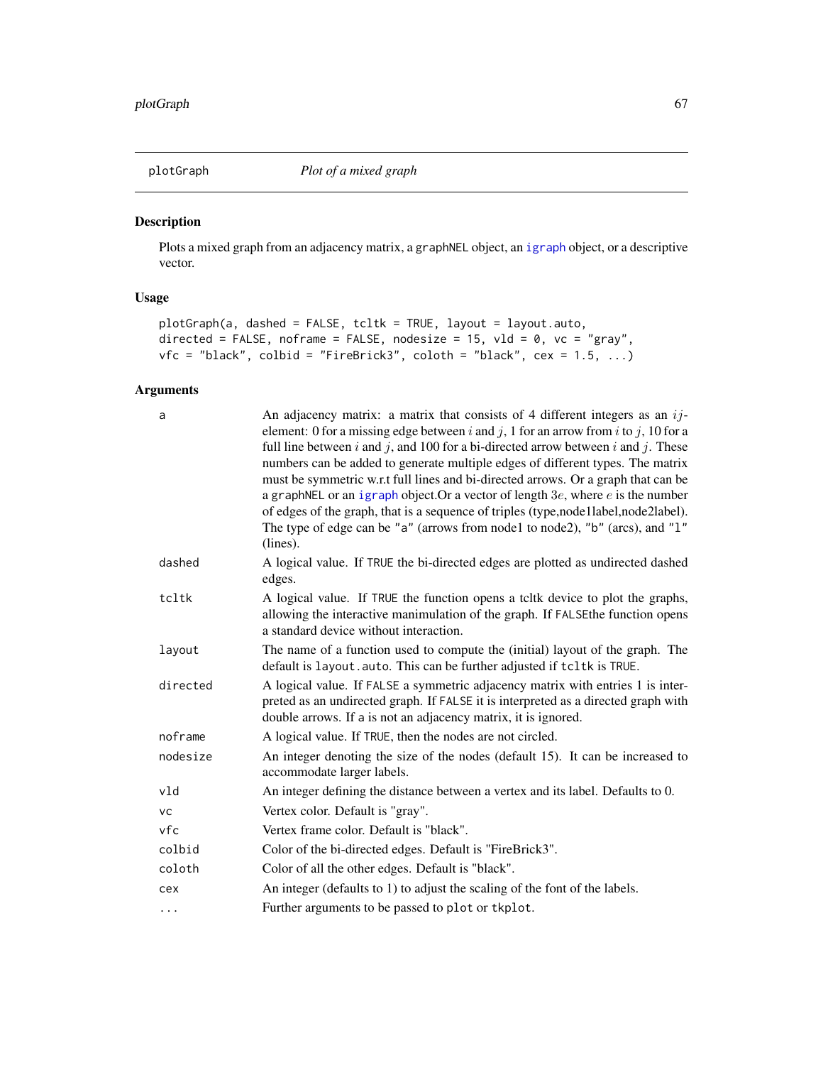## plotGraph — *Plot of a mixed graph*

### Description

Plots a mixed graph from an adjacency matrix, a graphNEL object, an igraph object, or a descriptive vector.

### Usage

```
plotGraph(a, dashed = FALSE, tcltk = TRUE, layout = layout.auto,
directed = FALSE, noframe = FALSE, nodesize = 15, vld = 0, vc = "gray",
vfc = "black", colbid = "FireBrick3", coloth = "black", cex = 1.5, ...)
```

### Arguments

| Argument | Description |
|---|---|
| a | An adjacency matrix: a matrix that consists of 4 different integers as an $ij$-element: 0 for a missing edge between $i$ and $j$, 1 for an arrow from $i$ to $j$, 10 for a full line between $i$ and $j$, and 100 for a bi-directed arrow between $i$ and $j$. These numbers can be added to generate multiple edges of different types. The matrix must be symmetric w.r.t full lines and bi-directed arrows. Or a graph that can be a graphNEL or an igraph object.Or a vector of length $3e$, where $e$ is the number of edges of the graph, that is a sequence of triples (type,node1label,node2label). The type of edge can be "a" (arrows from node1 to node2), "b" (arcs), and "l" (lines). |
| dashed | A logical value. If TRUE the bi-directed edges are plotted as undirected dashed edges. |
| tcltk | A logical value. If TRUE the function opens a tcltk device to plot the graphs, allowing the interactive manimulation of the graph. If FALSEthe function opens a standard device without interaction. |
| layout | The name of a function used to compute the (initial) layout of the graph. The default is layout.auto. This can be further adjusted if tcltk is TRUE. |
| directed | A logical value. If FALSE a symmetric adjacency matrix with entries 1 is interpreted as an undirected graph. If FALSE it is interpreted as a directed graph with double arrows. If a is not an adjacency matrix, it is ignored. |
| noframe | A logical value. If TRUE, then the nodes are not circled. |
| nodesize | An integer denoting the size of the nodes (default 15). It can be increased to accommodate larger labels. |
| vld | An integer defining the distance between a vertex and its label. Defaults to 0. |
| vc | Vertex color. Default is "gray". |
| vfc | Vertex frame color. Default is "black". |
| colbid | Color of the bi-directed edges. Default is "FireBrick3". |
| coloth | Color of all the other edges. Default is "black". |
| cex | An integer (defaults to 1) to adjust the scaling of the font of the labels. |
| ... | Further arguments to be passed to plot or tkplot. |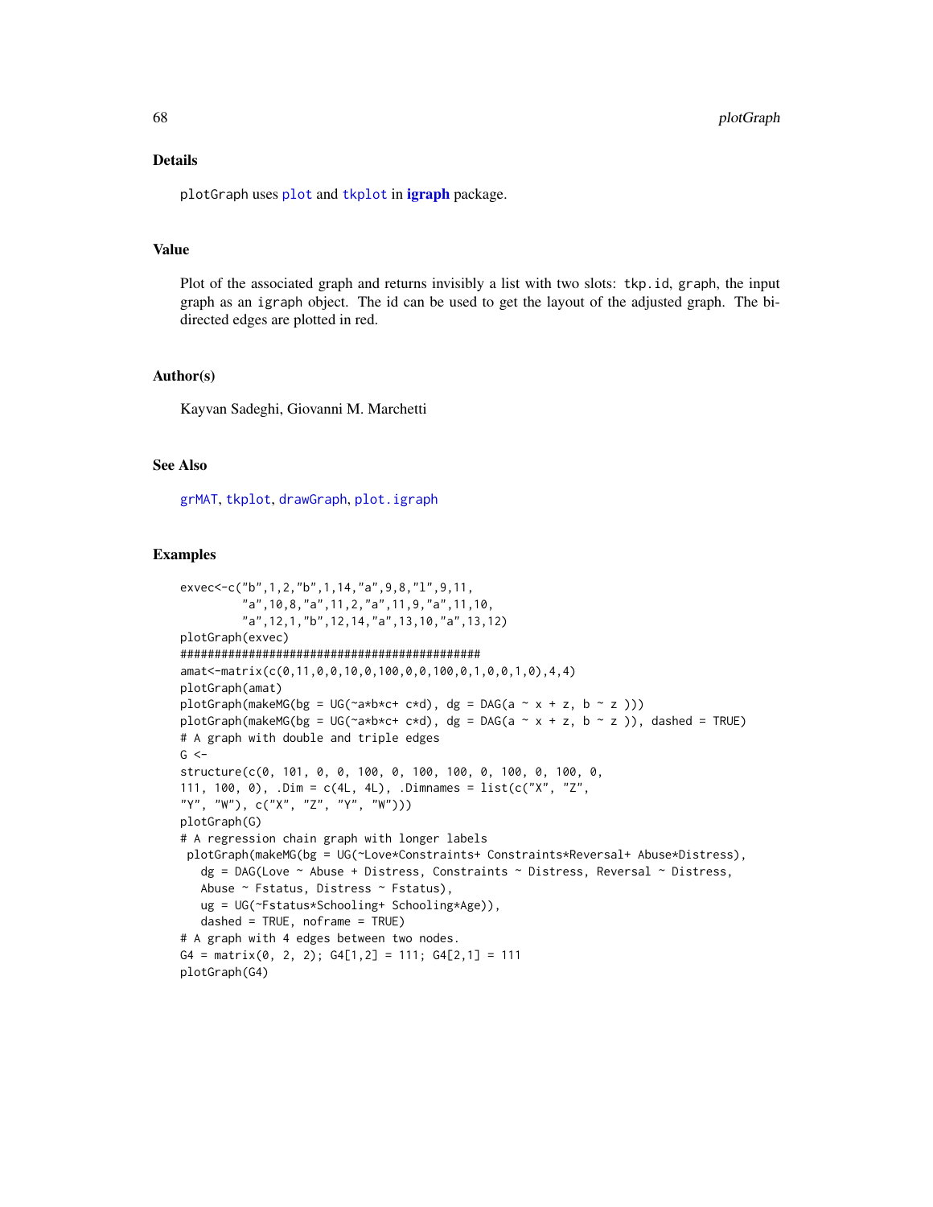## Details

plotGraph uses plot and tkplot in **igraph** package.

## Value

Plot of the associated graph and returns invisibly a list with two slots: tkp.id, graph, the input graph as an igraph object. The id can be used to get the layout of the adjusted graph. The bi-directed edges are plotted in red.

## Author(s)

Kayvan Sadeghi, Giovanni M. Marchetti

## See Also

grMAT, tkplot, drawGraph, plot.igraph

## Examples

```
exvec<-c("b",1,2,"b",1,14,"a",9,8,"l",9,11,
         "a",10,8,"a",11,2,"a",11,9,"a",11,10,
         "a",12,1,"b",12,14,"a",13,10,"a",13,12)
plotGraph(exvec)
############################################
amat<-matrix(c(0,11,0,0,10,0,100,0,0,100,0,1,0,0,1,0),4,4)
plotGraph(amat)
plotGraph(makeMG(bg = UG(~a*b*c+ c*d), dg = DAG(a ~ x + z, b ~ z )))
plotGraph(makeMG(bg = UG(~a*b*c+ c*d), dg = DAG(a ~ x + z, b ~ z )), dashed = TRUE)
# A graph with double and triple edges
G <-
structure(c(0, 101, 0, 0, 100, 0, 100, 100, 0, 100, 0, 100, 0,
111, 100, 0), .Dim = c(4L, 4L), .Dimnames = list(c("X", "Z",
"Y", "W"), c("X", "Z", "Y", "W")))
plotGraph(G)
# A regression chain graph with longer labels
 plotGraph(makeMG(bg = UG(~Love*Constraints+ Constraints*Reversal+ Abuse*Distress),
   dg = DAG(Love ~ Abuse + Distress, Constraints ~ Distress, Reversal ~ Distress,
   Abuse ~ Fstatus, Distress ~ Fstatus),
   ug = UG(~Fstatus*Schooling+ Schooling*Age)),
   dashed = TRUE, noframe = TRUE)
# A graph with 4 edges between two nodes.
G4 = matrix(0, 2, 2); G4[1,2] = 111; G4[2,1] = 111
plotGraph(G4)
```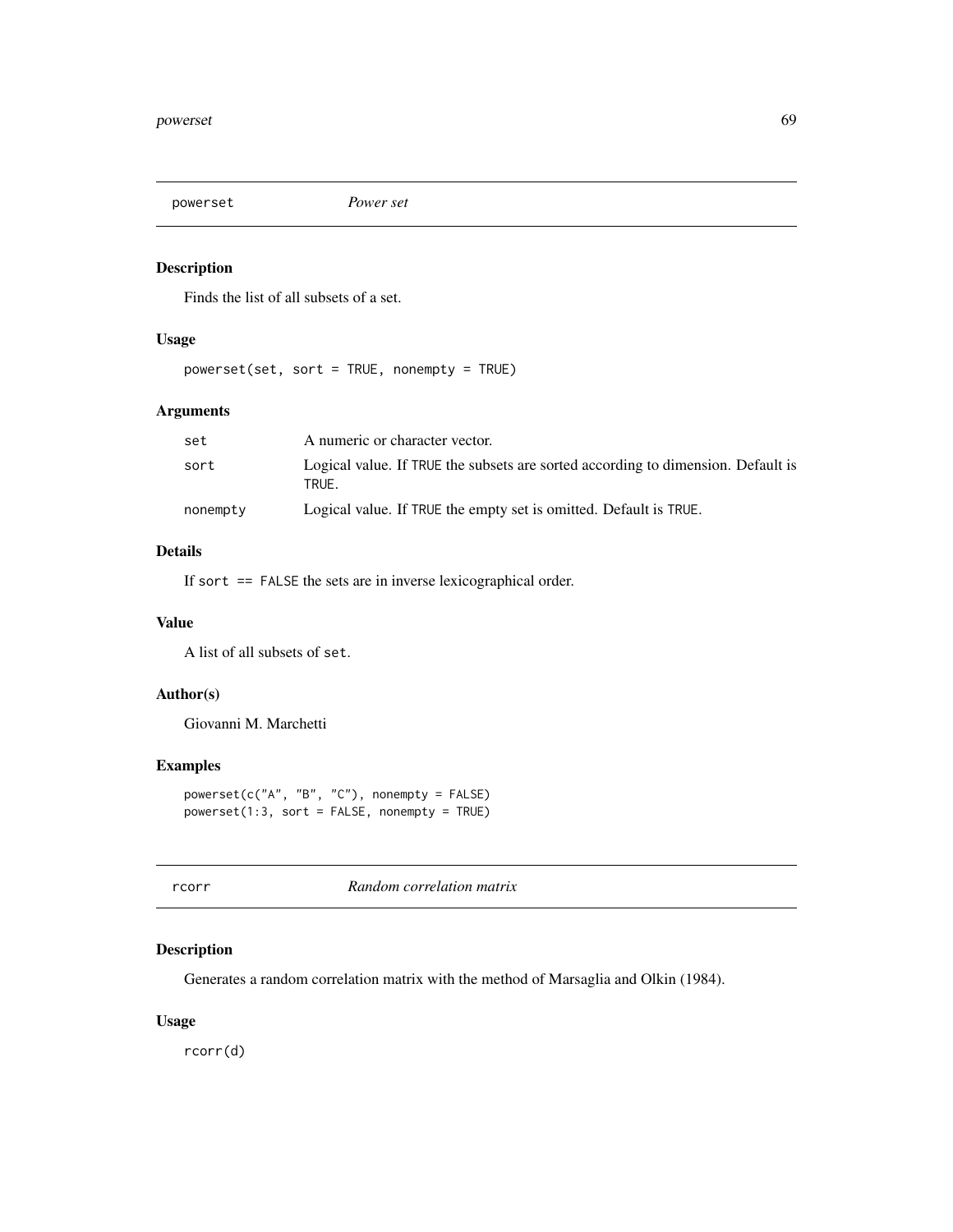## powerset *Power set*

### Description

Finds the list of all subsets of a set.

### Usage

```
powerset(set, sort = TRUE, nonempty = TRUE)
```

### Arguments

| | |
|---|---|
| `set` | A numeric or character vector. |
| `sort` | Logical value. If `TRUE` the subsets are sorted according to dimension. Default is `TRUE`. |
| `nonempty` | Logical value. If `TRUE` the empty set is omitted. Default is `TRUE`. |

### Details

If `sort == FALSE` the sets are in inverse lexicographical order.

### Value

A list of all subsets of `set`.

### Author(s)

Giovanni M. Marchetti

### Examples

```
powerset(c("A", "B", "C"), nonempty = FALSE)
powerset(1:3, sort = FALSE, nonempty = TRUE)
```

## rcorr *Random correlation matrix*

### Description

Generates a random correlation matrix with the method of Marsaglia and Olkin (1984).

### Usage

```
rcorr(d)
```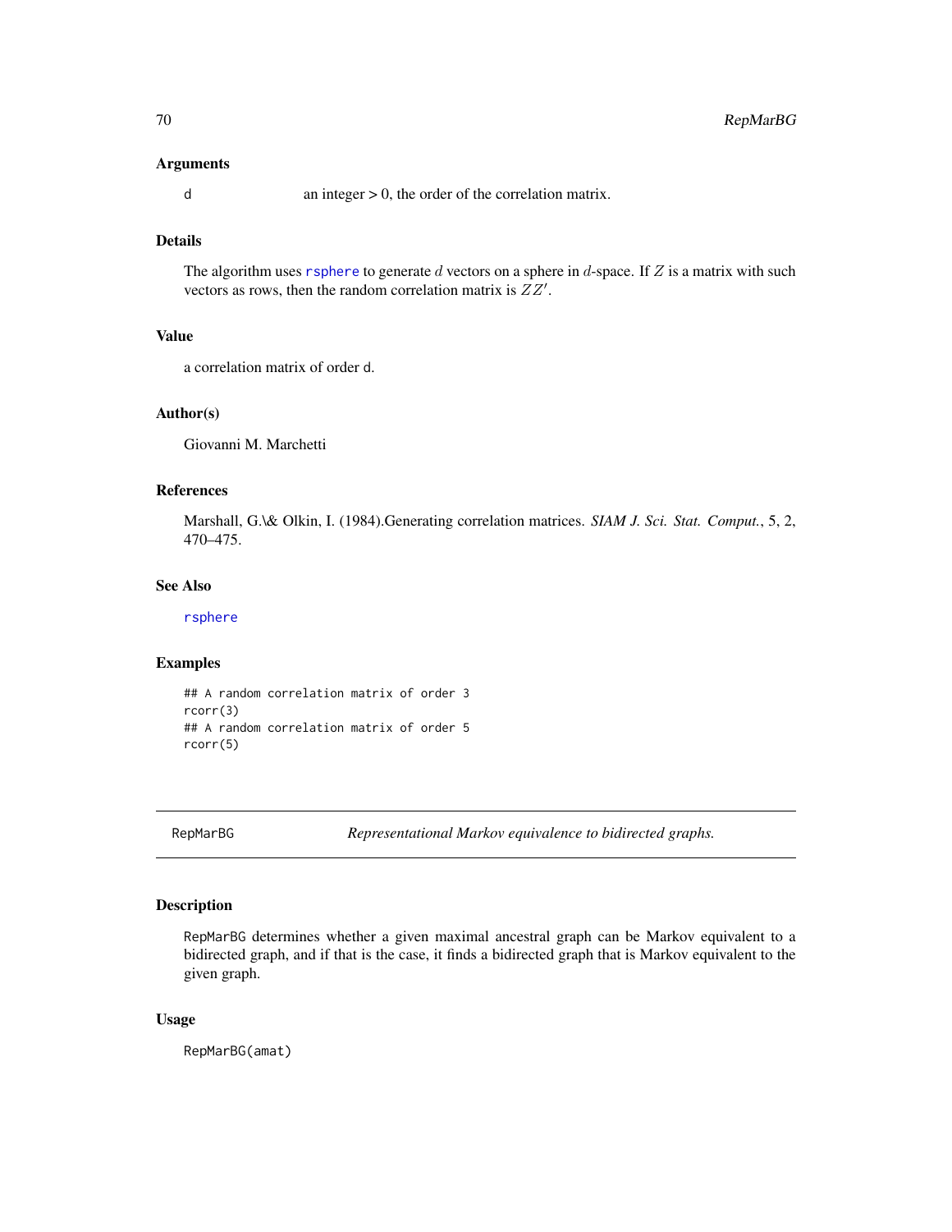### Arguments

d an integer > 0, the order of the correlation matrix.

### Details

The algorithm uses rsphere to generate $d$ vectors on a sphere in $d$-space. If $Z$ is a matrix with such vectors as rows, then the random correlation matrix is $ZZ'$.

### Value

a correlation matrix of order d.

### Author(s)

Giovanni M. Marchetti

### References

Marshall, G.\& Olkin, I. (1984).Generating correlation matrices. *SIAM J. Sci. Stat. Comput.*, 5, 2, 470–475.

### See Also

rsphere

### Examples

```
## A random correlation matrix of order 3
rcorr(3)
## A random correlation matrix of order 5
rcorr(5)
```

---

## RepMarBG *Representational Markov equivalence to bidirected graphs.*

### Description

RepMarBG determines whether a given maximal ancestral graph can be Markov equivalent to a bidirected graph, and if that is the case, it finds a bidirected graph that is Markov equivalent to the given graph.

### Usage

```
RepMarBG(amat)
```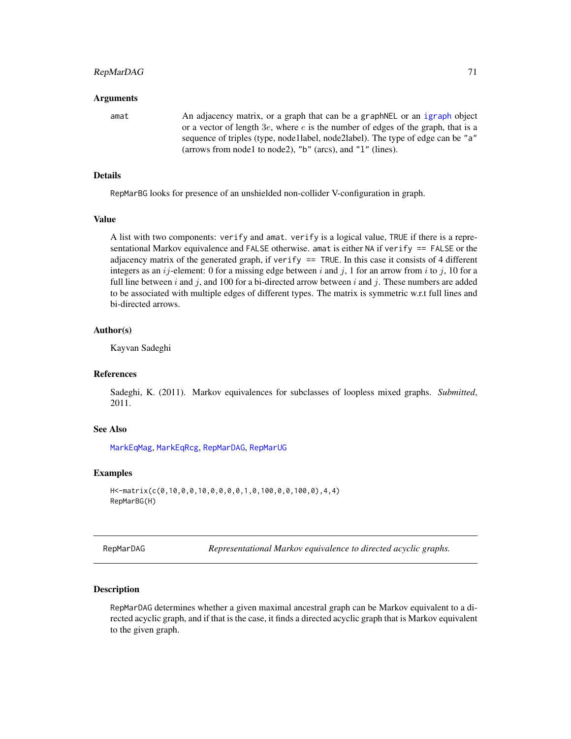### Arguments

`amat` An adjacency matrix, or a graph that can be a `graphNEL` or an `igraph` object or a vector of length $3e$, where $e$ is the number of edges of the graph, that is a sequence of triples (type, node1label, node2label). The type of edge can be `"a"` (arrows from node1 to node2), `"b"` (arcs), and `"l"` (lines).

### Details

`RepMarBG` looks for presence of an unshielded non-collider V-configuration in graph.

### Value

A list with two components: `verify` and `amat`. `verify` is a logical value, `TRUE` if there is a representational Markov equivalence and `FALSE` otherwise. `amat` is either `NA` if `verify == FALSE` or the adjacency matrix of the generated graph, if `verify == TRUE`. In this case it consists of 4 different integers as an $ij$-element: 0 for a missing edge between $i$ and $j$, 1 for an arrow from $i$ to $j$, 10 for a full line between $i$ and $j$, and 100 for a bi-directed arrow between $i$ and $j$. These numbers are added to be associated with multiple edges of different types. The matrix is symmetric w.r.t full lines and bi-directed arrows.

### Author(s)

Kayvan Sadeghi

### References

Sadeghi, K. (2011). Markov equivalences for subclasses of loopless mixed graphs. *Submitted*, 2011.

### See Also

`MarkEqMag`, `MarkEqRcg`, `RepMarDAG`, `RepMarUG`

### Examples

```
H<-matrix(c(0,10,0,0,10,0,0,0,0,1,0,100,0,0,100,0),4,4)
RepMarBG(H)
```

---

## RepMarDAG — *Representational Markov equivalence to directed acyclic graphs.*

### Description

`RepMarDAG` determines whether a given maximal ancestral graph can be Markov equivalent to a directed acyclic graph, and if that is the case, it finds a directed acyclic graph that is Markov equivalent to the given graph.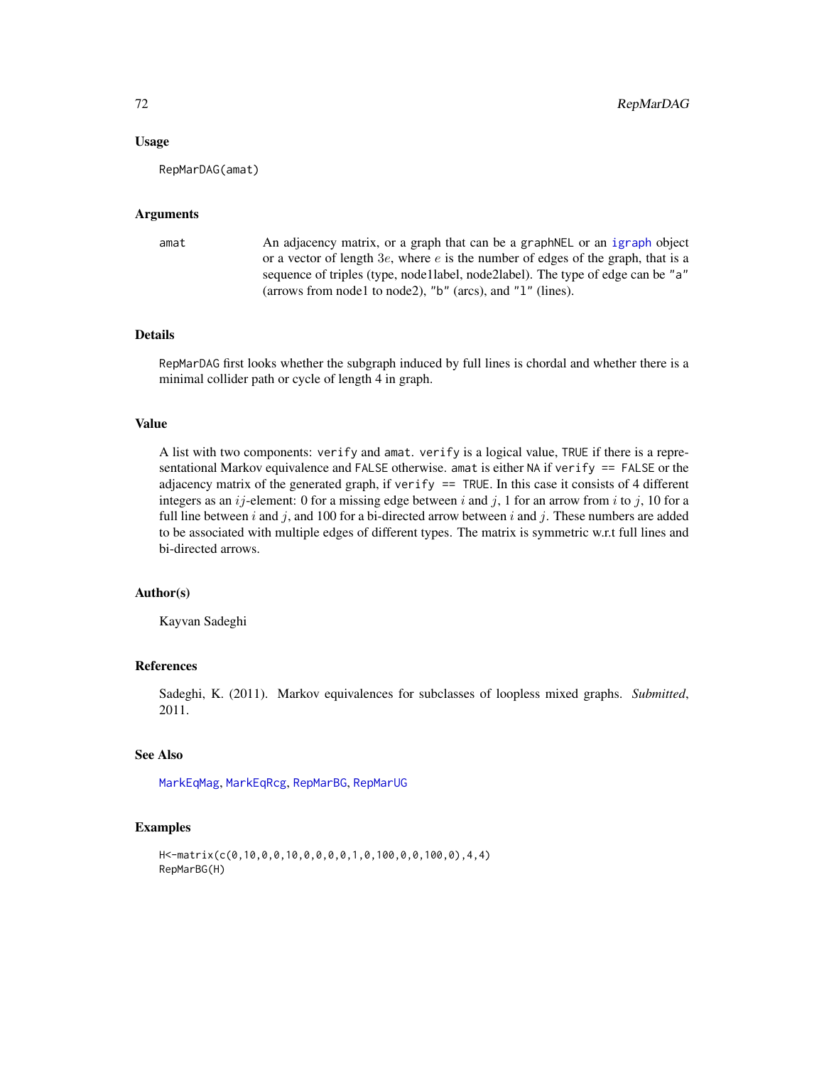## Usage

```
RepMarDAG(amat)
```

## Arguments

| | |
|---|---|
| amat | An adjacency matrix, or a graph that can be a graphNEL or an igraph object or a vector of length $3e$, where $e$ is the number of edges of the graph, that is a sequence of triples (type, node1label, node2label). The type of edge can be "a" (arrows from node1 to node2), "b" (arcs), and "l" (lines). |

## Details

RepMarDAG first looks whether the subgraph induced by full lines is chordal and whether there is a minimal collider path or cycle of length 4 in graph.

## Value

A list with two components: verify and amat. verify is a logical value, TRUE if there is a representational Markov equivalence and FALSE otherwise. amat is either NA if verify == FALSE or the adjacency matrix of the generated graph, if verify == TRUE. In this case it consists of 4 different integers as an $ij$-element: 0 for a missing edge between $i$ and $j$, 1 for an arrow from $i$ to $j$, 10 for a full line between $i$ and $j$, and 100 for a bi-directed arrow between $i$ and $j$. These numbers are added to be associated with multiple edges of different types. The matrix is symmetric w.r.t full lines and bi-directed arrows.

## Author(s)

Kayvan Sadeghi

## References

Sadeghi, K. (2011). Markov equivalences for subclasses of loopless mixed graphs. *Submitted*, 2011.

## See Also

MarkEqMag, MarkEqRcg, RepMarBG, RepMarUG

## Examples

```
H<-matrix(c(0,10,0,0,10,0,0,0,0,1,0,100,0,0,100,0),4,4)
RepMarBG(H)
```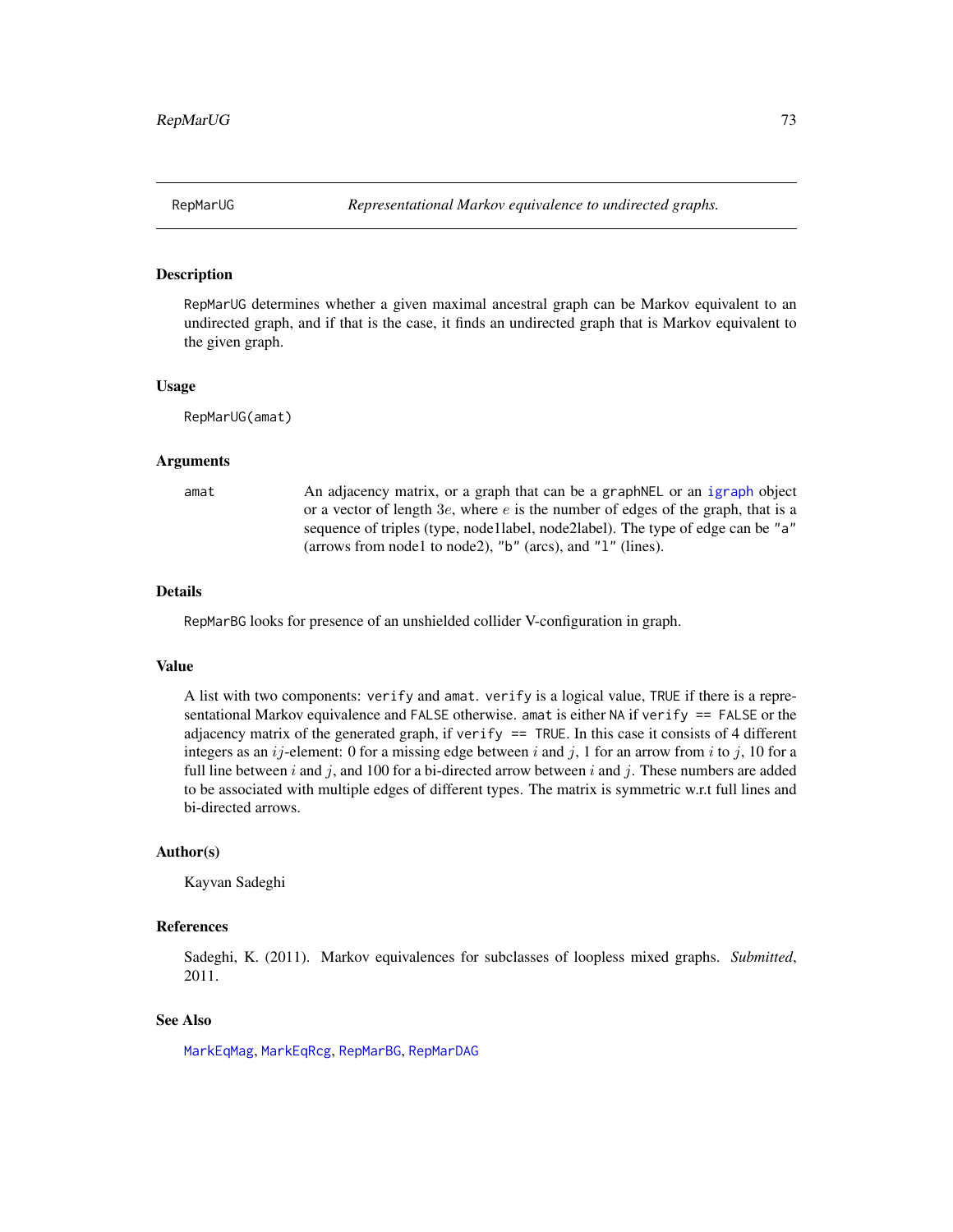## RepMarUG — *Representational Markov equivalence to undirected graphs.*

### Description

RepMarUG determines whether a given maximal ancestral graph can be Markov equivalent to an undirected graph, and if that is the case, it finds an undirected graph that is Markov equivalent to the given graph.

### Usage

```
RepMarUG(amat)
```

### Arguments

| | |
|---|---|
| amat | An adjacency matrix, or a graph that can be a graphNEL or an igraph object or a vector of length $3e$, where $e$ is the number of edges of the graph, that is a sequence of triples (type, node1label, node2label). The type of edge can be "a" (arrows from node1 to node2), "b" (arcs), and "l" (lines). |

### Details

RepMarBG looks for presence of an unshielded collider V-configuration in graph.

### Value

A list with two components: verify and amat. verify is a logical value, TRUE if there is a representational Markov equivalence and FALSE otherwise. amat is either NA if verify == FALSE or the adjacency matrix of the generated graph, if verify == TRUE. In this case it consists of 4 different integers as an $ij$-element: 0 for a missing edge between $i$ and $j$, 1 for an arrow from $i$ to $j$, 10 for a full line between $i$ and $j$, and 100 for a bi-directed arrow between $i$ and $j$. These numbers are added to be associated with multiple edges of different types. The matrix is symmetric w.r.t full lines and bi-directed arrows.

### Author(s)

Kayvan Sadeghi

### References

Sadeghi, K. (2011). Markov equivalences for subclasses of loopless mixed graphs. *Submitted*, 2011.

### See Also

MarkEqMag, MarkEqRcg, RepMarBG, RepMarDAG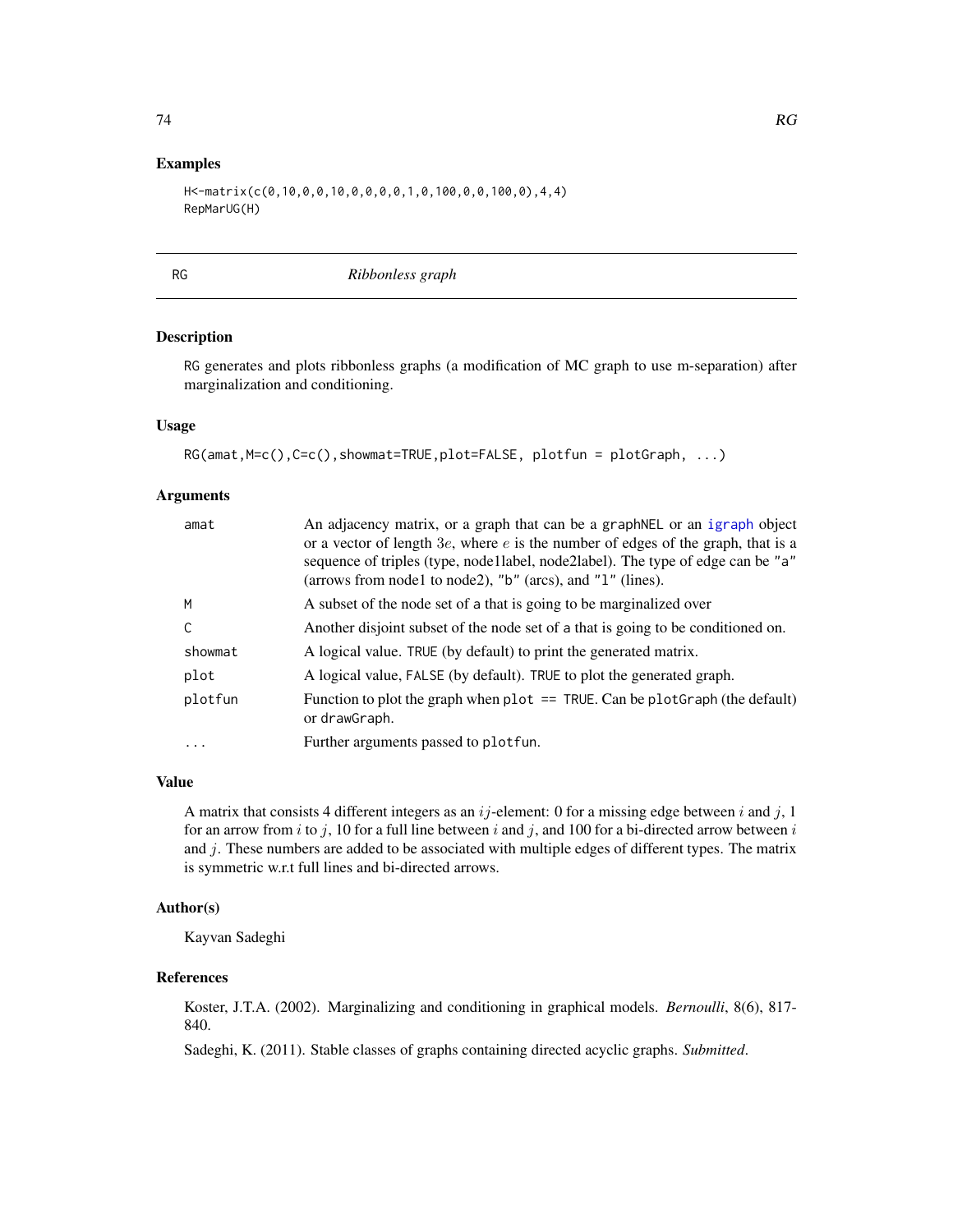## Examples

```
H<-matrix(c(0,10,0,0,10,0,0,0,0,1,0,100,0,0,100,0),4,4)
RepMarUG(H)
```

---

# RG — *Ribbonless graph*

## Description

RG generates and plots ribbonless graphs (a modification of MC graph to use m-separation) after marginalization and conditioning.

## Usage

```
RG(amat,M=c(),C=c(),showmat=TRUE,plot=FALSE, plotfun = plotGraph, ...)
```

## Arguments

| | |
|---|---|
| amat | An adjacency matrix, or a graph that can be a graphNEL or an igraph object or a vector of length $3e$, where $e$ is the number of edges of the graph, that is a sequence of triples (type, node1label, node2label). The type of edge can be "a" (arrows from node1 to node2), "b" (arcs), and "l" (lines). |
| M | A subset of the node set of a that is going to be marginalized over |
| C | Another disjoint subset of the node set of a that is going to be conditioned on. |
| showmat | A logical value. TRUE (by default) to print the generated matrix. |
| plot | A logical value, FALSE (by default). TRUE to plot the generated graph. |
| plotfun | Function to plot the graph when plot == TRUE. Can be plotGraph (the default) or drawGraph. |
| ... | Further arguments passed to plotfun. |

## Value

A matrix that consists 4 different integers as an $ij$-element: 0 for a missing edge between $i$ and $j$, 1 for an arrow from $i$ to $j$, 10 for a full line between $i$ and $j$, and 100 for a bi-directed arrow between $i$ and $j$. These numbers are added to be associated with multiple edges of different types. The matrix is symmetric w.r.t full lines and bi-directed arrows.

## Author(s)

Kayvan Sadeghi

## References

Koster, J.T.A. (2002). Marginalizing and conditioning in graphical models. *Bernoulli*, 8(6), 817-840.

Sadeghi, K. (2011). Stable classes of graphs containing directed acyclic graphs. *Submitted*.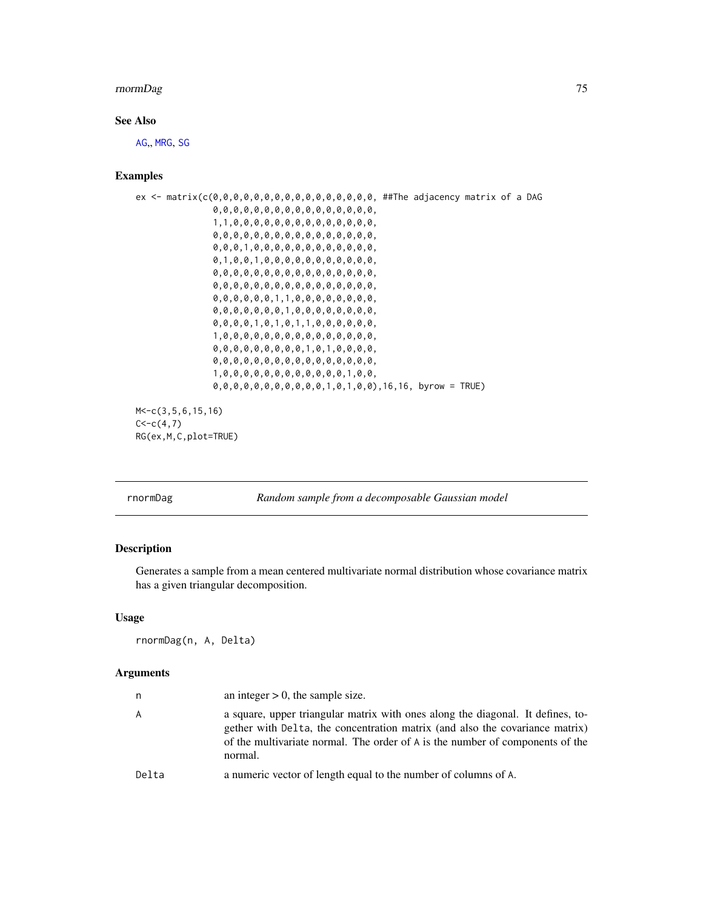### See Also

AG,, MRG, SG

### Examples

```
ex <- matrix(c(0,0,0,0,0,0,0,0,0,0,0,0,0,0,0,0, ##The adjacency matrix of a DAG
               0,0,0,0,0,0,0,0,0,0,0,0,0,0,0,0,
               1,1,0,0,0,0,0,0,0,0,0,0,0,0,0,0,
               0,0,0,0,0,0,0,0,0,0,0,0,0,0,0,0,
               0,0,0,1,0,0,0,0,0,0,0,0,0,0,0,0,
               0,1,0,0,1,0,0,0,0,0,0,0,0,0,0,0,
               0,0,0,0,0,0,0,0,0,0,0,0,0,0,0,0,
               0,0,0,0,0,0,0,0,0,0,0,0,0,0,0,0,
               0,0,0,0,0,0,1,1,0,0,0,0,0,0,0,0,
               0,0,0,0,0,0,0,1,0,0,0,0,0,0,0,0,
               0,0,0,0,1,0,1,0,1,1,0,0,0,0,0,0,
               1,0,0,0,0,0,0,0,0,0,0,0,0,0,0,0,
               0,0,0,0,0,0,0,0,0,1,0,1,0,0,0,0,
               0,0,0,0,0,0,0,0,0,0,0,0,0,0,0,0,
               1,0,0,0,0,0,0,0,0,0,0,0,0,1,0,0,
               0,0,0,0,0,0,0,0,0,0,0,1,0,1,0,0),16,16, byrow = TRUE)

M<-c(3,5,6,15,16)
C<-c(4,7)
RG(ex,M,C,plot=TRUE)
```

---

## rnormDag — *Random sample from a decomposable Gaussian model*

### Description

Generates a sample from a mean centered multivariate normal distribution whose covariance matrix has a given triangular decomposition.

### Usage

```
rnormDag(n, A, Delta)
```

### Arguments

| | |
|---|---|
| n | an integer > 0, the sample size. |
| A | a square, upper triangular matrix with ones along the diagonal. It defines, together with Delta, the concentration matrix (and also the covariance matrix) of the multivariate normal. The order of A is the number of components of the normal. |
| Delta | a numeric vector of length equal to the number of columns of A. |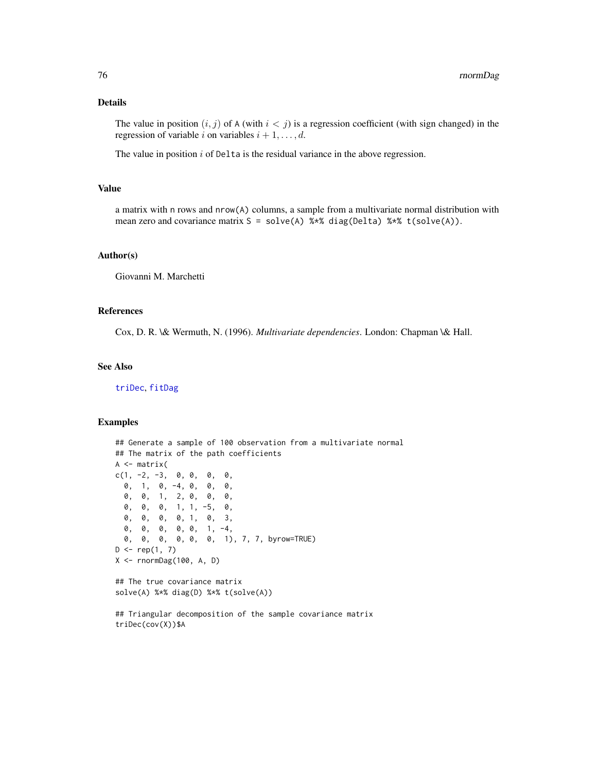## Details

The value in position $(i, j)$ of A (with $i < j$) is a regression coefficient (with sign changed) in the regression of variable $i$ on variables $i + 1, \ldots, d$.

The value in position $i$ of Delta is the residual variance in the above regression.

## Value

a matrix with n rows and nrow(A) columns, a sample from a multivariate normal distribution with mean zero and covariance matrix S = solve(A) %*% diag(Delta) %*% t(solve(A)).

## Author(s)

Giovanni M. Marchetti

## References

Cox, D. R. \& Wermuth, N. (1996). *Multivariate dependencies*. London: Chapman \& Hall.

## See Also

triDec, fitDag

## Examples

```
## Generate a sample of 100 observation from a multivariate normal
## The matrix of the path coefficients
A <- matrix(
c(1, -2, -3,  0, 0,  0,  0,
  0,  1,  0, -4, 0,  0,  0,
  0,  0,  1,  2, 0,  0,  0,
  0,  0,  0,  1, 1, -5,  0,
  0,  0,  0,  0, 1,  0,  3,
  0,  0,  0,  0, 0,  1, -4,
  0,  0,  0,  0, 0,  0,  1), 7, 7, byrow=TRUE)
D <- rep(1, 7)
X <- rnormDag(100, A, D)

## The true covariance matrix
solve(A) %*% diag(D) %*% t(solve(A))

## Triangular decomposition of the sample covariance matrix
triDec(cov(X))$A
```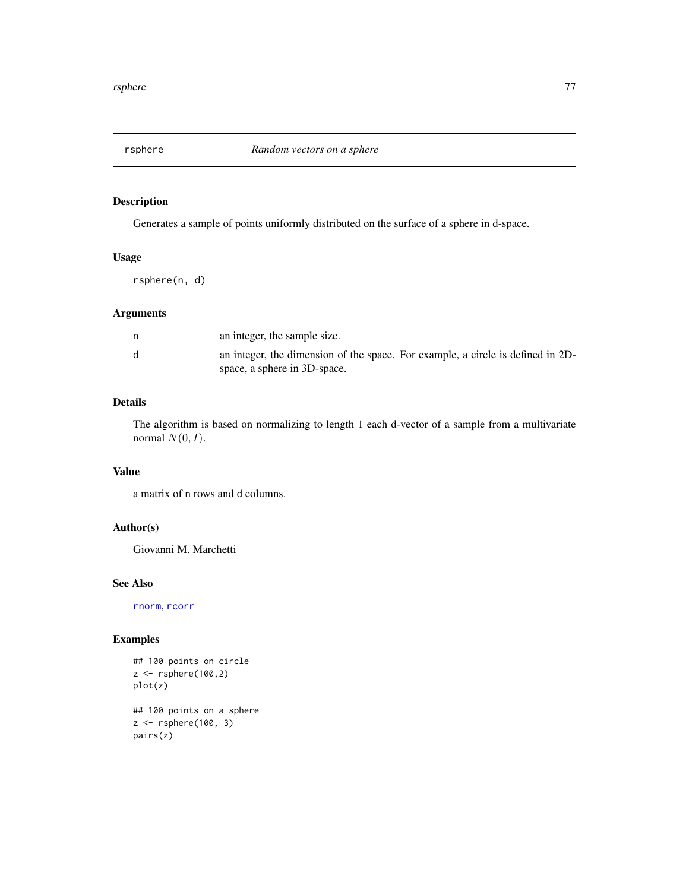# rsphere — *Random vectors on a sphere*

## Description

Generates a sample of points uniformly distributed on the surface of a sphere in d-space.

## Usage

```
rsphere(n, d)
```

## Arguments

| | |
|---|---|
| n | an integer, the sample size. |
| d | an integer, the dimension of the space. For example, a circle is defined in 2D-space, a sphere in 3D-space. |

## Details

The algorithm is based on normalizing to length 1 each d-vector of a sample from a multivariate normal $N(0, I)$.

## Value

a matrix of n rows and d columns.

## Author(s)

Giovanni M. Marchetti

## See Also

rnorm, rcorr

## Examples

```
## 100 points on circle
z <- rsphere(100,2)
plot(z)

## 100 points on a sphere
z <- rsphere(100, 3)
pairs(z)
```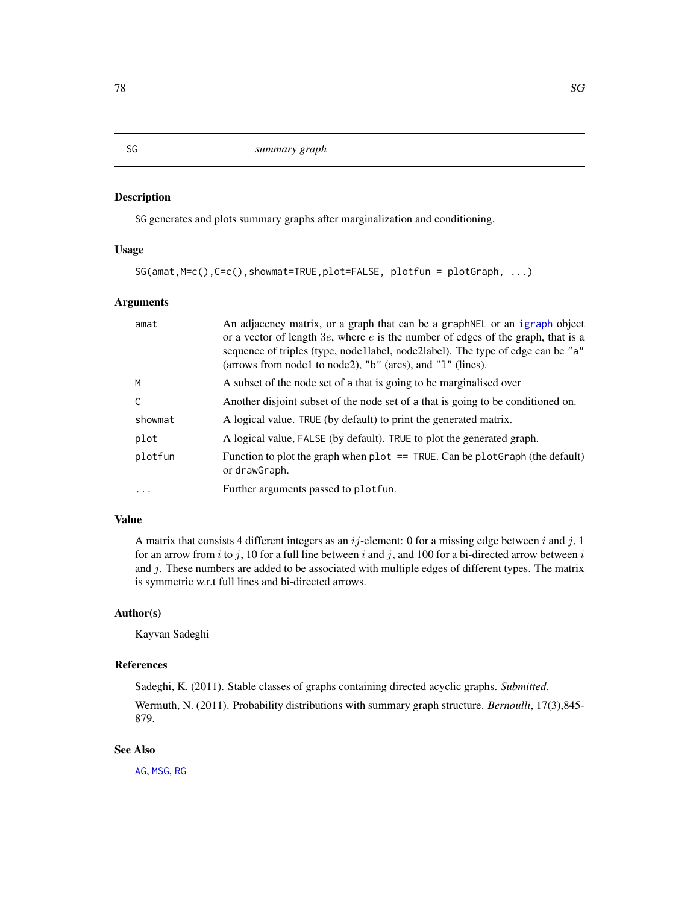## SG *summary graph*

### Description

SG generates and plots summary graphs after marginalization and conditioning.

### Usage

```
SG(amat,M=c(),C=c(),showmat=TRUE,plot=FALSE, plotfun = plotGraph, ...)
```

### Arguments

| | |
|---|---|
| amat | An adjacency matrix, or a graph that can be a graphNEL or an igraph object or a vector of length $3e$, where $e$ is the number of edges of the graph, that is a sequence of triples (type, node1label, node2label). The type of edge can be "a" (arrows from node1 to node2), "b" (arcs), and "l" (lines). |
| M | A subset of the node set of a that is going to be marginalised over |
| C | Another disjoint subset of the node set of a that is going to be conditioned on. |
| showmat | A logical value. TRUE (by default) to print the generated matrix. |
| plot | A logical value, FALSE (by default). TRUE to plot the generated graph. |
| plotfun | Function to plot the graph when plot == TRUE. Can be plotGraph (the default) or drawGraph. |
| ... | Further arguments passed to plotfun. |

### Value

A matrix that consists 4 different integers as an $ij$-element: 0 for a missing edge between $i$ and $j$, 1 for an arrow from $i$ to $j$, 10 for a full line between $i$ and $j$, and 100 for a bi-directed arrow between $i$ and $j$. These numbers are added to be associated with multiple edges of different types. The matrix is symmetric w.r.t full lines and bi-directed arrows.

### Author(s)

Kayvan Sadeghi

### References

Sadeghi, K. (2011). Stable classes of graphs containing directed acyclic graphs. *Submitted*.

Wermuth, N. (2011). Probability distributions with summary graph structure. *Bernoulli*, 17(3),845-879.

### See Also

AG, MSG, RG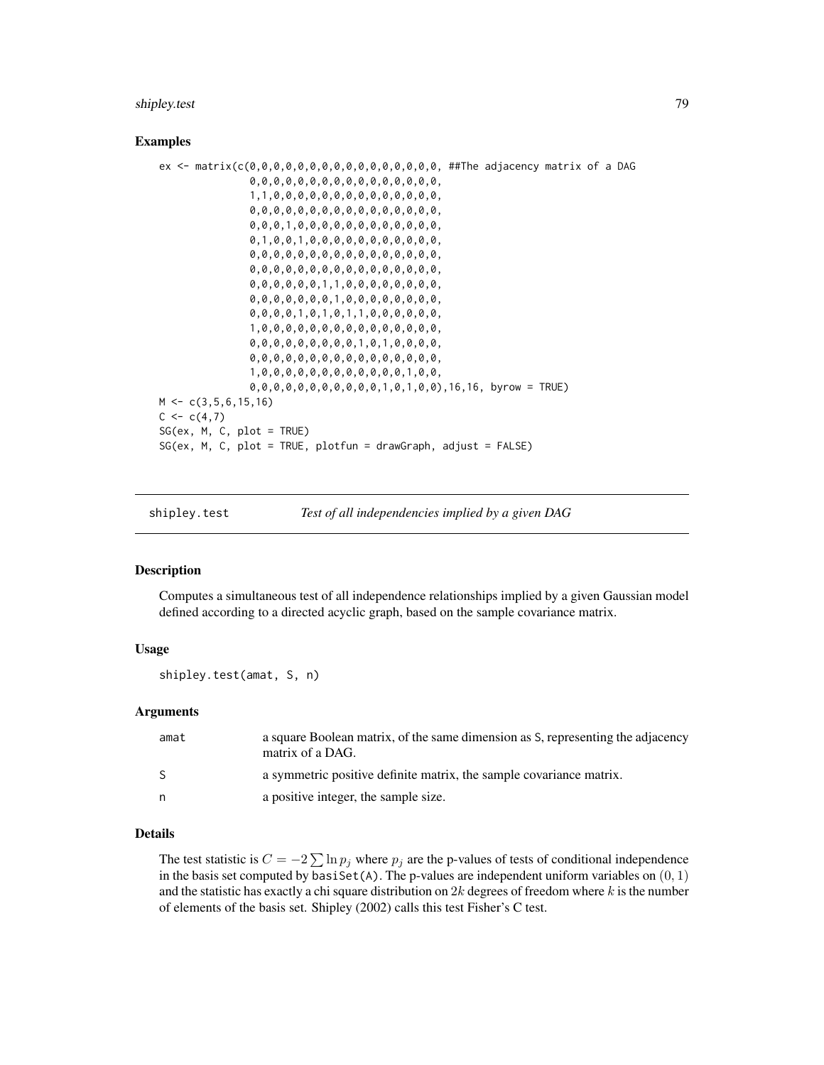## Examples

```
ex <- matrix(c(0,0,0,0,0,0,0,0,0,0,0,0,0,0,0,0, ##The adjacency matrix of a DAG
               0,0,0,0,0,0,0,0,0,0,0,0,0,0,0,0,
               1,1,0,0,0,0,0,0,0,0,0,0,0,0,0,0,
               0,0,0,0,0,0,0,0,0,0,0,0,0,0,0,0,
               0,0,0,1,0,0,0,0,0,0,0,0,0,0,0,0,
               0,1,0,0,1,0,0,0,0,0,0,0,0,0,0,0,
               0,0,0,0,0,0,0,0,0,0,0,0,0,0,0,0,
               0,0,0,0,0,0,0,0,0,0,0,0,0,0,0,0,
               0,0,0,0,0,0,1,1,0,0,0,0,0,0,0,0,
               0,0,0,0,0,0,0,1,0,0,0,0,0,0,0,0,
               0,0,0,0,1,0,1,0,1,1,0,0,0,0,0,0,
               1,0,0,0,0,0,0,0,0,0,0,0,0,0,0,0,
               0,0,0,0,0,0,0,0,0,1,0,1,0,0,0,0,
               0,0,0,0,0,0,0,0,0,0,0,0,0,0,0,0,
               1,0,0,0,0,0,0,0,0,0,0,0,0,1,0,0,
               0,0,0,0,0,0,0,0,0,0,0,1,0,1,0,0),16,16, byrow = TRUE)
M <- c(3,5,6,15,16)
C <- c(4,7)
SG(ex, M, C, plot = TRUE)
SG(ex, M, C, plot = TRUE, plotfun = drawGraph, adjust = FALSE)
```

---

## shipley.test — *Test of all independencies implied by a given DAG*

### Description

Computes a simultaneous test of all independence relationships implied by a given Gaussian model defined according to a directed acyclic graph, based on the sample covariance matrix.

### Usage

```
shipley.test(amat, S, n)
```

### Arguments

| | |
|---|---|
| amat | a square Boolean matrix, of the same dimension as S, representing the adjacency matrix of a DAG. |
| S | a symmetric positive definite matrix, the sample covariance matrix. |
| n | a positive integer, the sample size. |

### Details

The test statistic is $C = -2 \sum \ln p_j$ where $p_j$ are the p-values of tests of conditional independence in the basis set computed by `basiSet(A)`. The p-values are independent uniform variables on $(0, 1)$ and the statistic has exactly a chi square distribution on $2k$ degrees of freedom where $k$ is the number of elements of the basis set. Shipley (2002) calls this test Fisher's C test.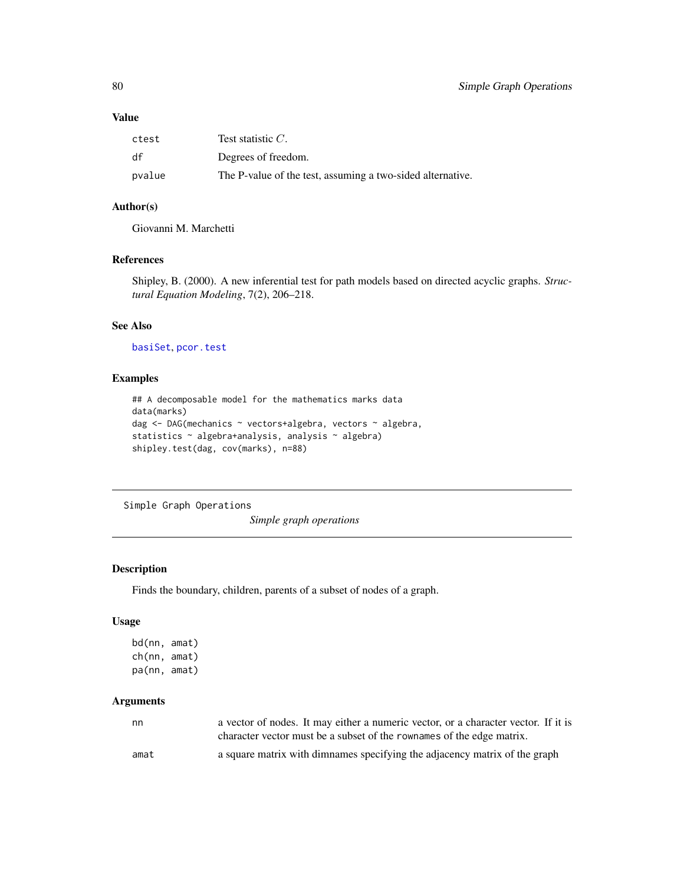### Value

| | |
|---|---|
| ctest | Test statistic $C$. |
| df | Degrees of freedom. |
| pvalue | The P-value of the test, assuming a two-sided alternative. |

### Author(s)

Giovanni M. Marchetti

### References

Shipley, B. (2000). A new inferential test for path models based on directed acyclic graphs. *Structural Equation Modeling*, 7(2), 206–218.

### See Also

basiSet, pcor.test

### Examples

```
## A decomposable model for the mathematics marks data
data(marks)
dag <- DAG(mechanics ~ vectors+algebra, vectors ~ algebra,
statistics ~ algebra+analysis, analysis ~ algebra)
shipley.test(dag, cov(marks), n=88)
```

---

## Simple Graph Operations

*Simple graph operations*

### Description

Finds the boundary, children, parents of a subset of nodes of a graph.

### Usage

```
bd(nn, amat)
ch(nn, amat)
pa(nn, amat)
```

### Arguments

| | |
|---|---|
| nn | a vector of nodes. It may either a numeric vector, or a character vector. If it is character vector must be a subset of the rownames of the edge matrix. |
| amat | a square matrix with dimnames specifying the adjacency matrix of the graph |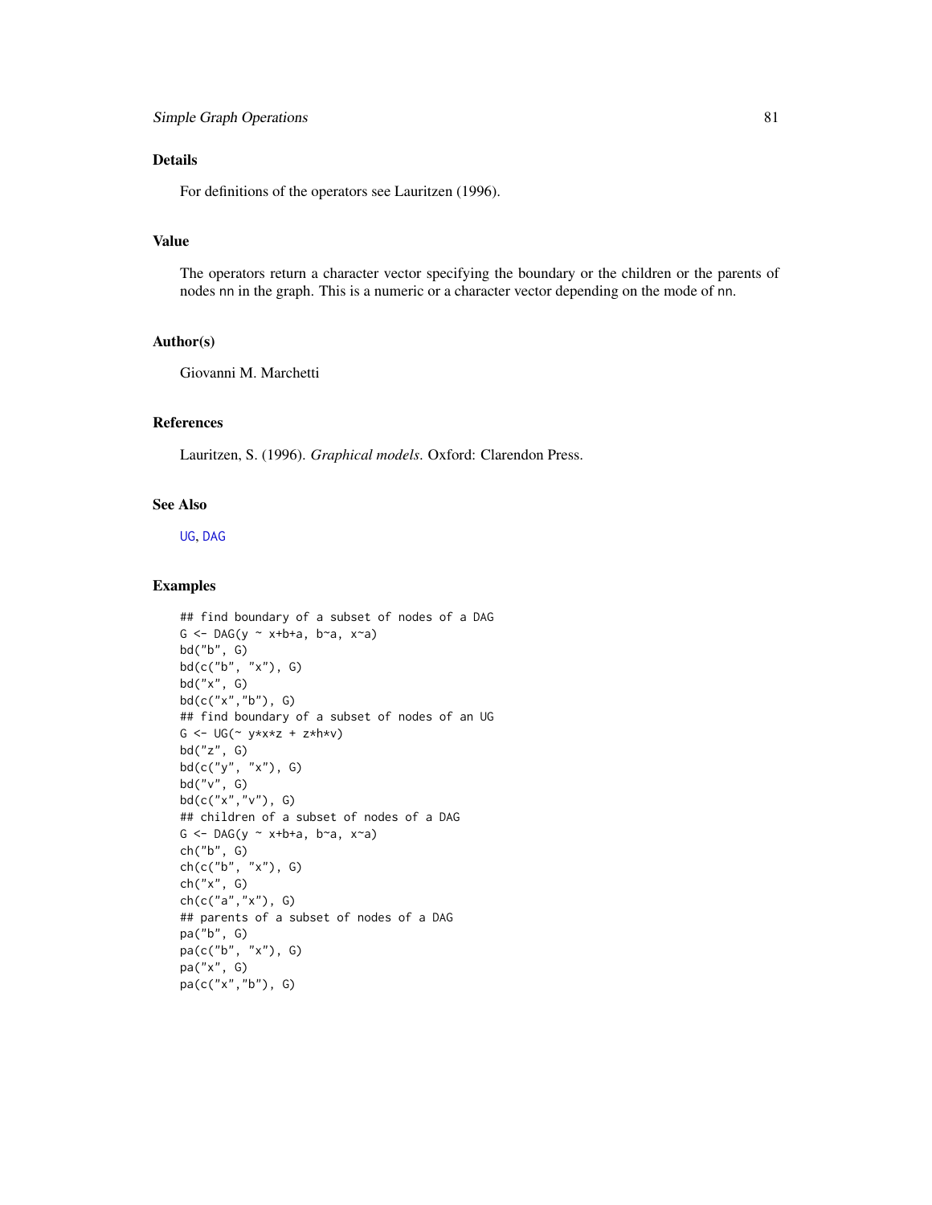## Details

For definitions of the operators see Lauritzen (1996).

## Value

The operators return a character vector specifying the boundary or the children or the parents of nodes nn in the graph. This is a numeric or a character vector depending on the mode of nn.

## Author(s)

Giovanni M. Marchetti

## References

Lauritzen, S. (1996). *Graphical models*. Oxford: Clarendon Press.

## See Also

UG, DAG

## Examples

```
## find boundary of a subset of nodes of a DAG
G <- DAG(y ~ x+b+a, b~a, x~a)
bd("b", G)
bd(c("b", "x"), G)
bd("x", G)
bd(c("x","b"), G)
## find boundary of a subset of nodes of an UG
G <- UG(~ y*x*z + z*h*v)
bd("z", G)
bd(c("y", "x"), G)
bd("v", G)
bd(c("x","v"), G)
## children of a subset of nodes of a DAG
G <- DAG(y ~ x+b+a, b~a, x~a)
ch("b", G)
ch(c("b", "x"), G)
ch("x", G)
ch(c("a","x"), G)
## parents of a subset of nodes of a DAG
pa("b", G)
pa(c("b", "x"), G)
pa("x", G)
pa(c("x","b"), G)
```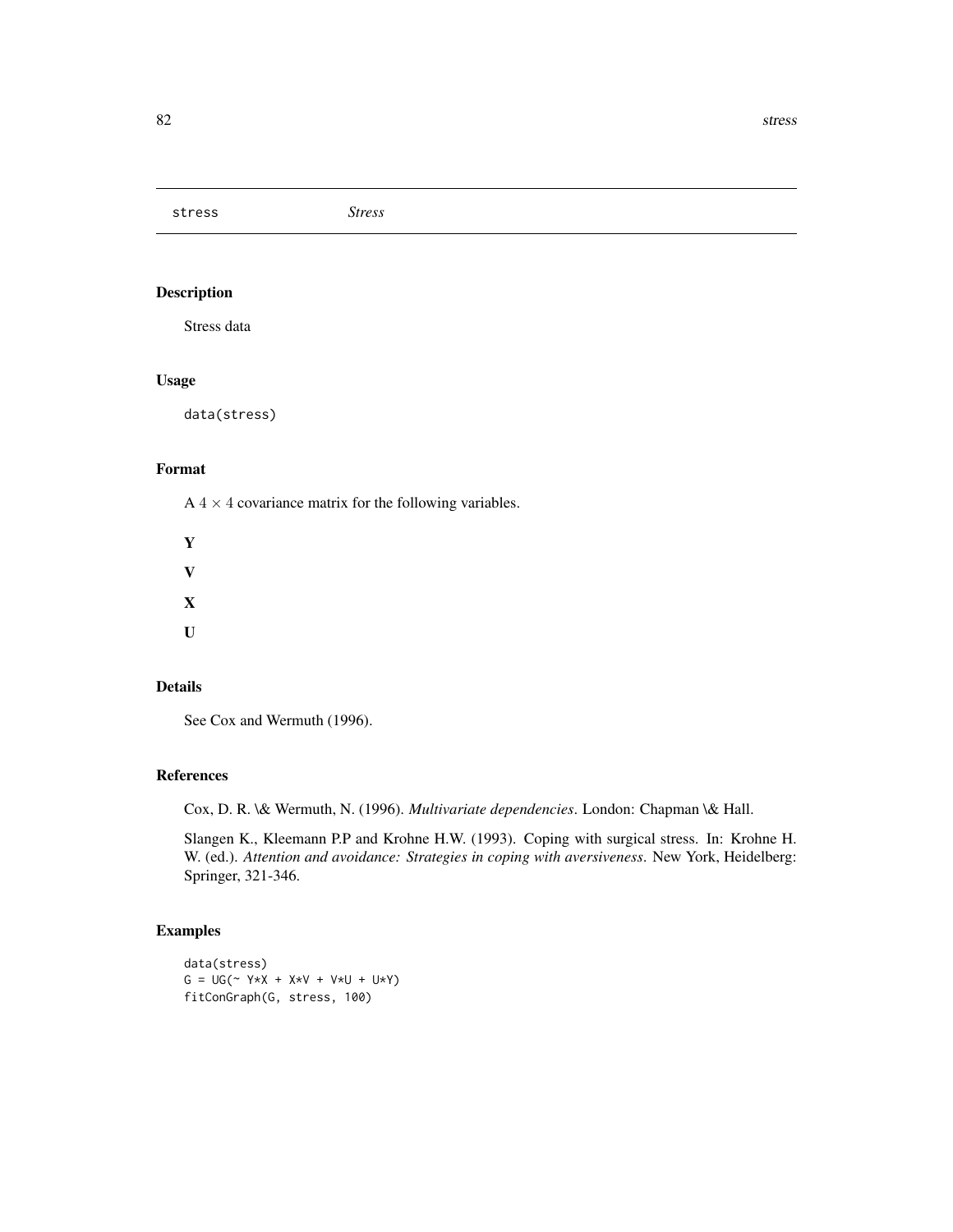stress *Stress*

## Description

Stress data

## Usage

```
data(stress)
```

## Format

A $4 \times 4$ covariance matrix for the following variables.

**Y**

**V**

**X**

**U**

## Details

See Cox and Wermuth (1996).

## References

Cox, D. R. \& Wermuth, N. (1996). *Multivariate dependencies*. London: Chapman \& Hall.

Slangen K., Kleemann P.P and Krohne H.W. (1993). Coping with surgical stress. In: Krohne H. W. (ed.). *Attention and avoidance: Strategies in coping with aversiveness*. New York, Heidelberg: Springer, 321-346.

## Examples

```
data(stress)
G = UG(~ Y*X + X*V + V*U + U*Y)
fitConGraph(G, stress, 100)
```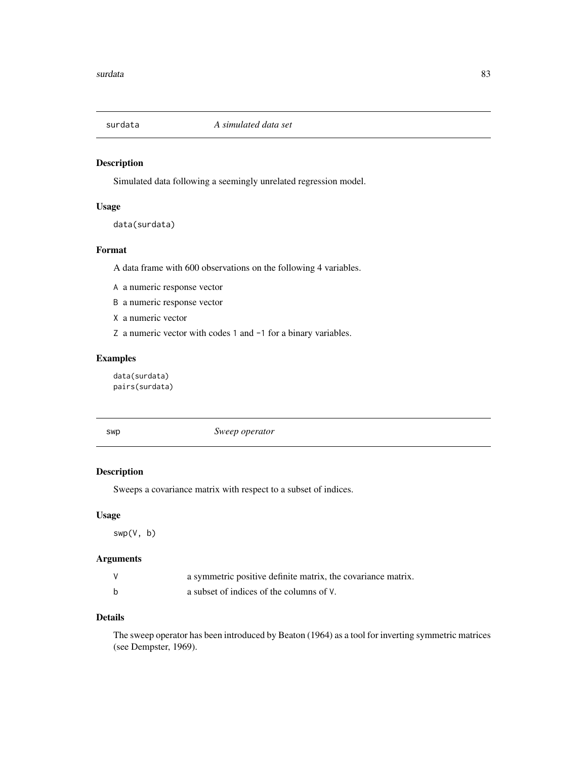## surdata — *A simulated data set*

### Description

Simulated data following a seemingly unrelated regression model.

### Usage

```
data(surdata)
```

### Format

A data frame with 600 observations on the following 4 variables.

- `A` a numeric response vector
- `B` a numeric response vector
- `X` a numeric vector
- `Z` a numeric vector with codes `1` and `-1` for a binary variables.

### Examples

```
data(surdata)
pairs(surdata)
```

## swp — *Sweep operator*

### Description

Sweeps a covariance matrix with respect to a subset of indices.

### Usage

```
swp(V, b)
```

### Arguments

| | |
|---|---|
| `V` | a symmetric positive definite matrix, the covariance matrix. |
| `b` | a subset of indices of the columns of `V`. |

### Details

The sweep operator has been introduced by Beaton (1964) as a tool for inverting symmetric matrices (see Dempster, 1969).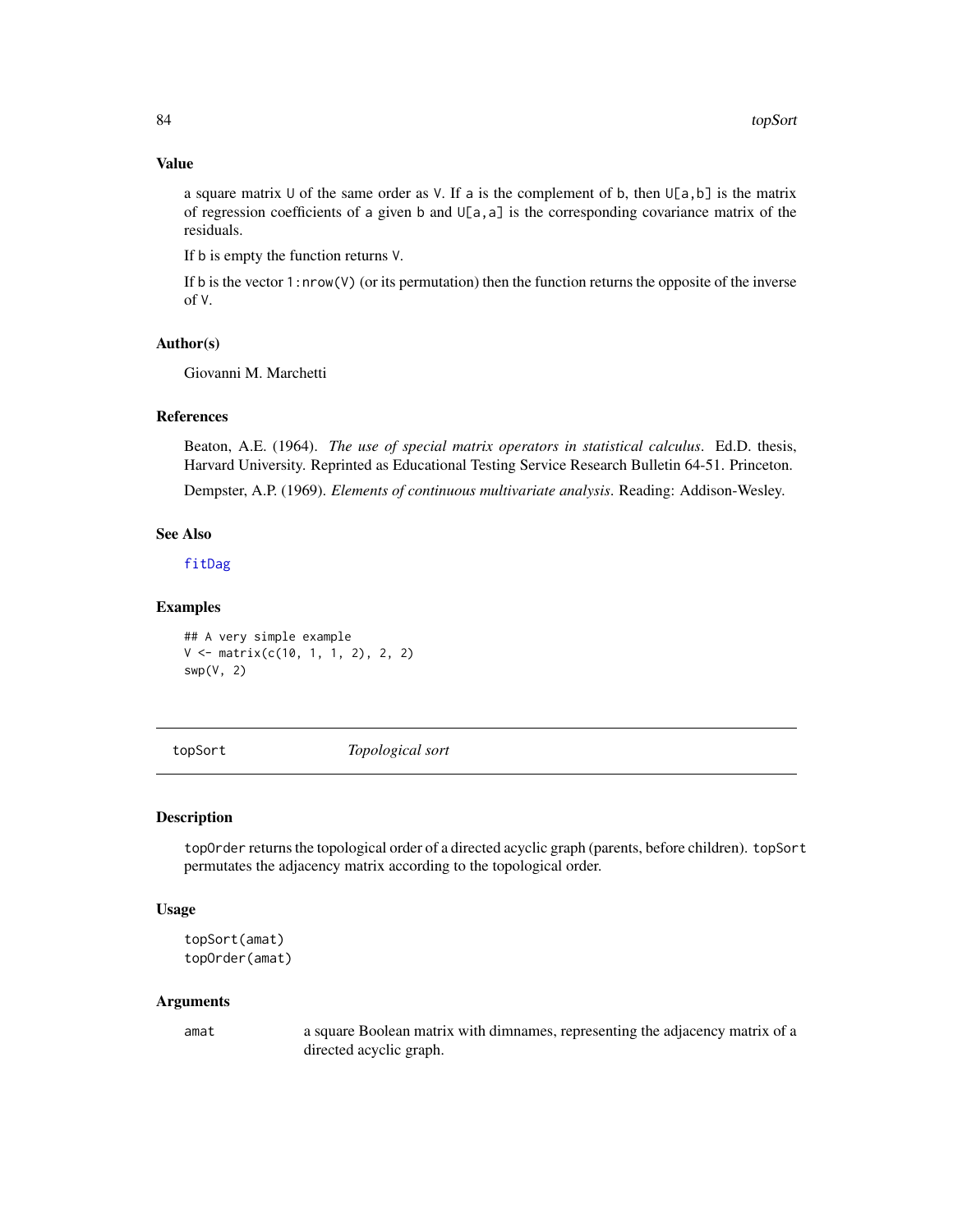### Value

a square matrix `U` of the same order as `V`. If `a` is the complement of `b`, then `U[a,b]` is the matrix of regression coefficients of `a` given `b` and `U[a,a]` is the corresponding covariance matrix of the residuals.

If `b` is empty the function returns `V`.

If `b` is the vector `1:nrow(V)` (or its permutation) then the function returns the opposite of the inverse of `V`.

### Author(s)

Giovanni M. Marchetti

### References

Beaton, A.E. (1964). *The use of special matrix operators in statistical calculus*. Ed.D. thesis, Harvard University. Reprinted as Educational Testing Service Research Bulletin 64-51. Princeton.

Dempster, A.P. (1969). *Elements of continuous multivariate analysis*. Reading: Addison-Wesley.

### See Also

`fitDag`

### Examples

```
## A very simple example
V <- matrix(c(10, 1, 1, 2), 2, 2)
swp(V, 2)
```

---

## topSort *Topological sort*

### Description

`topOrder` returns the topological order of a directed acyclic graph (parents, before children). `topSort` permutates the adjacency matrix according to the topological order.

### Usage

```
topSort(amat)
topOrder(amat)
```

### Arguments

| | |
|---|---|
| `amat` | a square Boolean matrix with dimnames, representing the adjacency matrix of a directed acyclic graph. |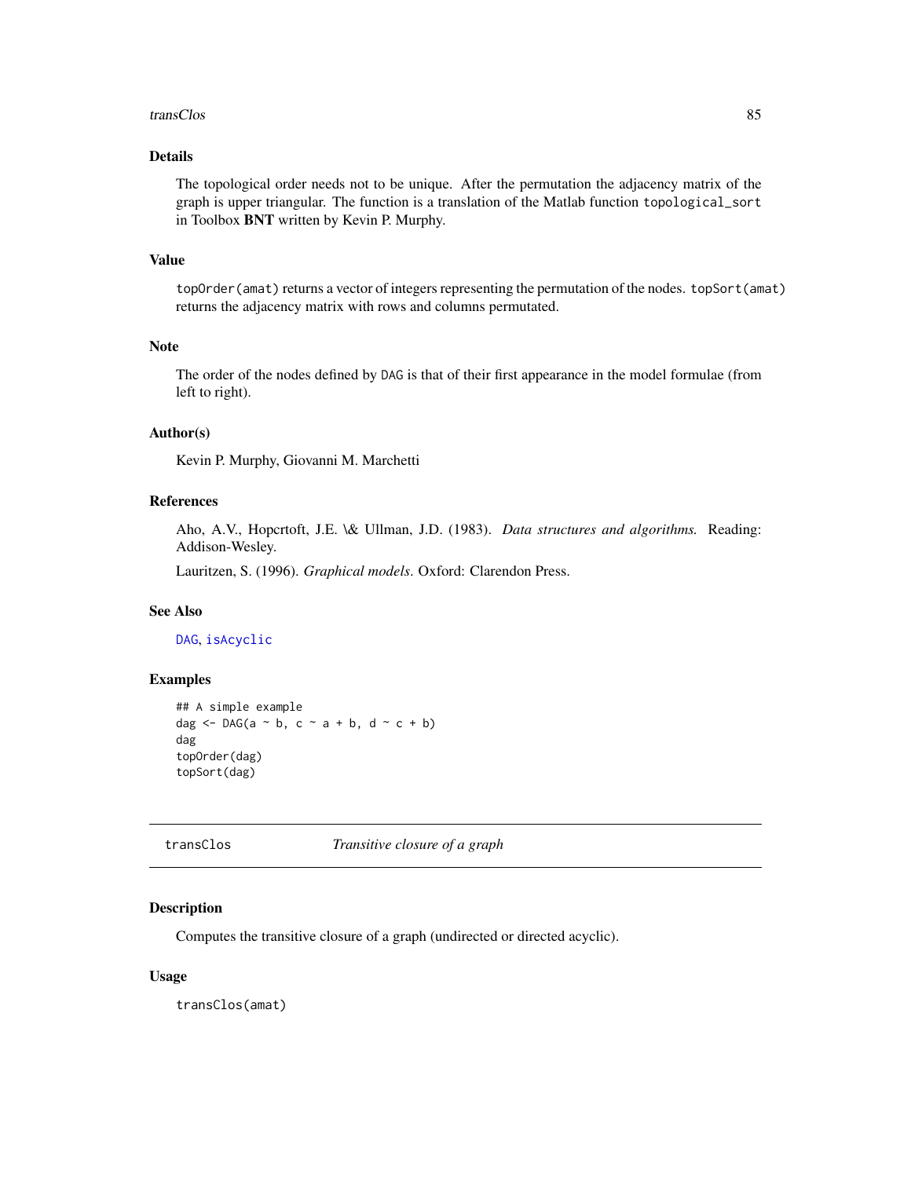## Details

The topological order needs not to be unique. After the permutation the adjacency matrix of the graph is upper triangular. The function is a translation of the Matlab function `topological_sort` in Toolbox **BNT** written by Kevin P. Murphy.

## Value

`topOrder(amat)` returns a vector of integers representing the permutation of the nodes. `topSort(amat)` returns the adjacency matrix with rows and columns permutated.

## Note

The order of the nodes defined by `DAG` is that of their first appearance in the model formulae (from left to right).

## Author(s)

Kevin P. Murphy, Giovanni M. Marchetti

## References

Aho, A.V., Hopcrtoft, J.E. \& Ullman, J.D. (1983). *Data structures and algorithms.* Reading: Addison-Wesley.

Lauritzen, S. (1996). *Graphical models*. Oxford: Clarendon Press.

## See Also

`DAG`, `isAcyclic`

## Examples

```
## A simple example
dag <- DAG(a ~ b, c ~ a + b, d ~ c + b)
dag
topOrder(dag)
topSort(dag)
```

---

# transClos — *Transitive closure of a graph*

## Description

Computes the transitive closure of a graph (undirected or directed acyclic).

## Usage

```
transClos(amat)
```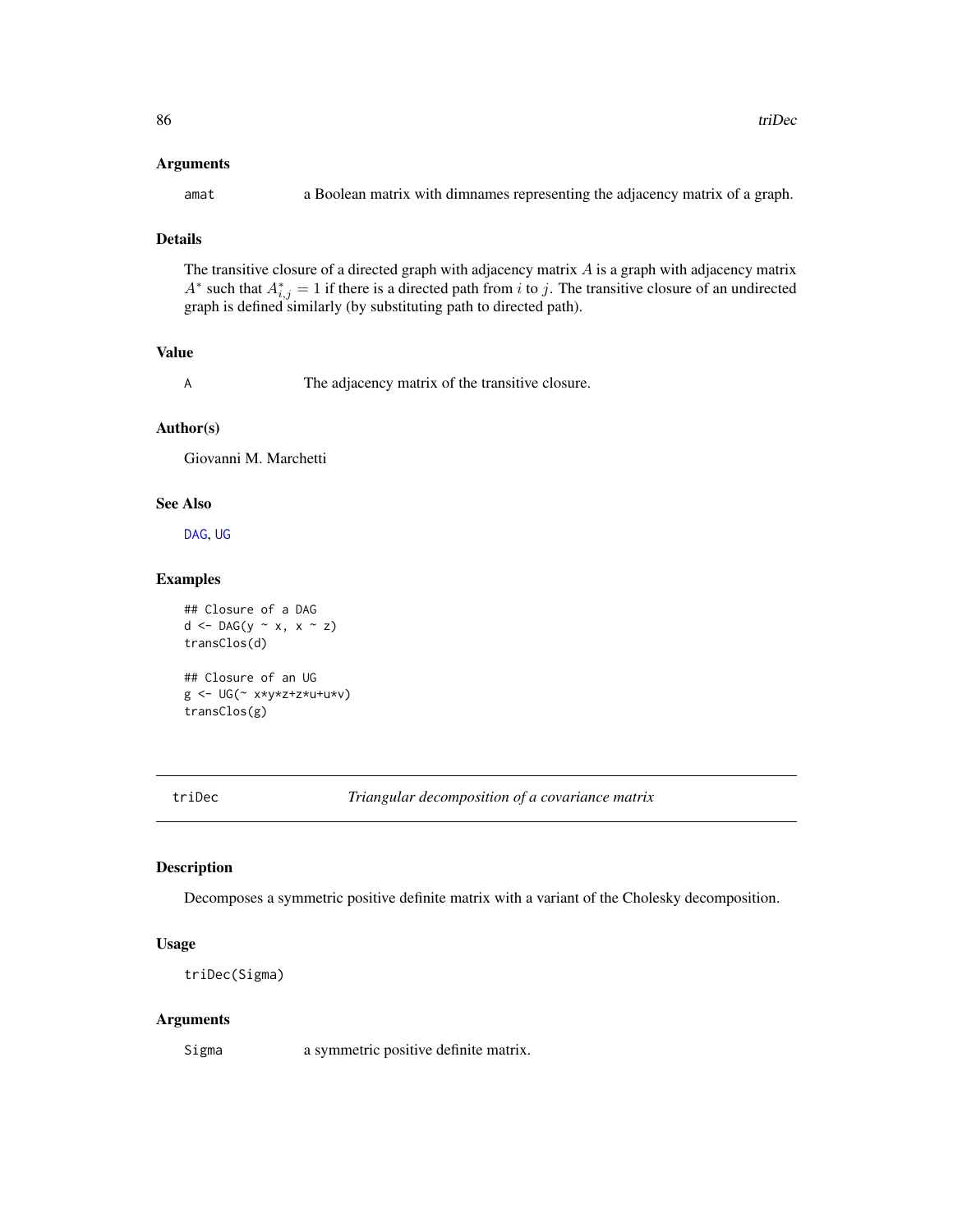### Arguments

amat a Boolean matrix with dimnames representing the adjacency matrix of a graph.

### Details

The transitive closure of a directed graph with adjacency matrix $A$ is a graph with adjacency matrix $A^*$ such that $A^*_{i,j} = 1$ if there is a directed path from $i$ to $j$. The transitive closure of an undirected graph is defined similarly (by substituting path to directed path).

### Value

A The adjacency matrix of the transitive closure.

### Author(s)

Giovanni M. Marchetti

### See Also

DAG, UG

### Examples

```
## Closure of a DAG
d <- DAG(y ~ x, x ~ z)
transClos(d)

## Closure of an UG
g <- UG(~ x*y*z+z*u+u*v)
transClos(g)
```

---

## triDec *Triangular decomposition of a covariance matrix*

### Description

Decomposes a symmetric positive definite matrix with a variant of the Cholesky decomposition.

### Usage

```
triDec(Sigma)
```

### Arguments

Sigma a symmetric positive definite matrix.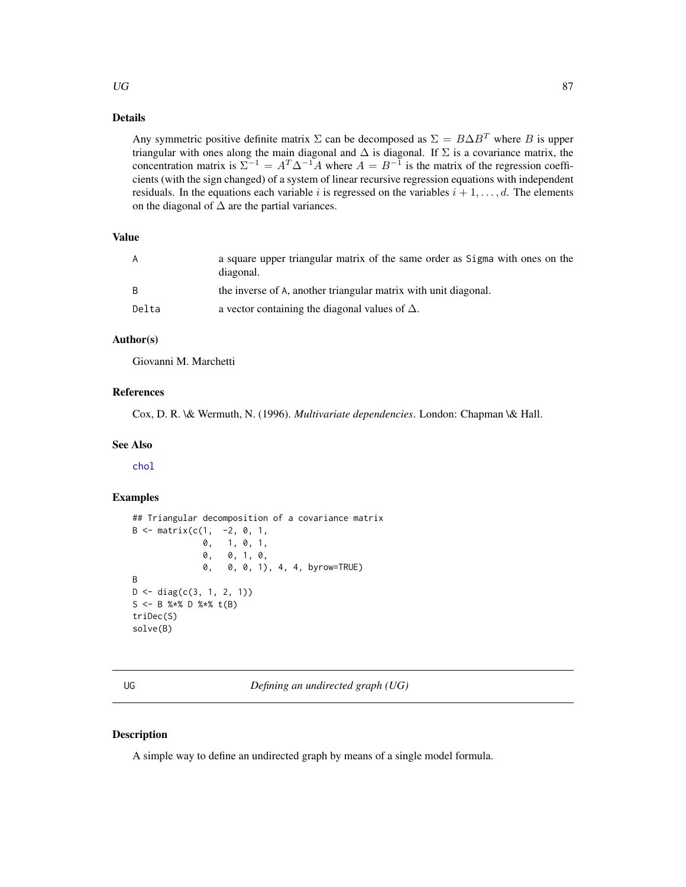## Details

Any symmetric positive definite matrix $\Sigma$ can be decomposed as $\Sigma = B\Delta B^T$ where $B$ is upper triangular with ones along the main diagonal and $\Delta$ is diagonal. If $\Sigma$ is a covariance matrix, the concentration matrix is $\Sigma^{-1} = A^T\Delta^{-1}A$ where $A = B^{-1}$ is the matrix of the regression coefficients (with the sign changed) of a system of linear recursive regression equations with independent residuals. In the equations each variable $i$ is regressed on the variables $i+1,\ldots,d$. The elements on the diagonal of $\Delta$ are the partial variances.

## Value

| | |
|---|---|
| A | a square upper triangular matrix of the same order as Sigma with ones on the diagonal. |
| B | the inverse of A, another triangular matrix with unit diagonal. |
| Delta | a vector containing the diagonal values of $\Delta$. |

## Author(s)

Giovanni M. Marchetti

## References

Cox, D. R. \& Wermuth, N. (1996). *Multivariate dependencies*. London: Chapman \& Hall.

## See Also

chol

## Examples

```
## Triangular decomposition of a covariance matrix
B <- matrix(c(1,  -2, 0, 1,
              0,   1, 0, 1,
              0,   0, 1, 0,
              0,   0, 0, 1), 4, 4, byrow=TRUE)
B
D <- diag(c(3, 1, 2, 1))
S <- B %*% D %*% t(B)
triDec(S)
solve(B)
```

---

# UG *Defining an undirected graph (UG)*

## Description

A simple way to define an undirected graph by means of a single model formula.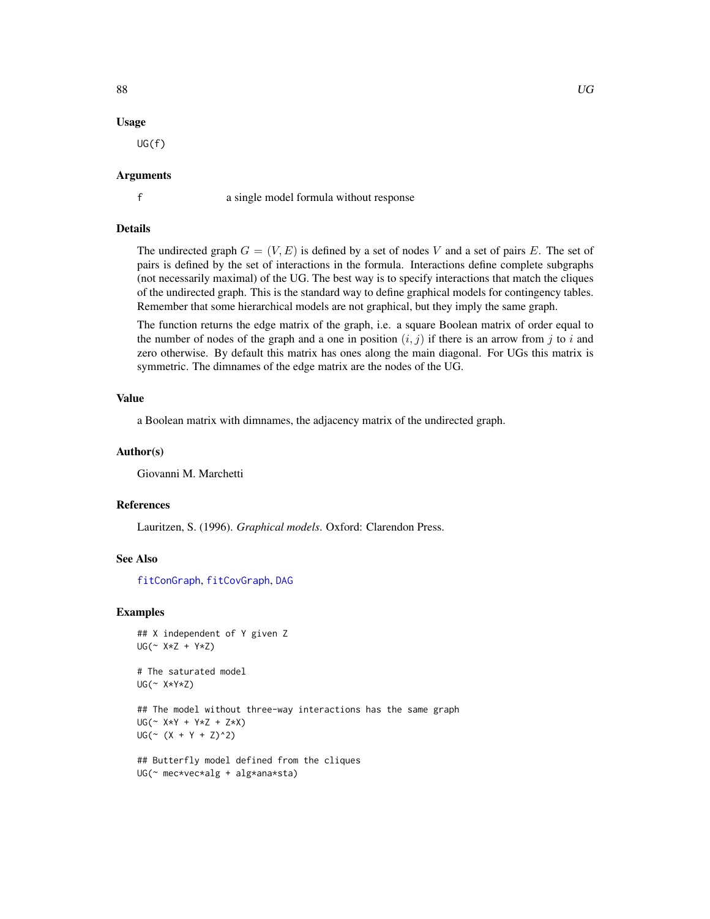### Usage

```
UG(f)
```

### Arguments

f a single model formula without response

### Details

The undirected graph $G = (V, E)$ is defined by a set of nodes $V$ and a set of pairs $E$. The set of pairs is defined by the set of interactions in the formula. Interactions define complete subgraphs (not necessarily maximal) of the UG. The best way is to specify interactions that match the cliques of the undirected graph. This is the standard way to define graphical models for contingency tables. Remember that some hierarchical models are not graphical, but they imply the same graph.

The function returns the edge matrix of the graph, i.e. a square Boolean matrix of order equal to the number of nodes of the graph and a one in position $(i, j)$ if there is an arrow from $j$ to $i$ and zero otherwise. By default this matrix has ones along the main diagonal. For UGs this matrix is symmetric. The dimnames of the edge matrix are the nodes of the UG.

### Value

a Boolean matrix with dimnames, the adjacency matrix of the undirected graph.

### Author(s)

Giovanni M. Marchetti

### References

Lauritzen, S. (1996). *Graphical models*. Oxford: Clarendon Press.

### See Also

fitConGraph, fitCovGraph, DAG

### Examples

```
## X independent of Y given Z
UG(~ X*Z + Y*Z)

# The saturated model
UG(~ X*Y*Z)

## The model without three-way interactions has the same graph
UG(~ X*Y + Y*Z + Z*X)
UG(~ (X + Y + Z)^2)

## Butterfly model defined from the cliques
UG(~ mec*vec*alg + alg*ana*sta)
```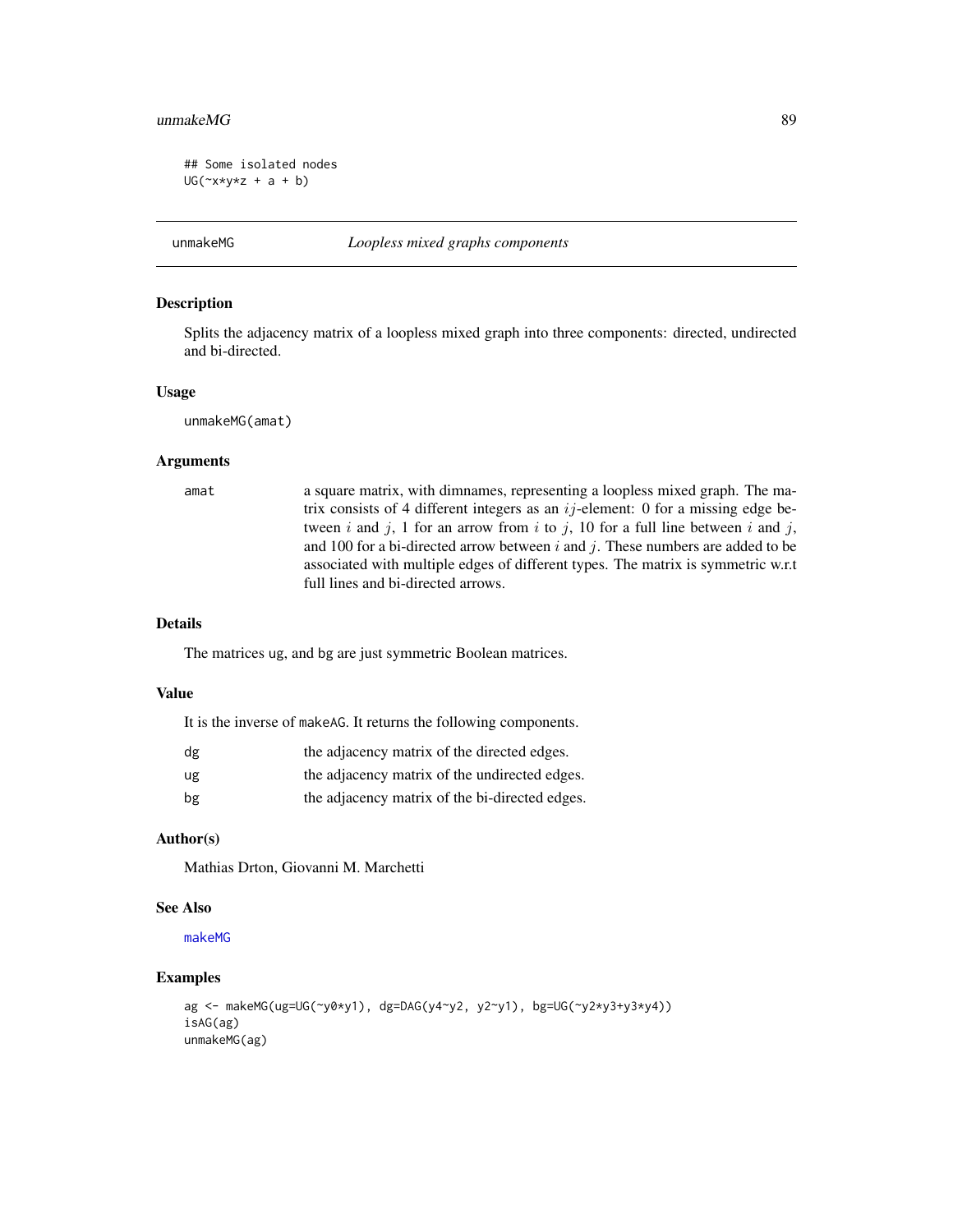```
## Some isolated nodes
UG(~x*y*z + a + b)
```

## unmakeMG *Loopless mixed graphs components*

### Description

Splits the adjacency matrix of a loopless mixed graph into three components: directed, undirected and bi-directed.

### Usage

```
unmakeMG(amat)
```

### Arguments

| | |
|---|---|
| amat | a square matrix, with dimnames, representing a loopless mixed graph. The matrix consists of 4 different integers as an $ij$-element: 0 for a missing edge between $i$ and $j$, 1 for an arrow from $i$ to $j$, 10 for a full line between $i$ and $j$, and 100 for a bi-directed arrow between $i$ and $j$. These numbers are added to be associated with multiple edges of different types. The matrix is symmetric w.r.t full lines and bi-directed arrows. |

### Details

The matrices ug, and bg are just symmetric Boolean matrices.

### Value

It is the inverse of makeAG. It returns the following components.

| | |
|---|---|
| dg | the adjacency matrix of the directed edges. |
| ug | the adjacency matrix of the undirected edges. |
| bg | the adjacency matrix of the bi-directed edges. |

### Author(s)

Mathias Drton, Giovanni M. Marchetti

### See Also

makeMG

### Examples

```
ag <- makeMG(ug=UG(~y0*y1), dg=DAG(y4~y2, y2~y1), bg=UG(~y2*y3+y3*y4))
isAG(ag)
unmakeMG(ag)
```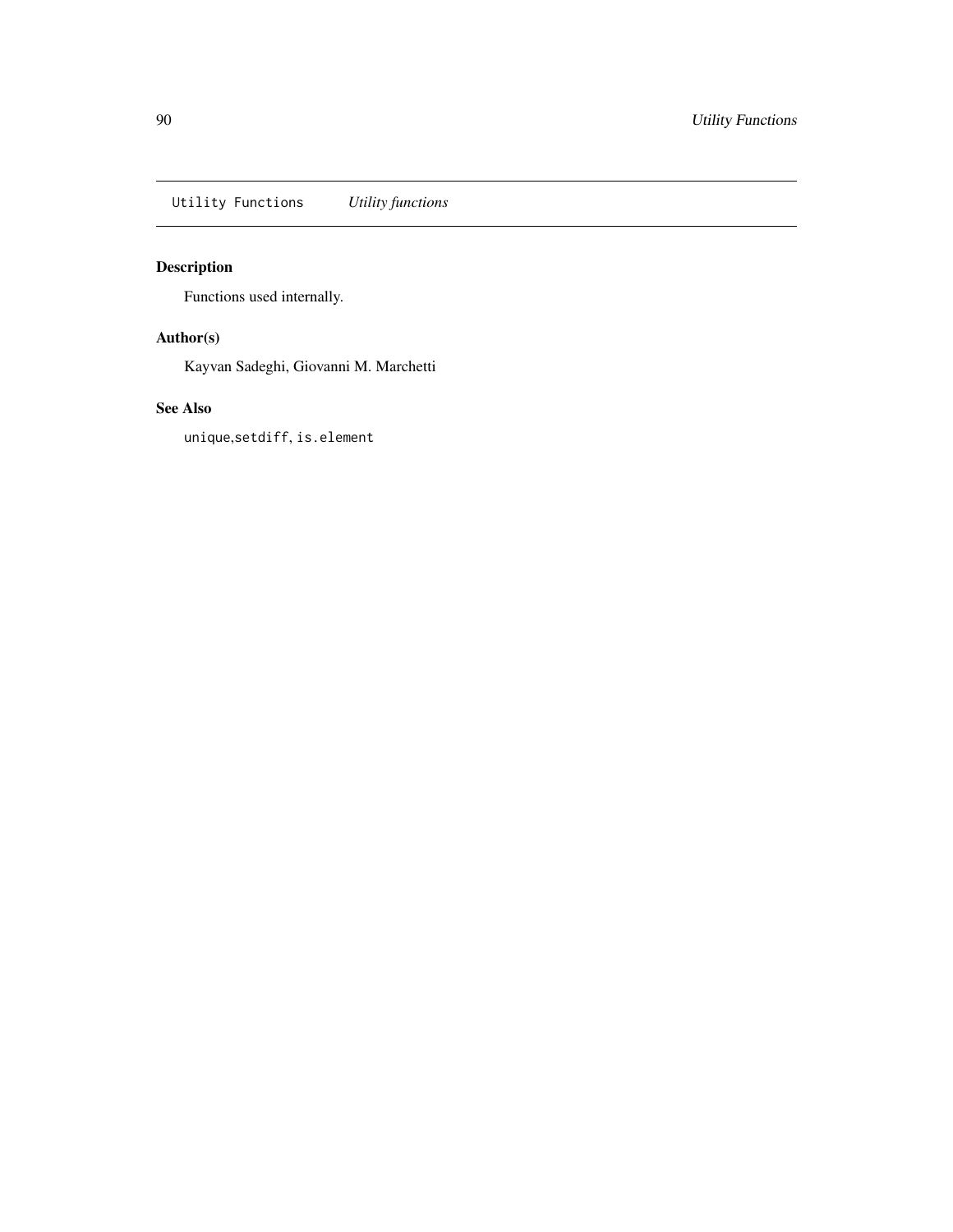Utility Functions    *Utility functions*

## Description

Functions used internally.

## Author(s)

Kayvan Sadeghi, Giovanni M. Marchetti

## See Also

`unique`,`setdiff`, `is.element`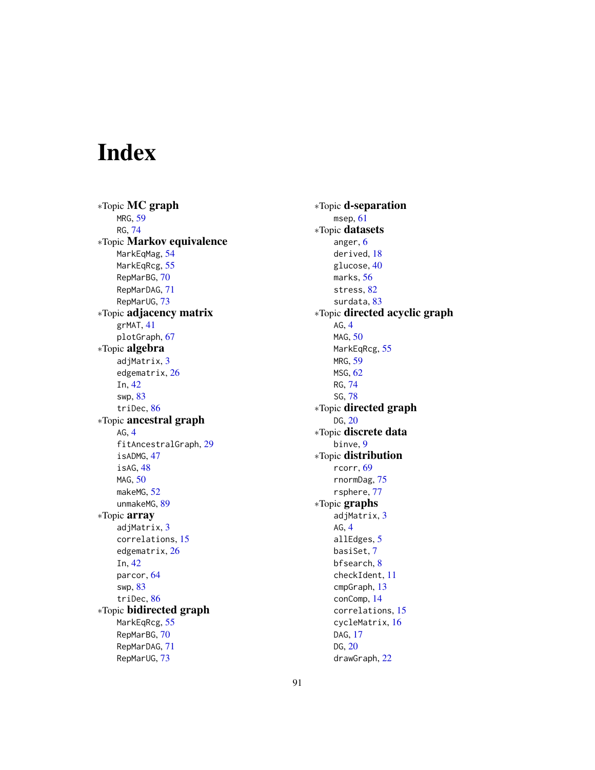# Index

∗Topic **MC graph**
- MRG, 59
- RG, 74

∗Topic **Markov equivalence**
- MarkEqMag, 54
- MarkEqRcg, 55
- RepMarBG, 70
- RepMarDAG, 71
- RepMarUG, 73

∗Topic **adjacency matrix**
- grMAT, 41
- plotGraph, 67

∗Topic **algebra**
- adjMatrix, 3
- edgematrix, 26
- In, 42
- swp, 83
- triDec, 86

∗Topic **ancestral graph**
- AG, 4
- fitAncestralGraph, 29
- isADMG, 47
- isAG, 48
- MAG, 50
- makeMG, 52
- unmakeMG, 89

∗Topic **array**
- adjMatrix, 3
- correlations, 15
- edgematrix, 26
- In, 42
- parcor, 64
- swp, 83
- triDec, 86

∗Topic **bidirected graph**
- MarkEqRcg, 55
- RepMarBG, 70
- RepMarDAG, 71
- RepMarUG, 73

∗Topic **d-separation**
- msep, 61

∗Topic **datasets**
- anger, 6
- derived, 18
- glucose, 40
- marks, 56
- stress, 82
- surdata, 83

∗Topic **directed acyclic graph**
- AG, 4
- MAG, 50
- MarkEqRcg, 55
- MRG, 59
- MSG, 62
- RG, 74
- SG, 78

∗Topic **directed graph**
- DG, 20

∗Topic **discrete data**
- binve, 9

∗Topic **distribution**
- rcorr, 69
- rnormDag, 75
- rsphere, 77

∗Topic **graphs**
- adjMatrix, 3
- AG, 4
- allEdges, 5
- basiSet, 7
- bfsearch, 8
- checkIdent, 11
- cmpGraph, 13
- conComp, 14
- correlations, 15
- cycleMatrix, 16
- DAG, 17
- DG, 20
- drawGraph, 22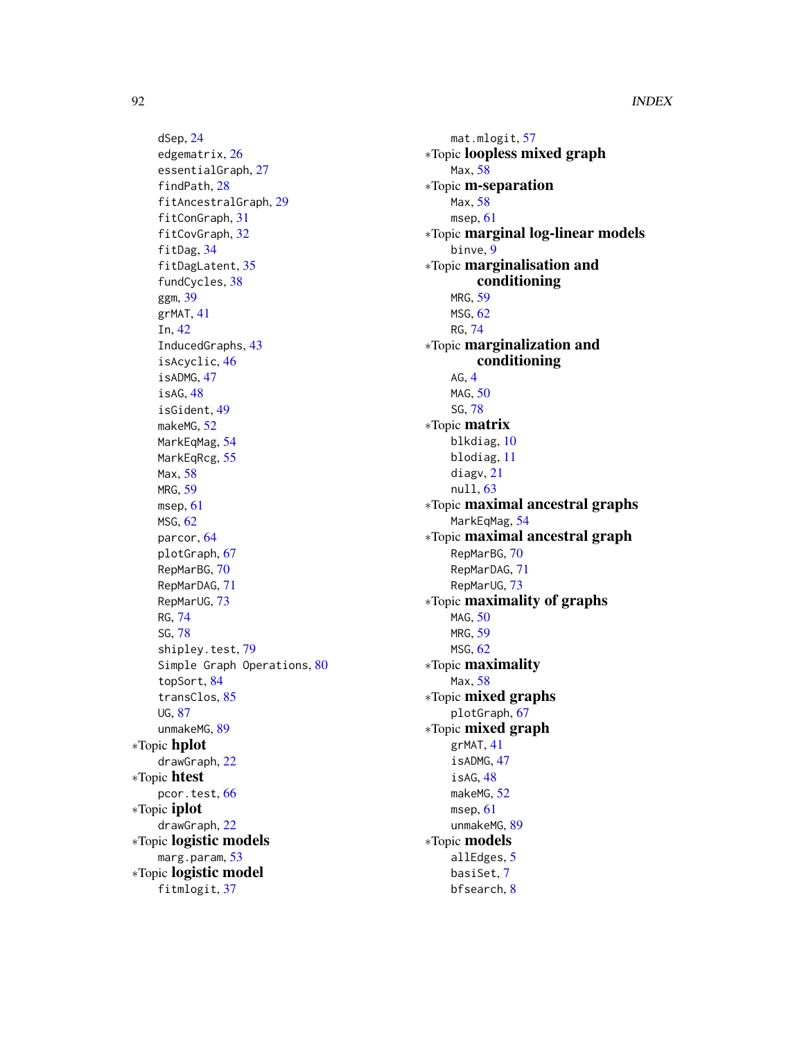dSep, 24
edgematrix, 26
essentialGraph, 27
findPath, 28
fitAncestralGraph, 29
fitConGraph, 31
fitCovGraph, 32
fitDag, 34
fitDagLatent, 35
fundCycles, 38
ggm, 39
grMAT, 41
In, 42
InducedGraphs, 43
isAcyclic, 46
isADMG, 47
isAG, 48
isGident, 49
makeMG, 52
MarkEqMag, 54
MarkEqRcg, 55
Max, 58
MRG, 59
msep, 61
MSG, 62
parcor, 64
plotGraph, 67
RepMarBG, 70
RepMarDAG, 71
RepMarUG, 73
RG, 74
SG, 78
shipley.test, 79
Simple Graph Operations, 80
topSort, 84
transClos, 85
UG, 87
unmakeMG, 89

∗Topic **hplot**
drawGraph, 22

∗Topic **htest**
pcor.test, 66

∗Topic **iplot**
drawGraph, 22

∗Topic **logistic models**
marg.param, 53

∗Topic **logistic model**
fitmlogit, 37

mat.mlogit, 57

∗Topic **loopless mixed graph**
Max, 58

∗Topic **m-separation**
Max, 58
msep, 61

∗Topic **marginal log-linear models**
binve, 9

∗Topic **marginalisation and conditioning**
MRG, 59
MSG, 62
RG, 74

∗Topic **marginalization and conditioning**
AG, 4
MAG, 50
SG, 78

∗Topic **matrix**
blkdiag, 10
blodiag, 11
diagv, 21
null, 63

∗Topic **maximal ancestral graphs**
MarkEqMag, 54

∗Topic **maximal ancestral graph**
RepMarBG, 70
RepMarDAG, 71
RepMarUG, 73

∗Topic **maximality of graphs**
MAG, 50
MRG, 59
MSG, 62

∗Topic **maximality**
Max, 58

∗Topic **mixed graphs**
plotGraph, 67

∗Topic **mixed graph**
grMAT, 41
isADMG, 47
isAG, 48
makeMG, 52
msep, 61
unmakeMG, 89

∗Topic **models**
allEdges, 5
basiSet, 7
bfsearch, 8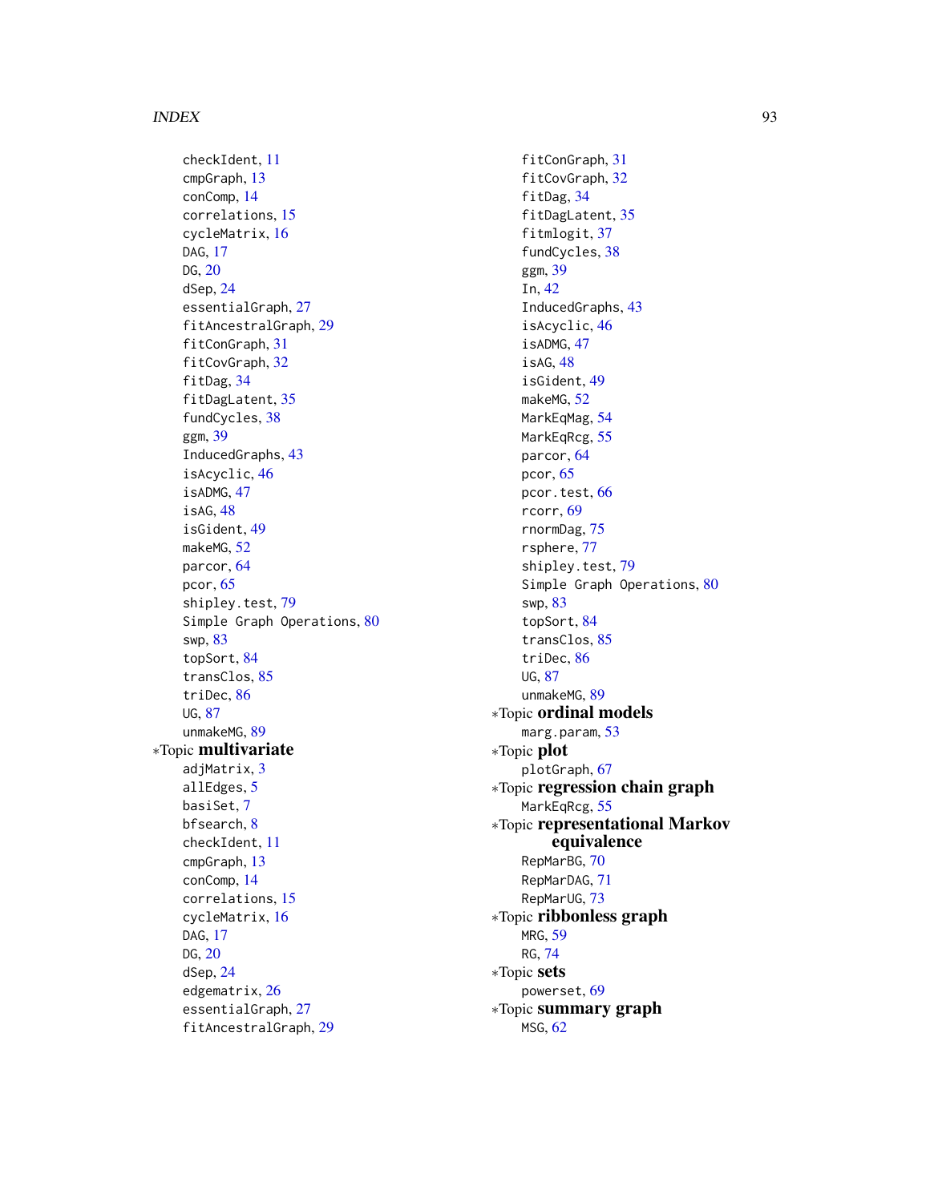checkIdent, 11
cmpGraph, 13
conComp, 14
correlations, 15
cycleMatrix, 16
DAG, 17
DG, 20
dSep, 24
essentialGraph, 27
fitAncestralGraph, 29
fitConGraph, 31
fitCovGraph, 32
fitDag, 34
fitDagLatent, 35
fundCycles, 38
ggm, 39
InducedGraphs, 43
isAcyclic, 46
isADMG, 47
isAG, 48
isGident, 49
makeMG, 52
parcor, 64
pcor, 65
shipley.test, 79
Simple Graph Operations, 80
swp, 83
topSort, 84
transClos, 85
triDec, 86
UG, 87
unmakeMG, 89

*Topic **multivariate**

adjMatrix, 3
allEdges, 5
basiSet, 7
bfsearch, 8
checkIdent, 11
cmpGraph, 13
conComp, 14
correlations, 15
cycleMatrix, 16
DAG, 17
DG, 20
dSep, 24
edgematrix, 26
essentialGraph, 27
fitAncestralGraph, 29
fitConGraph, 31
fitCovGraph, 32
fitDag, 34
fitDagLatent, 35
fitmlogit, 37
fundCycles, 38
ggm, 39
In, 42
InducedGraphs, 43
isAcyclic, 46
isADMG, 47
isAG, 48
isGident, 49
makeMG, 52
MarkEqMag, 54
MarkEqRcg, 55
parcor, 64
pcor, 65
pcor.test, 66
rcorr, 69
rnormDag, 75
rsphere, 77
shipley.test, 79
Simple Graph Operations, 80
swp, 83
topSort, 84
transClos, 85
triDec, 86
UG, 87
unmakeMG, 89

*Topic **ordinal models**

marg.param, 53

*Topic **plot**

plotGraph, 67

*Topic **regression chain graph**

MarkEqRcg, 55

*Topic **representational Markov equivalence**

RepMarBG, 70
RepMarDAG, 71
RepMarUG, 73

*Topic **ribbonless graph**

MRG, 59
RG, 74

*Topic **sets**

powerset, 69

*Topic **summary graph**

MSG, 62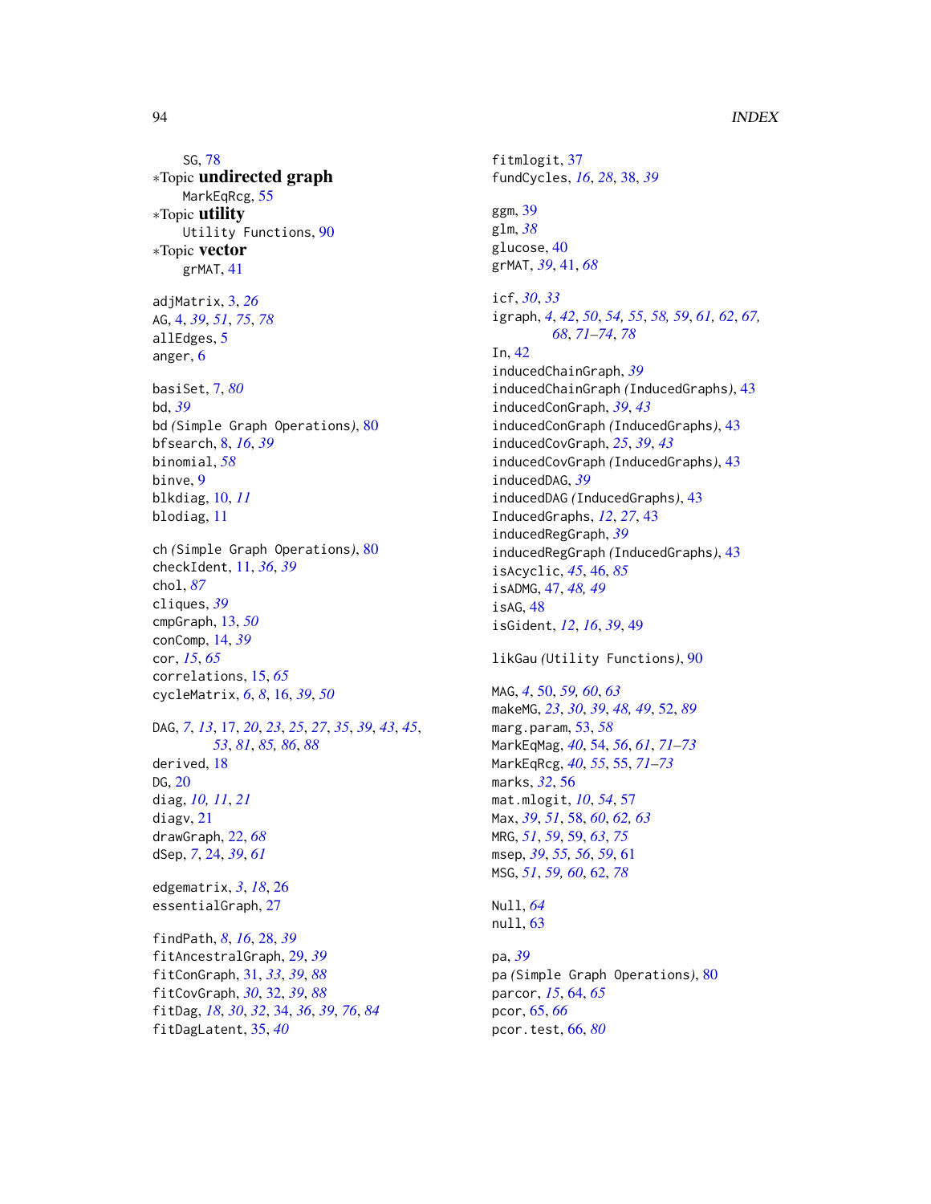SG, 78

∗Topic **undirected graph**

MarkEqRcg, 55

∗Topic **utility**

Utility Functions, 90

∗Topic **vector**

grMAT, 41

adjMatrix, 3, *26*
AG, 4, *39*, *51*, *75*, *78*
allEdges, 5
anger, 6

basiSet, 7, *80*
bd, *39*
bd *(Simple Graph Operations)*, 80
bfsearch, 8, *16*, *39*
binomial, *58*
binve, 9
blkdiag, 10, *11*
blodiag, 11

ch *(Simple Graph Operations)*, 80
checkIdent, 11, *36*, *39*
chol, *87*
cliques, *39*
cmpGraph, 13, *50*
conComp, 14, *39*
cor, *15*, *65*
correlations, 15, *65*
cycleMatrix, *6*, *8*, 16, *39*, *50*

DAG, *7*, *13*, 17, *20*, *23*, *25*, *27*, *35*, *39*, *43*, *45*, *53*, *81*, *85, 86*, *88*
derived, 18
DG, 20
diag, *10, 11*, *21*
diagv, 21
drawGraph, 22, *68*
dSep, *7*, 24, *39*, *61*

edgematrix, *3*, *18*, 26
essentialGraph, 27

findPath, *8*, *16*, 28, *39*
fitAncestralGraph, 29, *39*
fitConGraph, 31, *33*, *39*, *88*
fitCovGraph, *30*, 32, *39*, *88*
fitDag, *18*, *30*, *32*, 34, *36*, *39*, *76*, *84*
fitDagLatent, 35, *40*
fitmlogit, 37
fundCycles, *16*, *28*, 38, *39*

ggm, 39
glm, *38*
glucose, 40
grMAT, *39*, 41, *68*

icf, *30*, *33*
igraph, *4*, *42*, *50*, *54*, *55*, *58*, *59*, *61*, *62*, *67*, *68*, *71–74*, *78*
In, 42
inducedChainGraph, *39*
inducedChainGraph *(InducedGraphs)*, 43
inducedConGraph, *39*, *43*
inducedConGraph *(InducedGraphs)*, 43
inducedCovGraph, *25*, *39*, *43*
inducedCovGraph *(InducedGraphs)*, 43
inducedDAG, *39*
inducedDAG *(InducedGraphs)*, 43
InducedGraphs, *12*, *27*, 43
inducedRegGraph, *39*
inducedRegGraph *(InducedGraphs)*, 43
isAcyclic, *45*, 46, *85*
isADMG, 47, *48, 49*
isAG, 48
isGident, *12*, *16*, *39*, 49

likGau *(Utility Functions)*, 90

MAG, *4*, 50, *59, 60*, *63*
makeMG, *23*, *30*, *39*, *48, 49*, 52, *89*
marg.param, 53, *58*
MarkEqMag, *40*, 54, *56*, *61*, *71–73*
MarkEqRcg, *40*, *55*, 55, *71–73*
marks, *32*, 56
mat.mlogit, *10*, *54*, 57
Max, *39*, *51*, 58, *60*, *62, 63*
MRG, *51*, *59*, 59, *63*, *75*
msep, *39*, *55, 56*, *59*, 61
MSG, *51*, *59*, *60*, 62, *78*

Null, *64*
null, 63

pa, *39*
pa *(Simple Graph Operations)*, 80
parcor, *15*, 64, *65*
pcor, 65, *66*
pcor.test, 66, *80*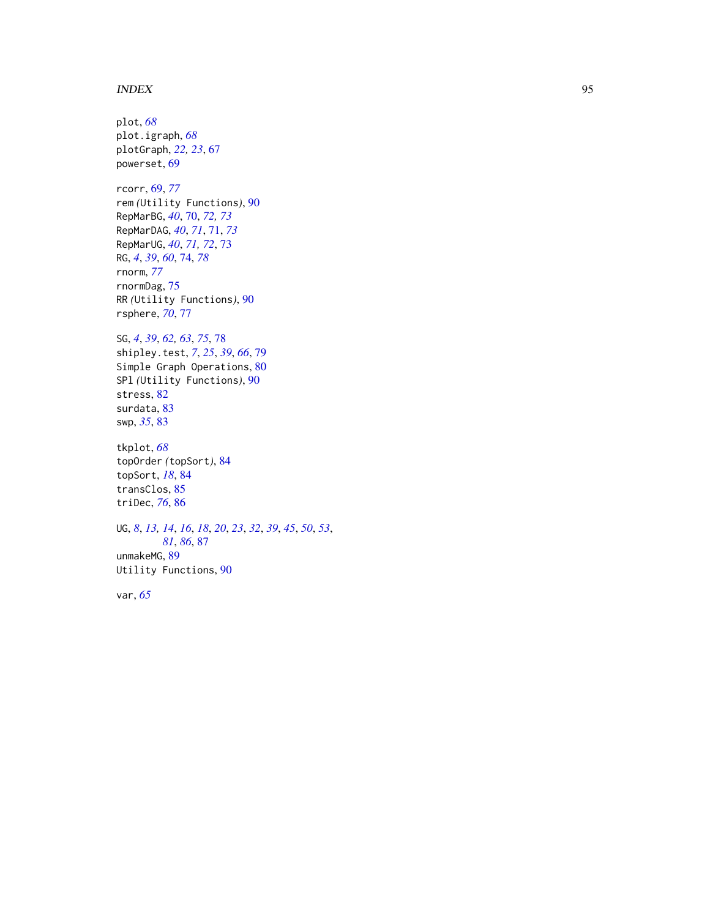plot, *68*
plot.igraph, *68*
plotGraph, *22, 23*, 67
powerset, 69

rcorr, 69, *77*
rem *(*Utility Functions*)*, 90
RepMarBG, *40*, 70, *72, 73*
RepMarDAG, *40*, *71*, 71, *73*
RepMarUG, *40*, *71, 72*, 73
RG, *4*, *39*, *60*, 74, *78*
rnorm, *77*
rnormDag, 75
RR *(*Utility Functions*)*, 90
rsphere, *70*, 77

SG, *4*, *39*, *62, 63*, *75*, 78
shipley.test, *7*, *25*, *39*, *66*, 79
Simple Graph Operations, 80
SPl *(*Utility Functions*)*, 90
stress, 82
surdata, 83
swp, *35*, 83

tkplot, *68*
topOrder *(*topSort*)*, 84
topSort, *18*, 84
transClos, 85
triDec, *76*, 86

UG, *8*, *13, 14*, *16*, *18*, *20*, *23*, *32*, *39*, *45*, *50*, *53*, *81*, *86*, 87
unmakeMG, 89
Utility Functions, 90

var, *65*